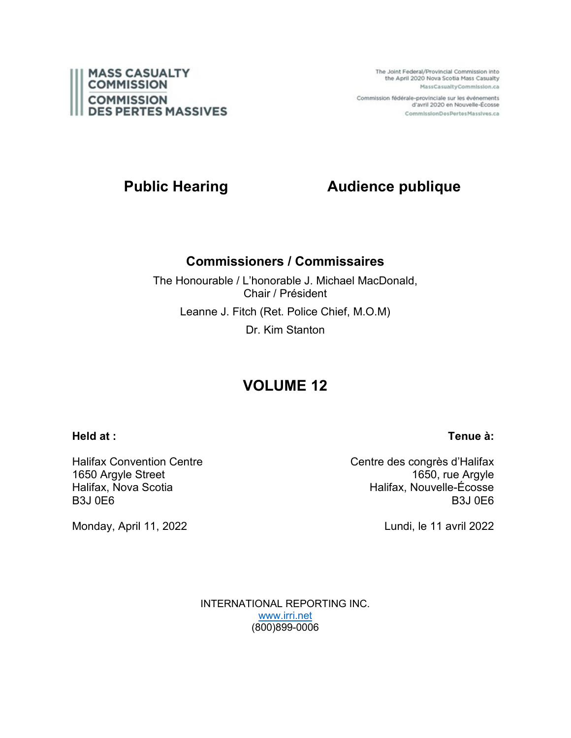**MASS CASUALTY COMMISSION**
**COMMISSION DES PERTES MASSIVES**

The Joint Federal/Provincial Commission into the April 2020 Nova Scotia Mass Casualty
MassCasualtyCommission.ca

Commission fédérale-provinciale sur les événements d'avril 2020 en Nouvelle-Écosse
CommissionDesPertesMassives.ca

# Public Hearing — Audience publique

## Commissioners / Commissaires

The Honourable / L'honorable J. Michael MacDonald,
Chair / Président

Leanne J. Fitch (Ret. Police Chief, M.O.M)

Dr. Kim Stanton

# VOLUME 12

**Held at :**

Halifax Convention Centre
1650 Argyle Street
Halifax, Nova Scotia
B3J 0E6

Monday, April 11, 2022

**Tenue à:**

Centre des congrès d'Halifax
1650, rue Argyle
Halifax, Nouvelle-Écosse
B3J 0E6

Lundi, le 11 avril 2022

INTERNATIONAL REPORTING INC.
www.irri.net
(800)899-0006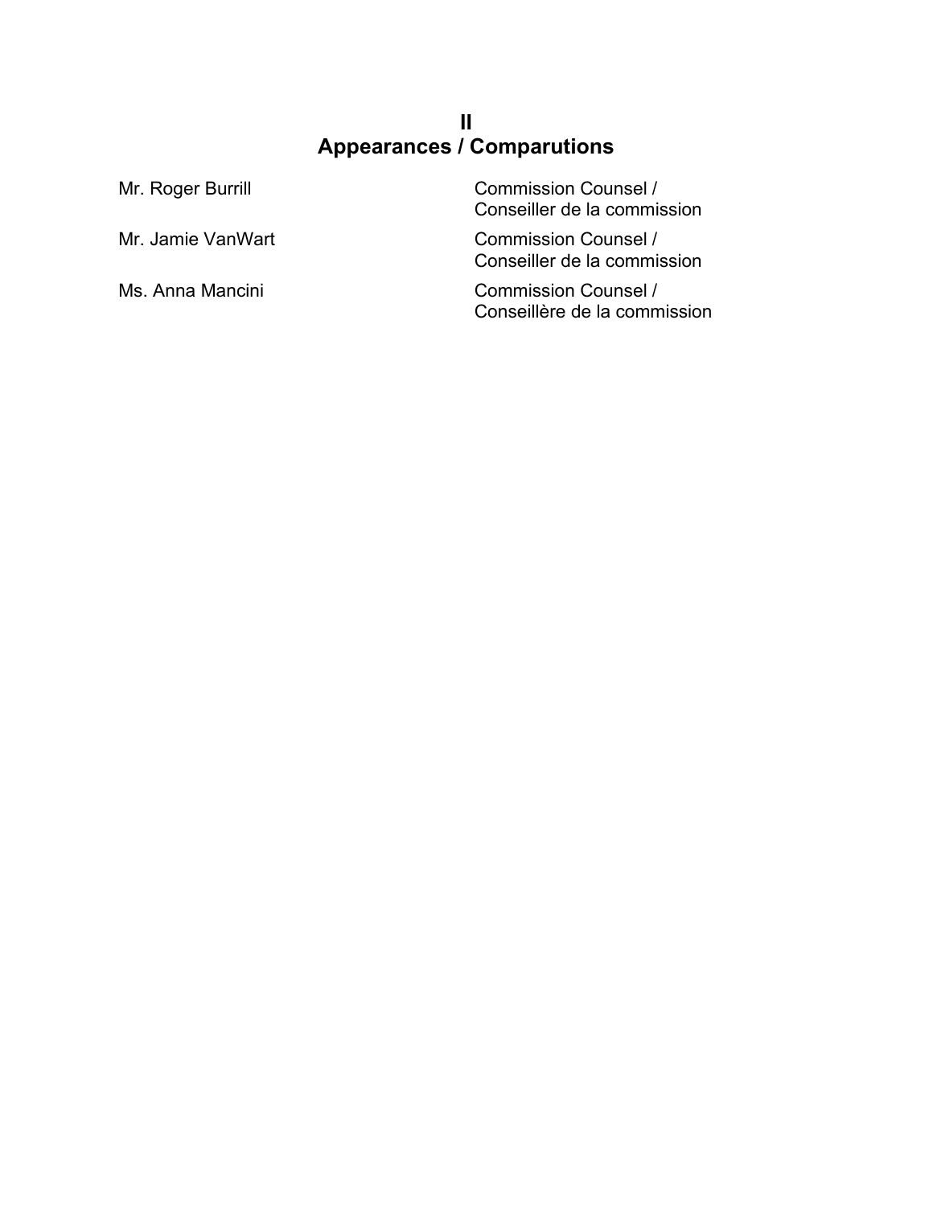# II
# Appearances / Comparutions

| | |
|---|---|
| Mr. Roger Burrill | Commission Counsel / Conseiller de la commission |
| Mr. Jamie VanWart | Commission Counsel / Conseiller de la commission |
| Ms. Anna Mancini | Commission Counsel / Conseillère de la commission |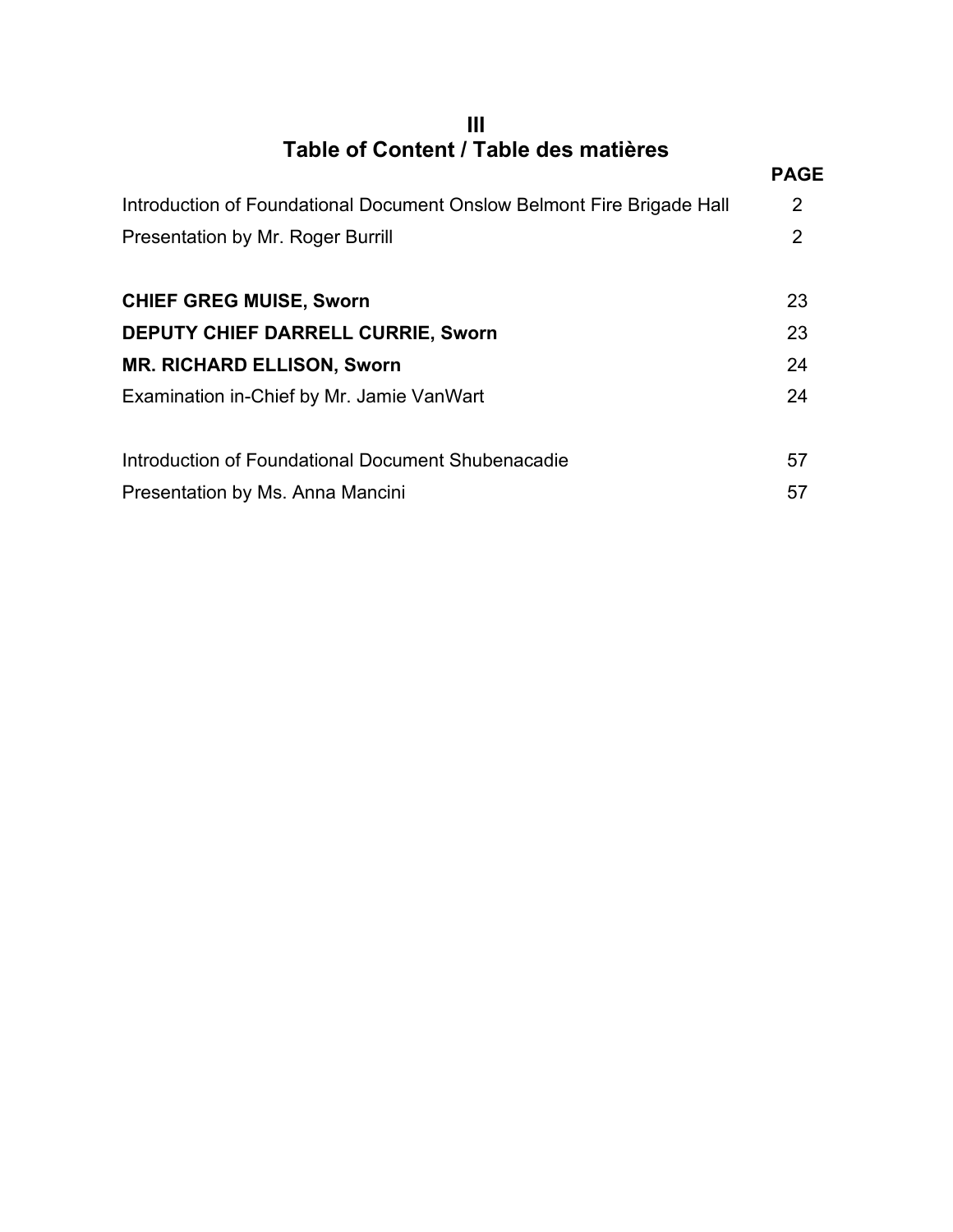# III
# Table of Content / Table des matières

| | PAGE |
|---|---|
| Introduction of Foundational Document Onslow Belmont Fire Brigade Hall | 2 |
| Presentation by Mr. Roger Burrill | 2 |
| | |
| **CHIEF GREG MUISE, Sworn** | 23 |
| **DEPUTY CHIEF DARRELL CURRIE, Sworn** | 23 |
| **MR. RICHARD ELLISON, Sworn** | 24 |
| Examination in-Chief by Mr. Jamie VanWart | 24 |
| | |
| Introduction of Foundational Document Shubenacadie | 57 |
| Presentation by Ms. Anna Mancini | 57 |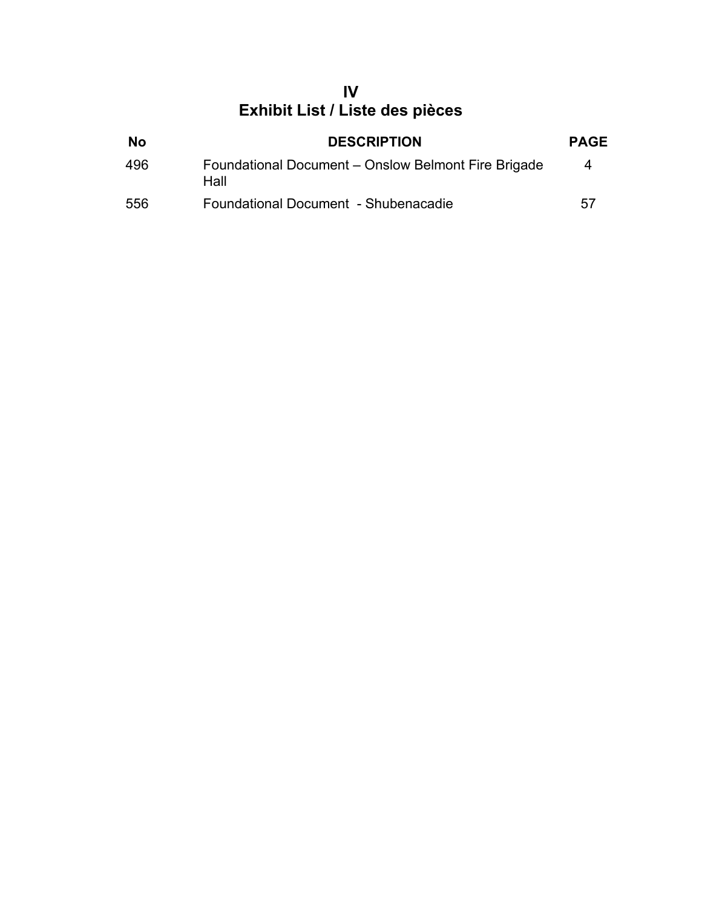# IV
# Exhibit List / Liste des pièces

| No | DESCRIPTION | PAGE |
|---|---|---|
| 496 | Foundational Document – Onslow Belmont Fire Brigade Hall | 4 |
| 556 | Foundational Document - Shubenacadie | 57 |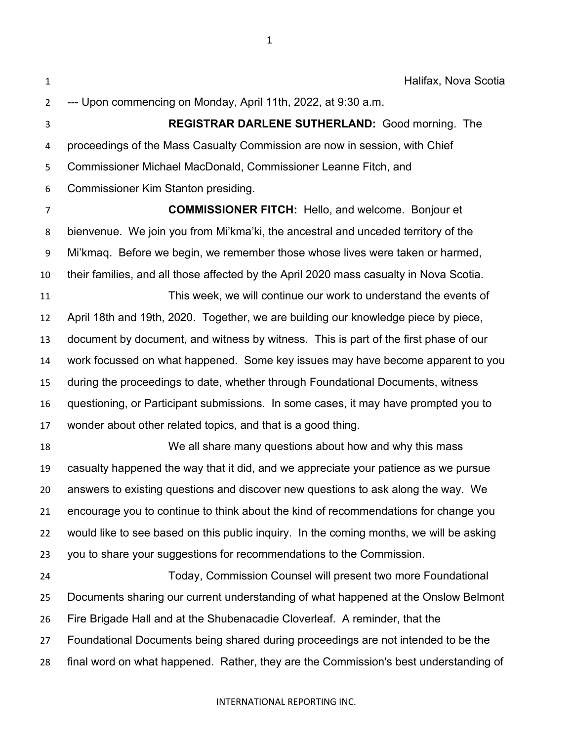Halifax, Nova Scotia

--- Upon commencing on Monday, April 11th, 2022, at 9:30 a.m.

**REGISTRAR DARLENE SUTHERLAND:** Good morning. The proceedings of the Mass Casualty Commission are now in session, with Chief Commissioner Michael MacDonald, Commissioner Leanne Fitch, and Commissioner Kim Stanton presiding.

**COMMISSIONER FITCH:** Hello, and welcome. Bonjour et bienvenue. We join you from Mi'kma'ki, the ancestral and unceded territory of the Mi'kmaq. Before we begin, we remember those whose lives were taken or harmed, their families, and all those affected by the April 2020 mass casualty in Nova Scotia.

This week, we will continue our work to understand the events of April 18th and 19th, 2020. Together, we are building our knowledge piece by piece, document by document, and witness by witness. This is part of the first phase of our work focussed on what happened. Some key issues may have become apparent to you during the proceedings to date, whether through Foundational Documents, witness questioning, or Participant submissions. In some cases, it may have prompted you to wonder about other related topics, and that is a good thing.

We all share many questions about how and why this mass casualty happened the way that it did, and we appreciate your patience as we pursue answers to existing questions and discover new questions to ask along the way. We encourage you to continue to think about the kind of recommendations for change you would like to see based on this public inquiry. In the coming months, we will be asking you to share your suggestions for recommendations to the Commission.

Today, Commission Counsel will present two more Foundational Documents sharing our current understanding of what happened at the Onslow Belmont Fire Brigade Hall and at the Shubenacadie Cloverleaf. A reminder, that the Foundational Documents being shared during proceedings are not intended to be the final word on what happened. Rather, they are the Commission's best understanding of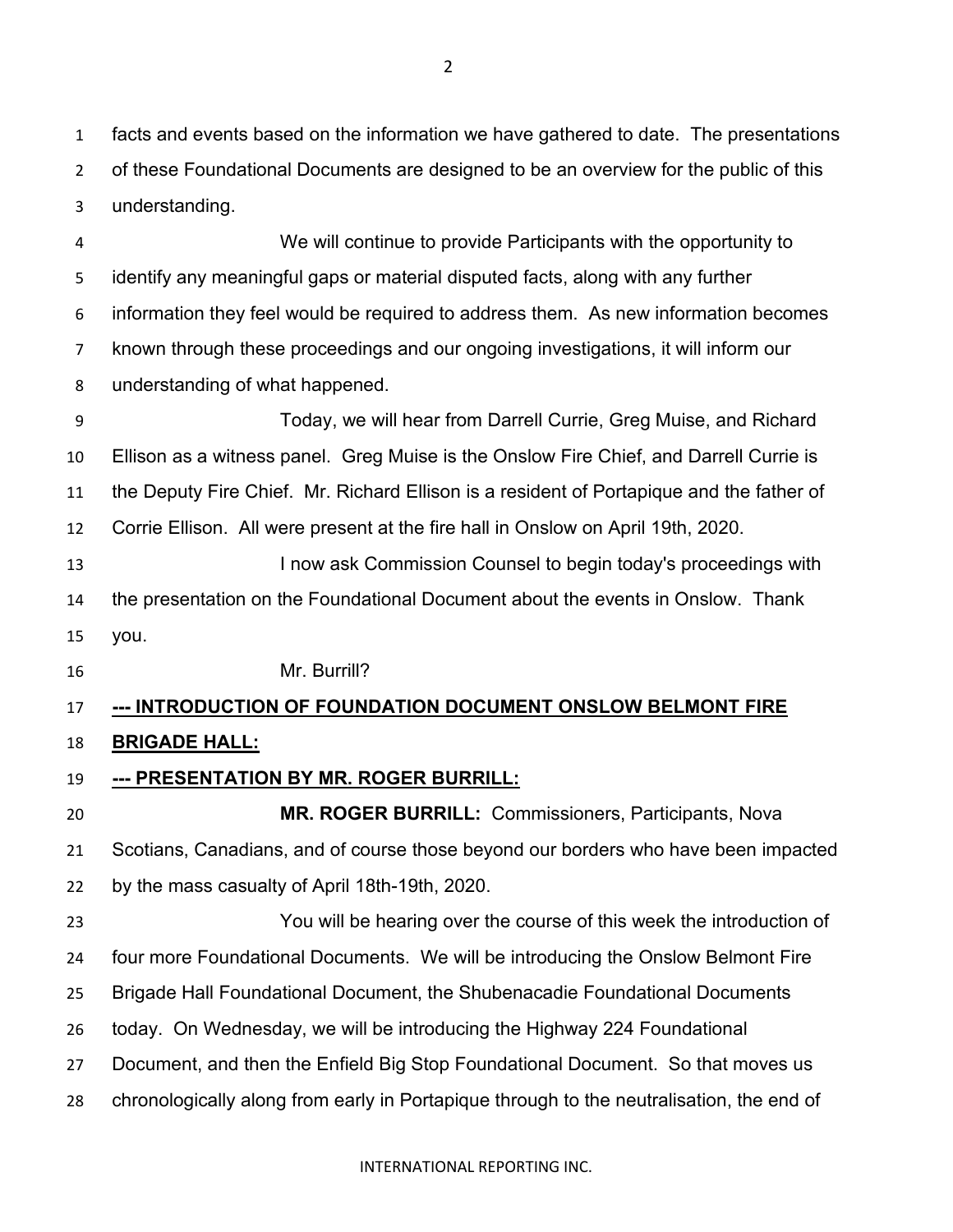facts and events based on the information we have gathered to date. The presentations of these Foundational Documents are designed to be an overview for the public of this understanding.

We will continue to provide Participants with the opportunity to identify any meaningful gaps or material disputed facts, along with any further information they feel would be required to address them. As new information becomes known through these proceedings and our ongoing investigations, it will inform our understanding of what happened.

Today, we will hear from Darrell Currie, Greg Muise, and Richard Ellison as a witness panel. Greg Muise is the Onslow Fire Chief, and Darrell Currie is the Deputy Fire Chief. Mr. Richard Ellison is a resident of Portapique and the father of Corrie Ellison. All were present at the fire hall in Onslow on April 19th, 2020.

I now ask Commission Counsel to begin today's proceedings with the presentation on the Foundational Document about the events in Onslow. Thank you.

Mr. Burrill?

**--- INTRODUCTION OF FOUNDATION DOCUMENT ONSLOW BELMONT FIRE BRIGADE HALL:**

**--- PRESENTATION BY MR. ROGER BURRILL:**

**MR. ROGER BURRILL:** Commissioners, Participants, Nova Scotians, Canadians, and of course those beyond our borders who have been impacted by the mass casualty of April 18th-19th, 2020.

You will be hearing over the course of this week the introduction of four more Foundational Documents. We will be introducing the Onslow Belmont Fire Brigade Hall Foundational Document, the Shubenacadie Foundational Documents today. On Wednesday, we will be introducing the Highway 224 Foundational Document, and then the Enfield Big Stop Foundational Document. So that moves us chronologically along from early in Portapique through to the neutralisation, the end of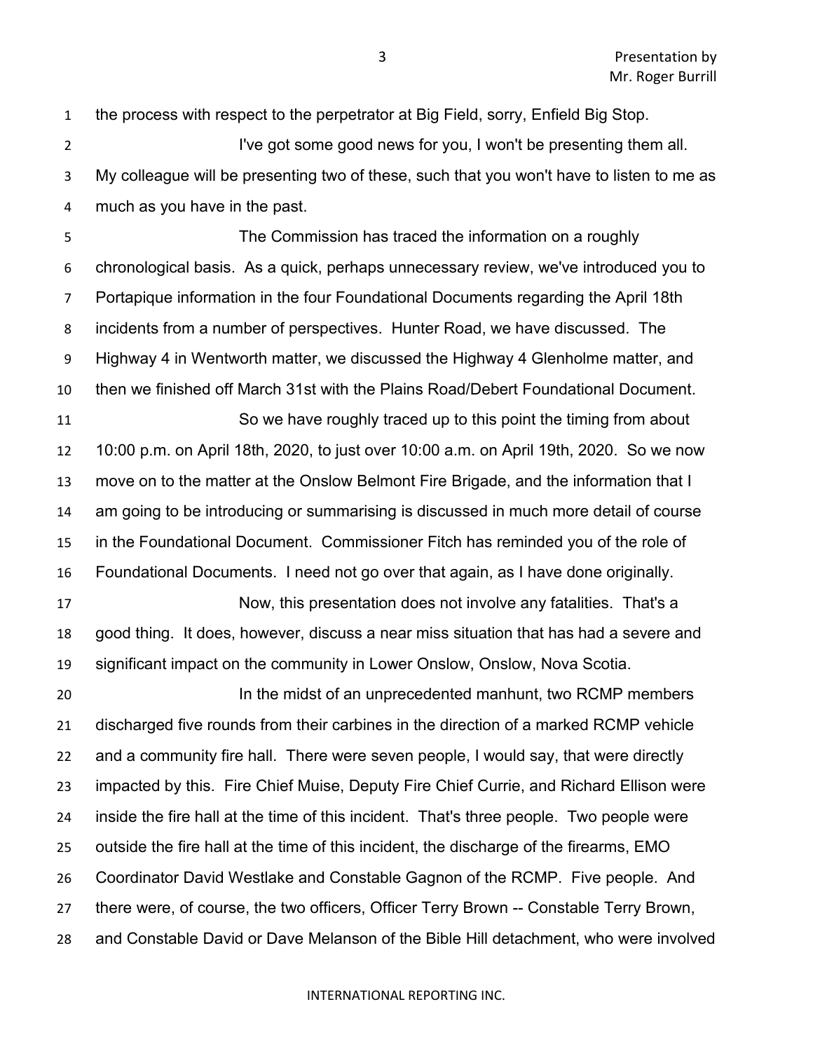the process with respect to the perpetrator at Big Field, sorry, Enfield Big Stop.

I've got some good news for you, I won't be presenting them all. My colleague will be presenting two of these, such that you won't have to listen to me as much as you have in the past.

The Commission has traced the information on a roughly chronological basis. As a quick, perhaps unnecessary review, we've introduced you to Portapique information in the four Foundational Documents regarding the April 18th incidents from a number of perspectives. Hunter Road, we have discussed. The Highway 4 in Wentworth matter, we discussed the Highway 4 Glenholme matter, and then we finished off March 31st with the Plains Road/Debert Foundational Document.

So we have roughly traced up to this point the timing from about 10:00 p.m. on April 18th, 2020, to just over 10:00 a.m. on April 19th, 2020. So we now move on to the matter at the Onslow Belmont Fire Brigade, and the information that I am going to be introducing or summarising is discussed in much more detail of course in the Foundational Document. Commissioner Fitch has reminded you of the role of Foundational Documents. I need not go over that again, as I have done originally.

Now, this presentation does not involve any fatalities. That's a good thing. It does, however, discuss a near miss situation that has had a severe and significant impact on the community in Lower Onslow, Onslow, Nova Scotia.

In the midst of an unprecedented manhunt, two RCMP members discharged five rounds from their carbines in the direction of a marked RCMP vehicle and a community fire hall. There were seven people, I would say, that were directly impacted by this. Fire Chief Muise, Deputy Fire Chief Currie, and Richard Ellison were inside the fire hall at the time of this incident. That's three people. Two people were outside the fire hall at the time of this incident, the discharge of the firearms, EMO Coordinator David Westlake and Constable Gagnon of the RCMP. Five people. And there were, of course, the two officers, Officer Terry Brown -- Constable Terry Brown, and Constable David or Dave Melanson of the Bible Hill detachment, who were involved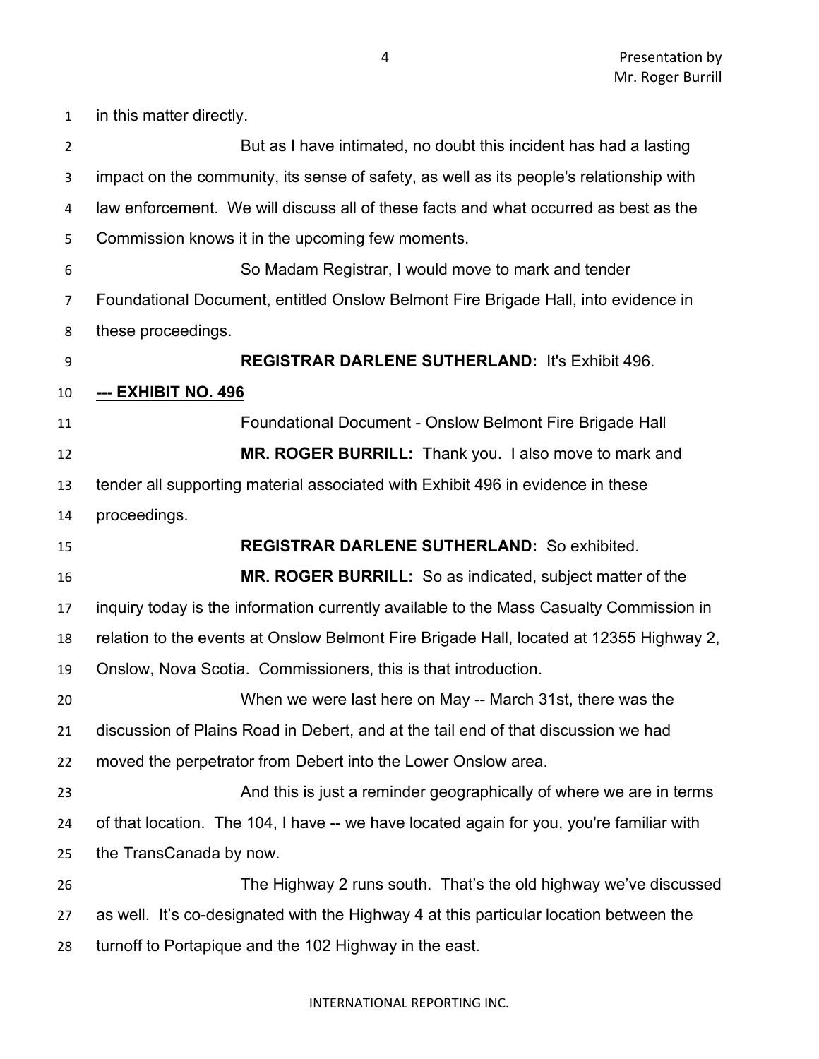in this matter directly.

But as I have intimated, no doubt this incident has had a lasting impact on the community, its sense of safety, as well as its people's relationship with law enforcement. We will discuss all of these facts and what occurred as best as the Commission knows it in the upcoming few moments.

So Madam Registrar, I would move to mark and tender Foundational Document, entitled Onslow Belmont Fire Brigade Hall, into evidence in these proceedings.

**REGISTRAR DARLENE SUTHERLAND:** It's Exhibit 496.

**--- EXHIBIT NO. 496**

Foundational Document - Onslow Belmont Fire Brigade Hall

**MR. ROGER BURRILL:** Thank you. I also move to mark and tender all supporting material associated with Exhibit 496 in evidence in these proceedings.

**REGISTRAR DARLENE SUTHERLAND:** So exhibited.

**MR. ROGER BURRILL:** So as indicated, subject matter of the inquiry today is the information currently available to the Mass Casualty Commission in relation to the events at Onslow Belmont Fire Brigade Hall, located at 12355 Highway 2, Onslow, Nova Scotia. Commissioners, this is that introduction.

When we were last here on May -- March 31st, there was the discussion of Plains Road in Debert, and at the tail end of that discussion we had moved the perpetrator from Debert into the Lower Onslow area.

And this is just a reminder geographically of where we are in terms of that location. The 104, I have -- we have located again for you, you're familiar with the TransCanada by now.

The Highway 2 runs south. That's the old highway we've discussed as well. It's co-designated with the Highway 4 at this particular location between the turnoff to Portapique and the 102 Highway in the east.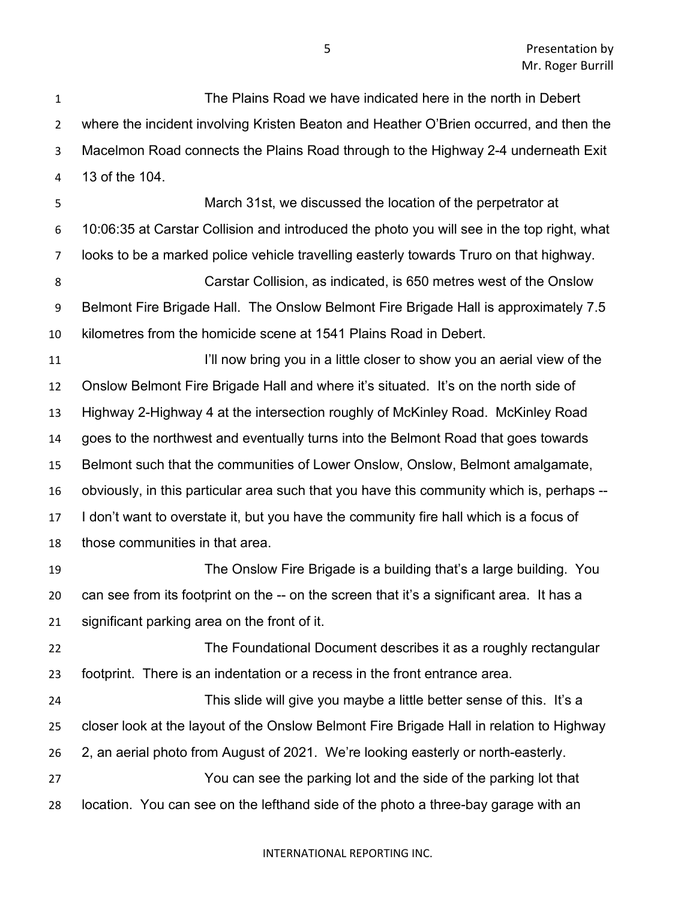The Plains Road we have indicated here in the north in Debert where the incident involving Kristen Beaton and Heather O'Brien occurred, and then the Macelmon Road connects the Plains Road through to the Highway 2-4 underneath Exit 13 of the 104.

March 31st, we discussed the location of the perpetrator at 10:06:35 at Carstar Collision and introduced the photo you will see in the top right, what looks to be a marked police vehicle travelling easterly towards Truro on that highway.

Carstar Collision, as indicated, is 650 metres west of the Onslow Belmont Fire Brigade Hall. The Onslow Belmont Fire Brigade Hall is approximately 7.5 kilometres from the homicide scene at 1541 Plains Road in Debert.

I'll now bring you in a little closer to show you an aerial view of the Onslow Belmont Fire Brigade Hall and where it's situated. It's on the north side of Highway 2-Highway 4 at the intersection roughly of McKinley Road. McKinley Road goes to the northwest and eventually turns into the Belmont Road that goes towards Belmont such that the communities of Lower Onslow, Onslow, Belmont amalgamate, obviously, in this particular area such that you have this community which is, perhaps -- I don't want to overstate it, but you have the community fire hall which is a focus of those communities in that area.

The Onslow Fire Brigade is a building that's a large building. You can see from its footprint on the -- on the screen that it's a significant area. It has a significant parking area on the front of it.

The Foundational Document describes it as a roughly rectangular footprint. There is an indentation or a recess in the front entrance area.

This slide will give you maybe a little better sense of this. It's a closer look at the layout of the Onslow Belmont Fire Brigade Hall in relation to Highway 2, an aerial photo from August of 2021. We're looking easterly or north-easterly.

You can see the parking lot and the side of the parking lot that location. You can see on the lefthand side of the photo a three-bay garage with an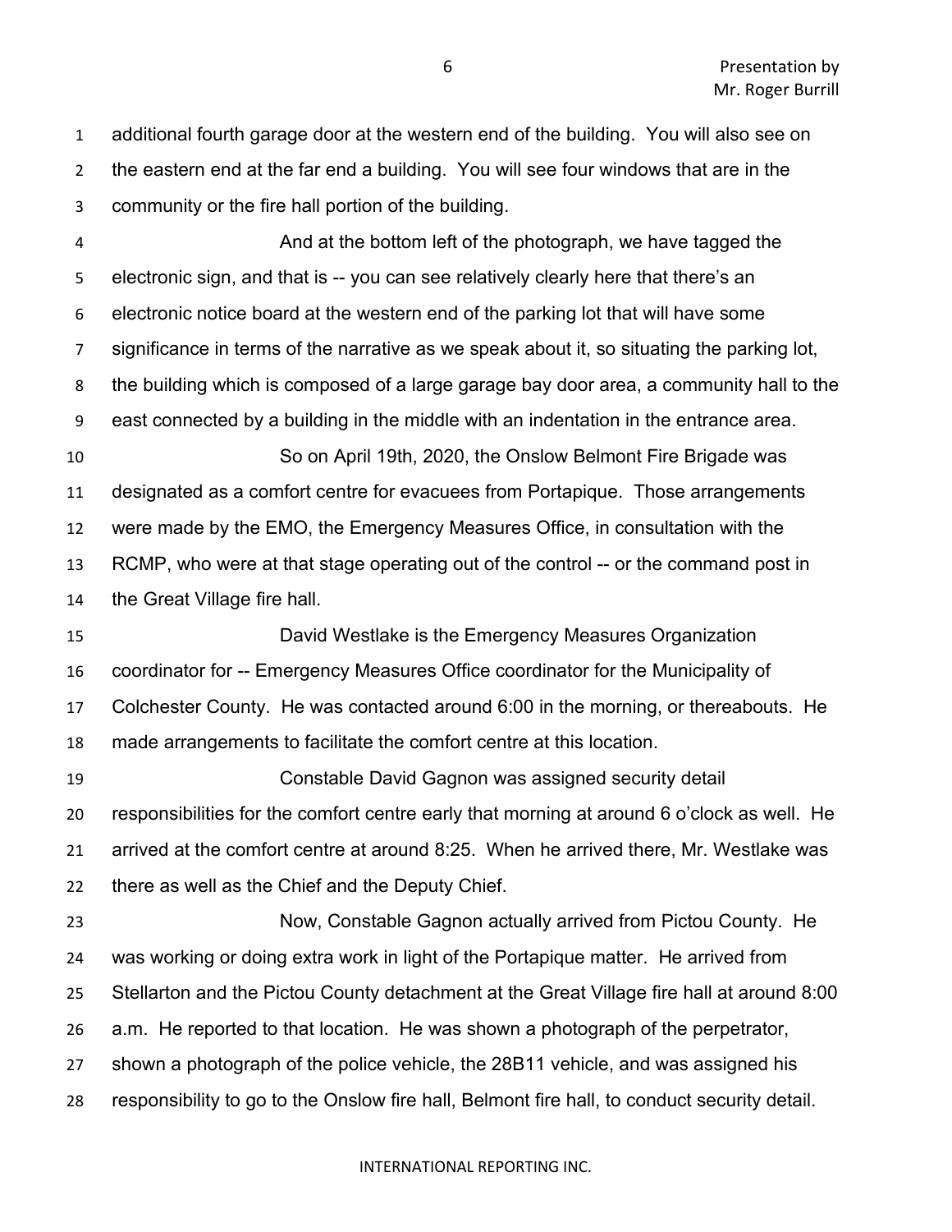additional fourth garage door at the western end of the building. You will also see on the eastern end at the far end a building. You will see four windows that are in the community or the fire hall portion of the building.

And at the bottom left of the photograph, we have tagged the electronic sign, and that is -- you can see relatively clearly here that there's an electronic notice board at the western end of the parking lot that will have some significance in terms of the narrative as we speak about it, so situating the parking lot, the building which is composed of a large garage bay door area, a community hall to the east connected by a building in the middle with an indentation in the entrance area.

So on April 19th, 2020, the Onslow Belmont Fire Brigade was designated as a comfort centre for evacuees from Portapique. Those arrangements were made by the EMO, the Emergency Measures Office, in consultation with the RCMP, who were at that stage operating out of the control -- or the command post in the Great Village fire hall.

David Westlake is the Emergency Measures Organization coordinator for -- Emergency Measures Office coordinator for the Municipality of Colchester County. He was contacted around 6:00 in the morning, or thereabouts. He made arrangements to facilitate the comfort centre at this location.

Constable David Gagnon was assigned security detail responsibilities for the comfort centre early that morning at around 6 o'clock as well. He arrived at the comfort centre at around 8:25. When he arrived there, Mr. Westlake was there as well as the Chief and the Deputy Chief.

Now, Constable Gagnon actually arrived from Pictou County. He was working or doing extra work in light of the Portapique matter. He arrived from Stellarton and the Pictou County detachment at the Great Village fire hall at around 8:00 a.m. He reported to that location. He was shown a photograph of the perpetrator, shown a photograph of the police vehicle, the 28B11 vehicle, and was assigned his responsibility to go to the Onslow fire hall, Belmont fire hall, to conduct security detail.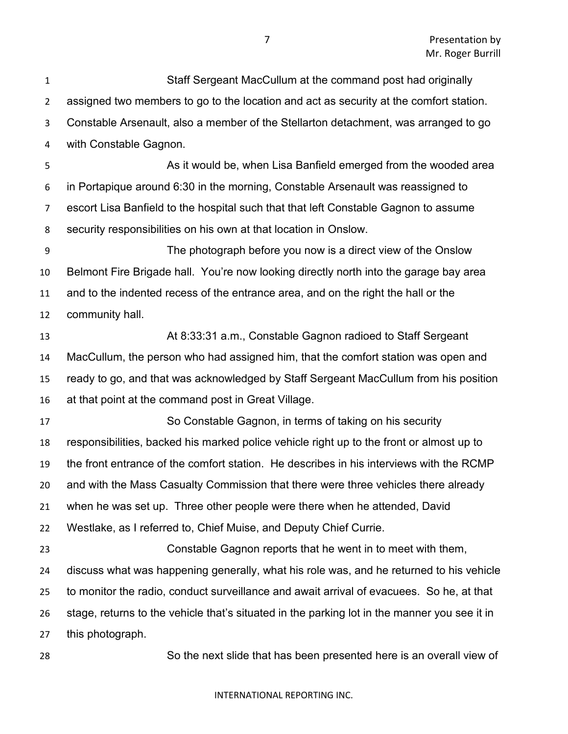Staff Sergeant MacCullum at the command post had originally assigned two members to go to the location and act as security at the comfort station. Constable Arsenault, also a member of the Stellarton detachment, was arranged to go with Constable Gagnon.

As it would be, when Lisa Banfield emerged from the wooded area in Portapique around 6:30 in the morning, Constable Arsenault was reassigned to escort Lisa Banfield to the hospital such that that left Constable Gagnon to assume security responsibilities on his own at that location in Onslow.

The photograph before you now is a direct view of the Onslow Belmont Fire Brigade hall. You're now looking directly north into the garage bay area and to the indented recess of the entrance area, and on the right the hall or the community hall.

At 8:33:31 a.m., Constable Gagnon radioed to Staff Sergeant MacCullum, the person who had assigned him, that the comfort station was open and ready to go, and that was acknowledged by Staff Sergeant MacCullum from his position at that point at the command post in Great Village.

So Constable Gagnon, in terms of taking on his security responsibilities, backed his marked police vehicle right up to the front or almost up to the front entrance of the comfort station. He describes in his interviews with the RCMP and with the Mass Casualty Commission that there were three vehicles there already when he was set up. Three other people were there when he attended, David Westlake, as I referred to, Chief Muise, and Deputy Chief Currie.

Constable Gagnon reports that he went in to meet with them, discuss what was happening generally, what his role was, and he returned to his vehicle to monitor the radio, conduct surveillance and await arrival of evacuees. So he, at that stage, returns to the vehicle that's situated in the parking lot in the manner you see it in this photograph.

So the next slide that has been presented here is an overall view of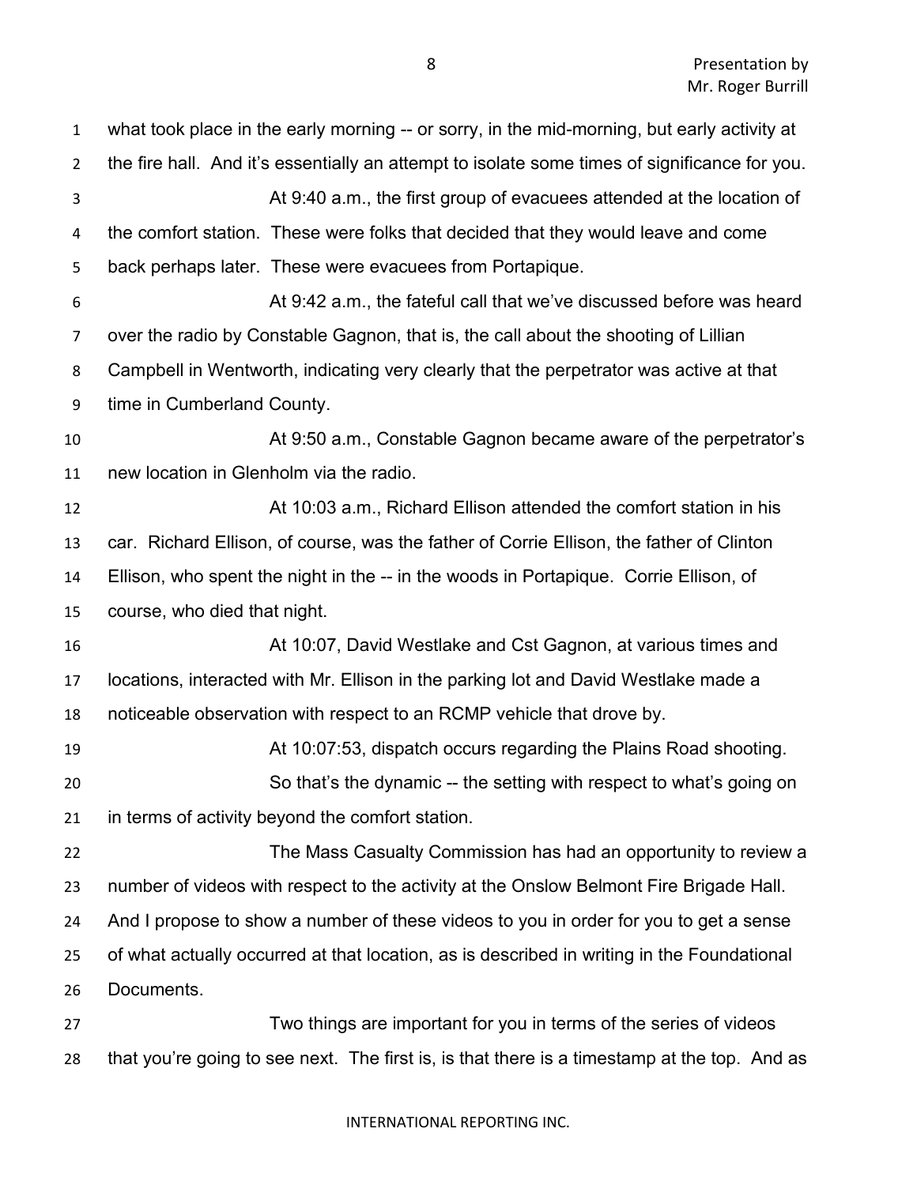what took place in the early morning -- or sorry, in the mid-morning, but early activity at the fire hall. And it's essentially an attempt to isolate some times of significance for you.

At 9:40 a.m., the first group of evacuees attended at the location of the comfort station. These were folks that decided that they would leave and come back perhaps later. These were evacuees from Portapique.

At 9:42 a.m., the fateful call that we've discussed before was heard over the radio by Constable Gagnon, that is, the call about the shooting of Lillian Campbell in Wentworth, indicating very clearly that the perpetrator was active at that time in Cumberland County.

At 9:50 a.m., Constable Gagnon became aware of the perpetrator's new location in Glenholm via the radio.

At 10:03 a.m., Richard Ellison attended the comfort station in his car. Richard Ellison, of course, was the father of Corrie Ellison, the father of Clinton Ellison, who spent the night in the -- in the woods in Portapique. Corrie Ellison, of course, who died that night.

At 10:07, David Westlake and Cst Gagnon, at various times and locations, interacted with Mr. Ellison in the parking lot and David Westlake made a noticeable observation with respect to an RCMP vehicle that drove by.

At 10:07:53, dispatch occurs regarding the Plains Road shooting.

So that's the dynamic -- the setting with respect to what's going on in terms of activity beyond the comfort station.

The Mass Casualty Commission has had an opportunity to review a number of videos with respect to the activity at the Onslow Belmont Fire Brigade Hall. And I propose to show a number of these videos to you in order for you to get a sense of what actually occurred at that location, as is described in writing in the Foundational Documents.

Two things are important for you in terms of the series of videos that you're going to see next. The first is, is that there is a timestamp at the top. And as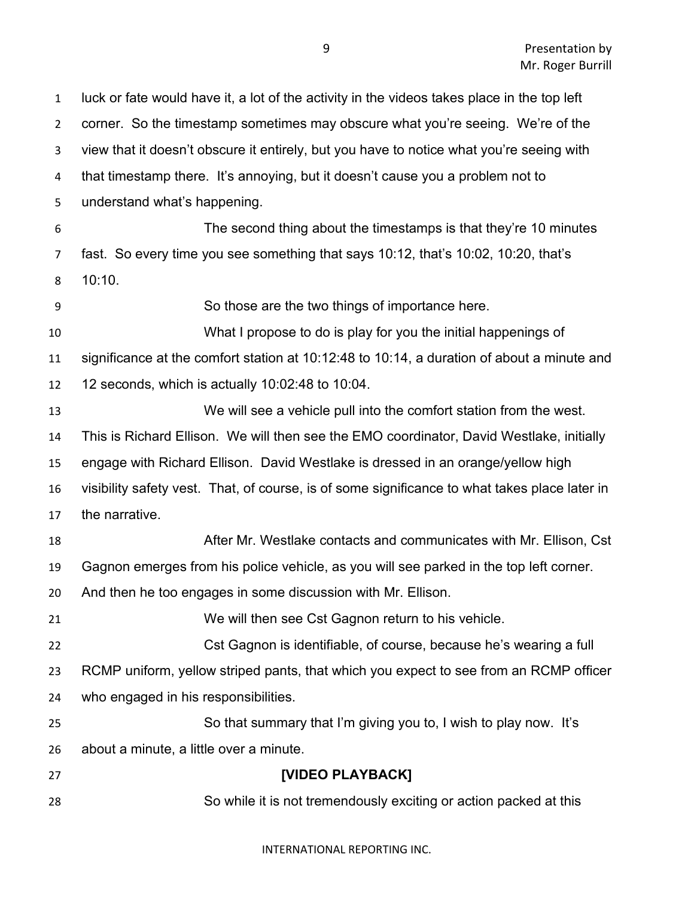luck or fate would have it, a lot of the activity in the videos takes place in the top left corner. So the timestamp sometimes may obscure what you're seeing. We're of the view that it doesn't obscure it entirely, but you have to notice what you're seeing with that timestamp there. It's annoying, but it doesn't cause you a problem not to understand what's happening.

The second thing about the timestamps is that they're 10 minutes fast. So every time you see something that says 10:12, that's 10:02, 10:20, that's 10:10.

So those are the two things of importance here.

What I propose to do is play for you the initial happenings of significance at the comfort station at 10:12:48 to 10:14, a duration of about a minute and 12 seconds, which is actually 10:02:48 to 10:04.

We will see a vehicle pull into the comfort station from the west. This is Richard Ellison. We will then see the EMO coordinator, David Westlake, initially engage with Richard Ellison. David Westlake is dressed in an orange/yellow high visibility safety vest. That, of course, is of some significance to what takes place later in the narrative.

After Mr. Westlake contacts and communicates with Mr. Ellison, Cst Gagnon emerges from his police vehicle, as you will see parked in the top left corner. And then he too engages in some discussion with Mr. Ellison.

We will then see Cst Gagnon return to his vehicle.

Cst Gagnon is identifiable, of course, because he's wearing a full RCMP uniform, yellow striped pants, that which you expect to see from an RCMP officer who engaged in his responsibilities.

So that summary that I'm giving you to, I wish to play now. It's about a minute, a little over a minute.

**[VIDEO PLAYBACK]**

So while it is not tremendously exciting or action packed at this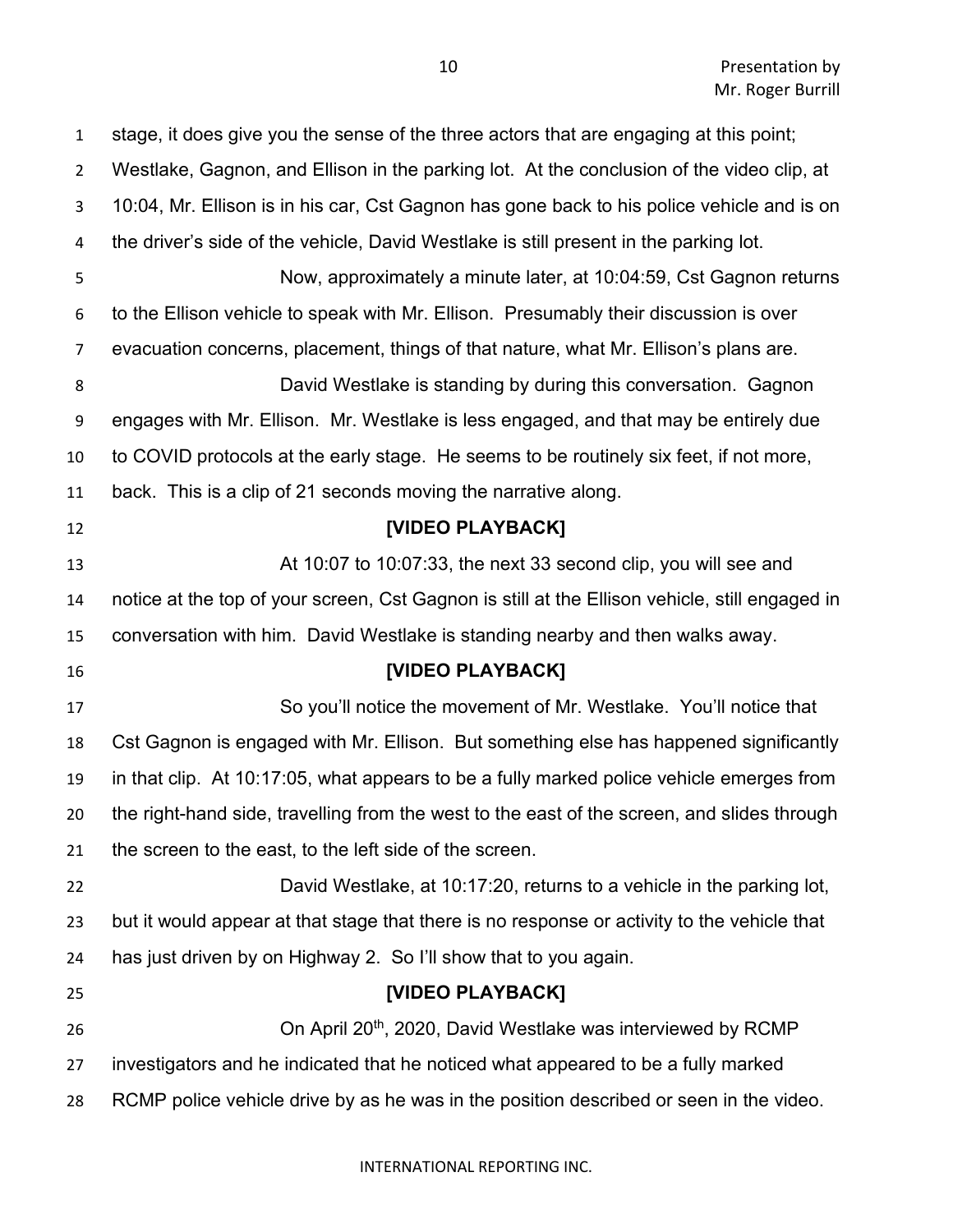stage, it does give you the sense of the three actors that are engaging at this point; Westlake, Gagnon, and Ellison in the parking lot. At the conclusion of the video clip, at 10:04, Mr. Ellison is in his car, Cst Gagnon has gone back to his police vehicle and is on the driver's side of the vehicle, David Westlake is still present in the parking lot.

Now, approximately a minute later, at 10:04:59, Cst Gagnon returns to the Ellison vehicle to speak with Mr. Ellison. Presumably their discussion is over evacuation concerns, placement, things of that nature, what Mr. Ellison's plans are.

David Westlake is standing by during this conversation. Gagnon engages with Mr. Ellison. Mr. Westlake is less engaged, and that may be entirely due to COVID protocols at the early stage. He seems to be routinely six feet, if not more, back. This is a clip of 21 seconds moving the narrative along.

**[VIDEO PLAYBACK]**

At 10:07 to 10:07:33, the next 33 second clip, you will see and notice at the top of your screen, Cst Gagnon is still at the Ellison vehicle, still engaged in conversation with him. David Westlake is standing nearby and then walks away.

**[VIDEO PLAYBACK]**

So you'll notice the movement of Mr. Westlake. You'll notice that Cst Gagnon is engaged with Mr. Ellison. But something else has happened significantly in that clip. At 10:17:05, what appears to be a fully marked police vehicle emerges from the right-hand side, travelling from the west to the east of the screen, and slides through the screen to the east, to the left side of the screen.

David Westlake, at 10:17:20, returns to a vehicle in the parking lot, but it would appear at that stage that there is no response or activity to the vehicle that has just driven by on Highway 2. So I'll show that to you again.

**[VIDEO PLAYBACK]**

On April 20th, 2020, David Westlake was interviewed by RCMP investigators and he indicated that he noticed what appeared to be a fully marked RCMP police vehicle drive by as he was in the position described or seen in the video.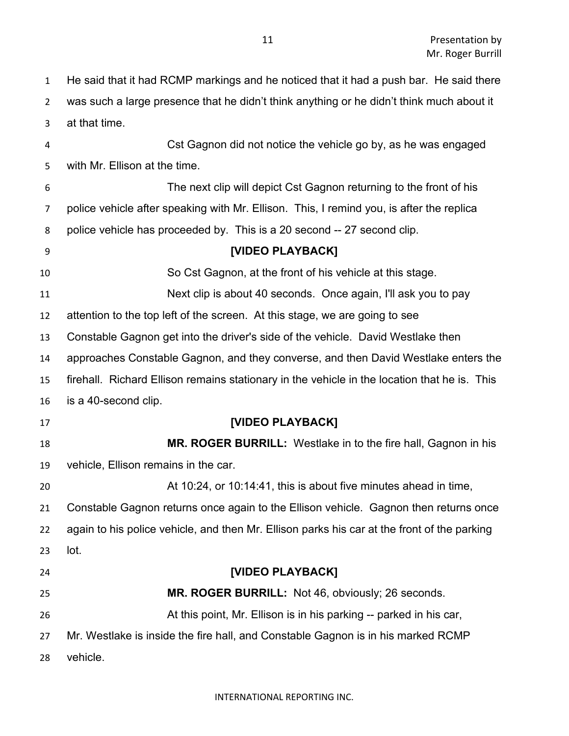He said that it had RCMP markings and he noticed that it had a push bar. He said there was such a large presence that he didn't think anything or he didn't think much about it at that time.

Cst Gagnon did not notice the vehicle go by, as he was engaged with Mr. Ellison at the time.

The next clip will depict Cst Gagnon returning to the front of his police vehicle after speaking with Mr. Ellison. This, I remind you, is after the replica police vehicle has proceeded by. This is a 20 second -- 27 second clip.

**[VIDEO PLAYBACK]**

So Cst Gagnon, at the front of his vehicle at this stage.

Next clip is about 40 seconds. Once again, I'll ask you to pay attention to the top left of the screen. At this stage, we are going to see Constable Gagnon get into the driver's side of the vehicle. David Westlake then approaches Constable Gagnon, and they converse, and then David Westlake enters the firehall. Richard Ellison remains stationary in the vehicle in the location that he is. This is a 40-second clip.

**[VIDEO PLAYBACK]**

**MR. ROGER BURRILL:** Westlake in to the fire hall, Gagnon in his vehicle, Ellison remains in the car.

At 10:24, or 10:14:41, this is about five minutes ahead in time, Constable Gagnon returns once again to the Ellison vehicle. Gagnon then returns once again to his police vehicle, and then Mr. Ellison parks his car at the front of the parking lot.

**[VIDEO PLAYBACK]**

**MR. ROGER BURRILL:** Not 46, obviously; 26 seconds.

At this point, Mr. Ellison is in his parking -- parked in his car, Mr. Westlake is inside the fire hall, and Constable Gagnon is in his marked RCMP vehicle.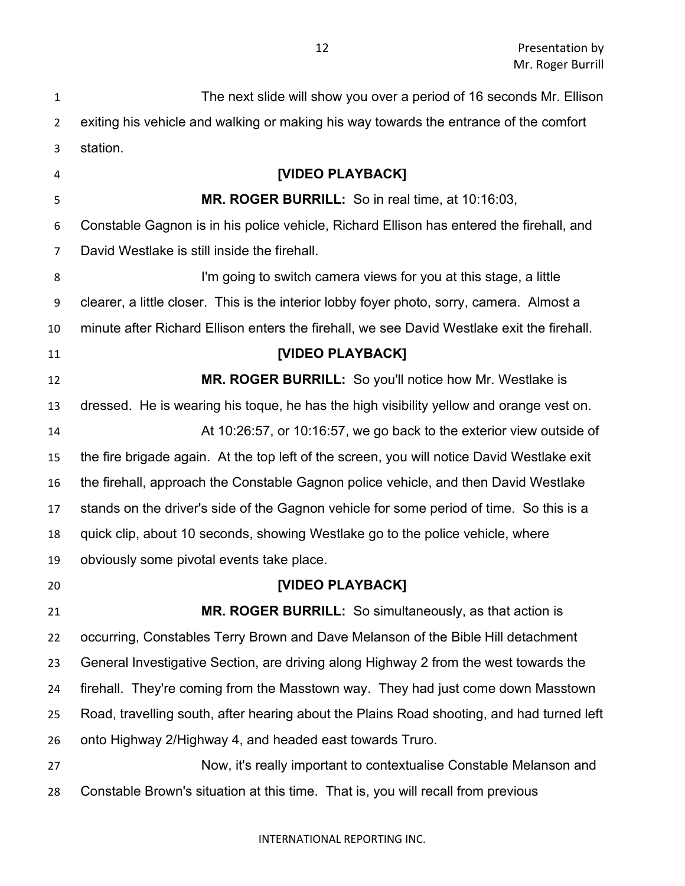The next slide will show you over a period of 16 seconds Mr. Ellison exiting his vehicle and walking or making his way towards the entrance of the comfort station.

**[VIDEO PLAYBACK]**

**MR. ROGER BURRILL:** So in real time, at 10:16:03, Constable Gagnon is in his police vehicle, Richard Ellison has entered the firehall, and David Westlake is still inside the firehall.

I'm going to switch camera views for you at this stage, a little clearer, a little closer. This is the interior lobby foyer photo, sorry, camera. Almost a minute after Richard Ellison enters the firehall, we see David Westlake exit the firehall.

**[VIDEO PLAYBACK]**

**MR. ROGER BURRILL:** So you'll notice how Mr. Westlake is dressed. He is wearing his toque, he has the high visibility yellow and orange vest on.

At 10:26:57, or 10:16:57, we go back to the exterior view outside of the fire brigade again. At the top left of the screen, you will notice David Westlake exit the firehall, approach the Constable Gagnon police vehicle, and then David Westlake stands on the driver's side of the Gagnon vehicle for some period of time. So this is a quick clip, about 10 seconds, showing Westlake go to the police vehicle, where obviously some pivotal events take place.

**[VIDEO PLAYBACK]**

**MR. ROGER BURRILL:** So simultaneously, as that action is occurring, Constables Terry Brown and Dave Melanson of the Bible Hill detachment General Investigative Section, are driving along Highway 2 from the west towards the firehall. They're coming from the Masstown way. They had just come down Masstown Road, travelling south, after hearing about the Plains Road shooting, and had turned left onto Highway 2/Highway 4, and headed east towards Truro.

Now, it's really important to contextualise Constable Melanson and Constable Brown's situation at this time. That is, you will recall from previous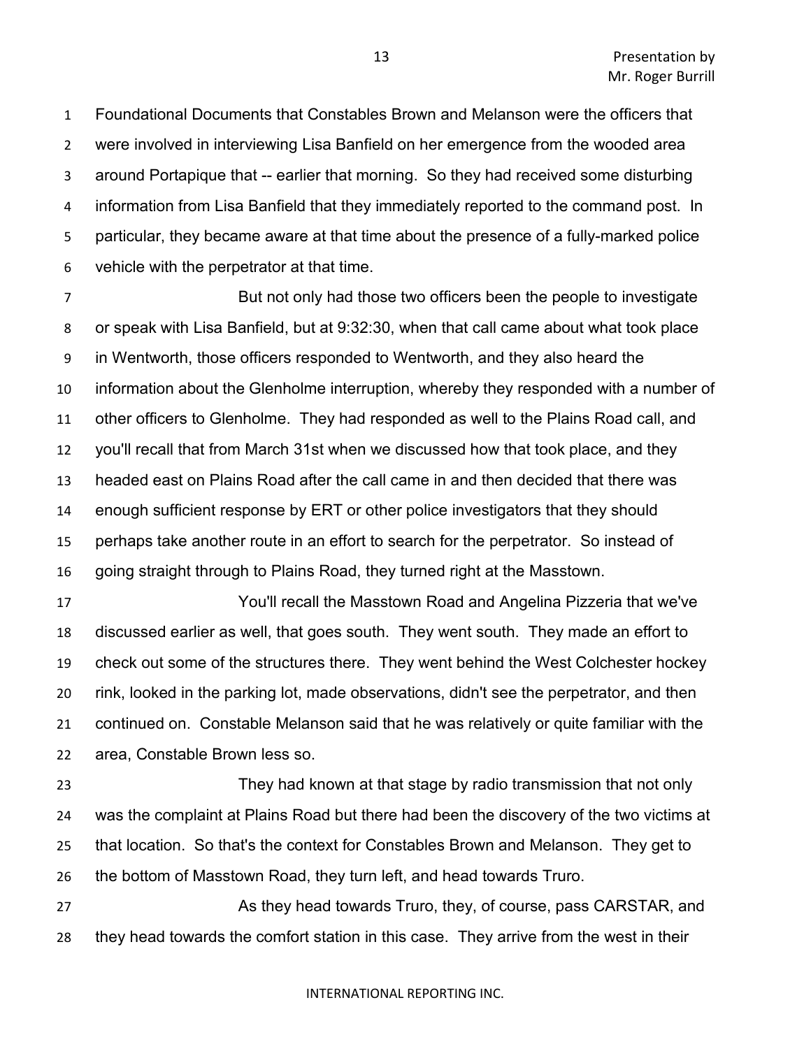Foundational Documents that Constables Brown and Melanson were the officers that were involved in interviewing Lisa Banfield on her emergence from the wooded area around Portapique that -- earlier that morning. So they had received some disturbing information from Lisa Banfield that they immediately reported to the command post. In particular, they became aware at that time about the presence of a fully-marked police vehicle with the perpetrator at that time.

But not only had those two officers been the people to investigate or speak with Lisa Banfield, but at 9:32:30, when that call came about what took place in Wentworth, those officers responded to Wentworth, and they also heard the information about the Glenholme interruption, whereby they responded with a number of other officers to Glenholme. They had responded as well to the Plains Road call, and you'll recall that from March 31st when we discussed how that took place, and they headed east on Plains Road after the call came in and then decided that there was enough sufficient response by ERT or other police investigators that they should perhaps take another route in an effort to search for the perpetrator. So instead of going straight through to Plains Road, they turned right at the Masstown.

You'll recall the Masstown Road and Angelina Pizzeria that we've discussed earlier as well, that goes south. They went south. They made an effort to check out some of the structures there. They went behind the West Colchester hockey rink, looked in the parking lot, made observations, didn't see the perpetrator, and then continued on. Constable Melanson said that he was relatively or quite familiar with the area, Constable Brown less so.

They had known at that stage by radio transmission that not only was the complaint at Plains Road but there had been the discovery of the two victims at that location. So that's the context for Constables Brown and Melanson. They get to the bottom of Masstown Road, they turn left, and head towards Truro.

As they head towards Truro, they, of course, pass CARSTAR, and they head towards the comfort station in this case. They arrive from the west in their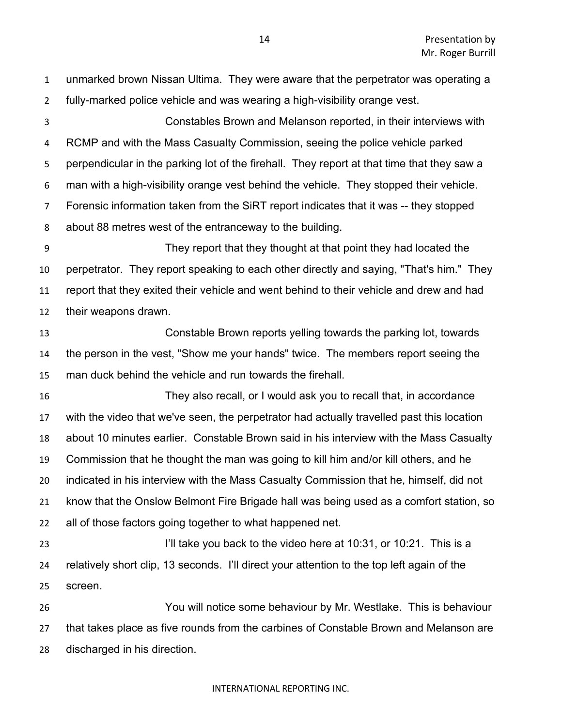unmarked brown Nissan Ultima. They were aware that the perpetrator was operating a fully-marked police vehicle and was wearing a high-visibility orange vest.

Constables Brown and Melanson reported, in their interviews with RCMP and with the Mass Casualty Commission, seeing the police vehicle parked perpendicular in the parking lot of the firehall. They report at that time that they saw a man with a high-visibility orange vest behind the vehicle. They stopped their vehicle. Forensic information taken from the SiRT report indicates that it was -- they stopped about 88 metres west of the entranceway to the building.

They report that they thought at that point they had located the perpetrator. They report speaking to each other directly and saying, "That's him." They report that they exited their vehicle and went behind to their vehicle and drew and had their weapons drawn.

Constable Brown reports yelling towards the parking lot, towards the person in the vest, "Show me your hands" twice. The members report seeing the man duck behind the vehicle and run towards the firehall.

They also recall, or I would ask you to recall that, in accordance with the video that we've seen, the perpetrator had actually travelled past this location about 10 minutes earlier. Constable Brown said in his interview with the Mass Casualty Commission that he thought the man was going to kill him and/or kill others, and he indicated in his interview with the Mass Casualty Commission that he, himself, did not know that the Onslow Belmont Fire Brigade hall was being used as a comfort station, so all of those factors going together to what happened net.

I'll take you back to the video here at 10:31, or 10:21. This is a relatively short clip, 13 seconds. I'll direct your attention to the top left again of the screen.

You will notice some behaviour by Mr. Westlake. This is behaviour that takes place as five rounds from the carbines of Constable Brown and Melanson are discharged in his direction.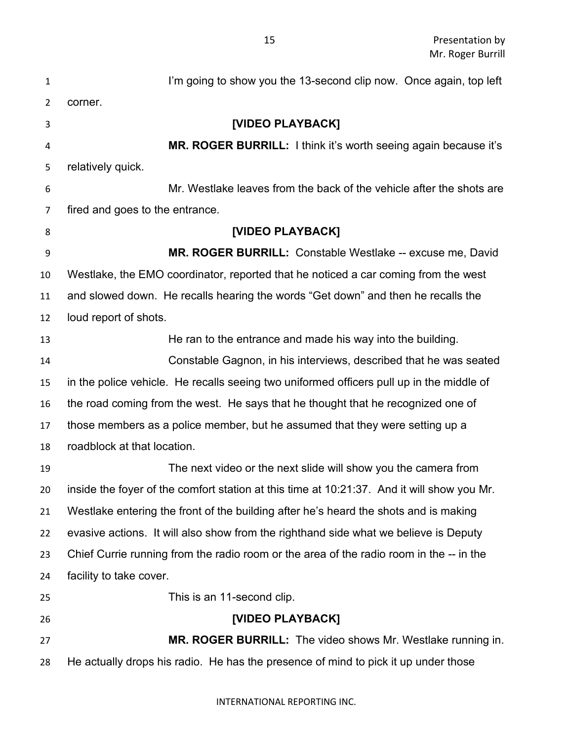I'm going to show you the 13-second clip now. Once again, top left corner.

**[VIDEO PLAYBACK]**

**MR. ROGER BURRILL:** I think it's worth seeing again because it's relatively quick.

Mr. Westlake leaves from the back of the vehicle after the shots are fired and goes to the entrance.

**[VIDEO PLAYBACK]**

**MR. ROGER BURRILL:** Constable Westlake -- excuse me, David Westlake, the EMO coordinator, reported that he noticed a car coming from the west and slowed down. He recalls hearing the words "Get down" and then he recalls the loud report of shots.

He ran to the entrance and made his way into the building.

Constable Gagnon, in his interviews, described that he was seated in the police vehicle. He recalls seeing two uniformed officers pull up in the middle of the road coming from the west. He says that he thought that he recognized one of those members as a police member, but he assumed that they were setting up a roadblock at that location.

The next video or the next slide will show you the camera from inside the foyer of the comfort station at this time at 10:21:37. And it will show you Mr. Westlake entering the front of the building after he's heard the shots and is making evasive actions. It will also show from the righthand side what we believe is Deputy Chief Currie running from the radio room or the area of the radio room in the -- in the facility to take cover.

This is an 11-second clip.

**[VIDEO PLAYBACK]**

**MR. ROGER BURRILL:** The video shows Mr. Westlake running in. He actually drops his radio. He has the presence of mind to pick it up under those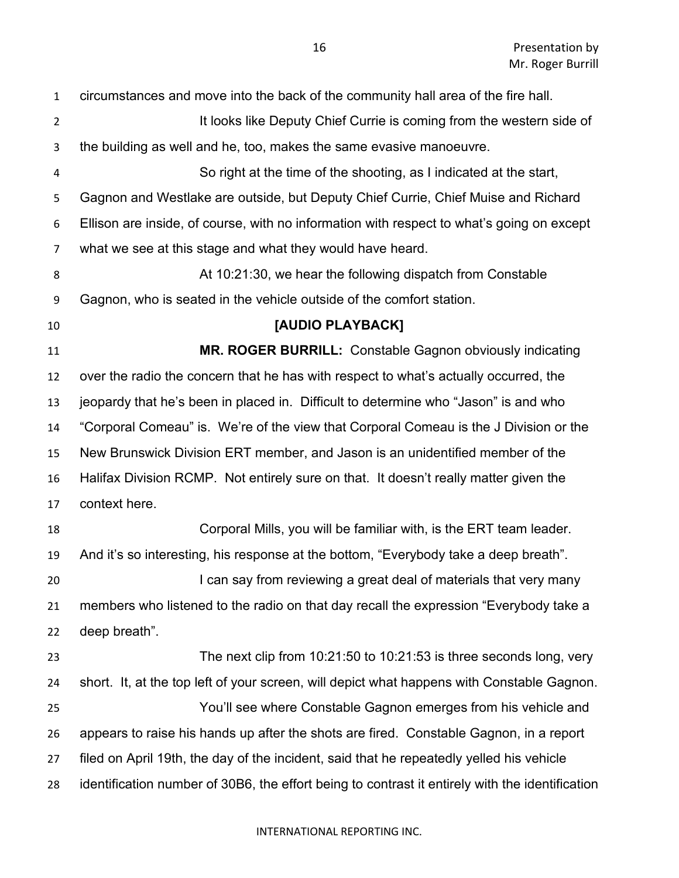circumstances and move into the back of the community hall area of the fire hall.

It looks like Deputy Chief Currie is coming from the western side of the building as well and he, too, makes the same evasive manoeuvre.

So right at the time of the shooting, as I indicated at the start, Gagnon and Westlake are outside, but Deputy Chief Currie, Chief Muise and Richard Ellison are inside, of course, with no information with respect to what's going on except what we see at this stage and what they would have heard.

At 10:21:30, we hear the following dispatch from Constable Gagnon, who is seated in the vehicle outside of the comfort station.

**[AUDIO PLAYBACK]**

**MR. ROGER BURRILL:** Constable Gagnon obviously indicating over the radio the concern that he has with respect to what's actually occurred, the jeopardy that he's been in placed in. Difficult to determine who "Jason" is and who "Corporal Comeau" is. We're of the view that Corporal Comeau is the J Division or the New Brunswick Division ERT member, and Jason is an unidentified member of the Halifax Division RCMP. Not entirely sure on that. It doesn't really matter given the context here.

Corporal Mills, you will be familiar with, is the ERT team leader. And it's so interesting, his response at the bottom, "Everybody take a deep breath".

I can say from reviewing a great deal of materials that very many members who listened to the radio on that day recall the expression "Everybody take a deep breath".

The next clip from 10:21:50 to 10:21:53 is three seconds long, very short. It, at the top left of your screen, will depict what happens with Constable Gagnon.

You'll see where Constable Gagnon emerges from his vehicle and appears to raise his hands up after the shots are fired. Constable Gagnon, in a report filed on April 19th, the day of the incident, said that he repeatedly yelled his vehicle identification number of 30B6, the effort being to contrast it entirely with the identification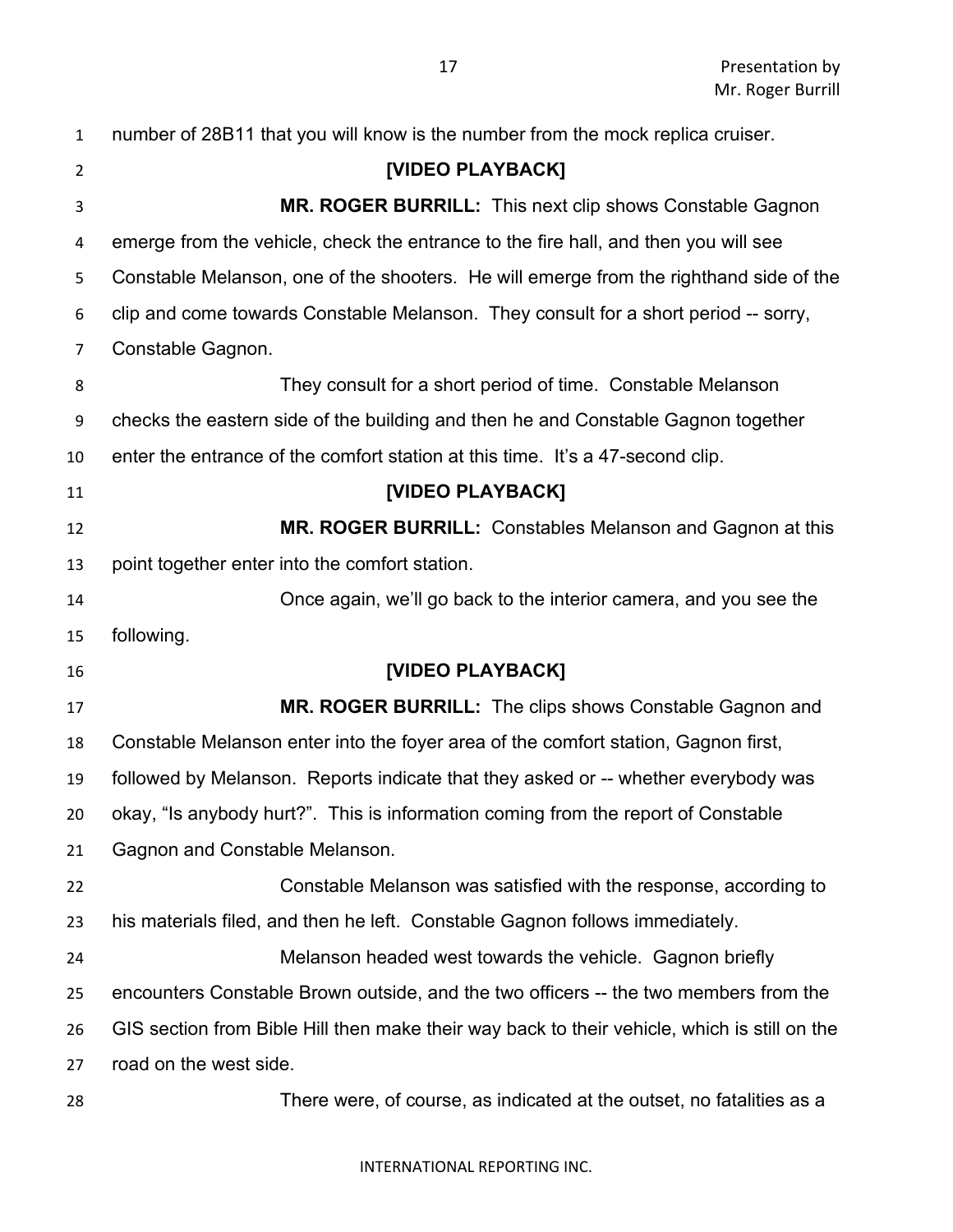number of 28B11 that you will know is the number from the mock replica cruiser.

**[VIDEO PLAYBACK]**

**MR. ROGER BURRILL:** This next clip shows Constable Gagnon emerge from the vehicle, check the entrance to the fire hall, and then you will see Constable Melanson, one of the shooters. He will emerge from the righthand side of the clip and come towards Constable Melanson. They consult for a short period -- sorry, Constable Gagnon.

They consult for a short period of time. Constable Melanson checks the eastern side of the building and then he and Constable Gagnon together enter the entrance of the comfort station at this time. It's a 47-second clip.

**[VIDEO PLAYBACK]**

**MR. ROGER BURRILL:** Constables Melanson and Gagnon at this point together enter into the comfort station.

Once again, we'll go back to the interior camera, and you see the following.

**[VIDEO PLAYBACK]**

**MR. ROGER BURRILL:** The clips shows Constable Gagnon and Constable Melanson enter into the foyer area of the comfort station, Gagnon first, followed by Melanson. Reports indicate that they asked or -- whether everybody was okay, "Is anybody hurt?". This is information coming from the report of Constable Gagnon and Constable Melanson.

Constable Melanson was satisfied with the response, according to his materials filed, and then he left. Constable Gagnon follows immediately.

Melanson headed west towards the vehicle. Gagnon briefly encounters Constable Brown outside, and the two officers -- the two members from the GIS section from Bible Hill then make their way back to their vehicle, which is still on the road on the west side.

There were, of course, as indicated at the outset, no fatalities as a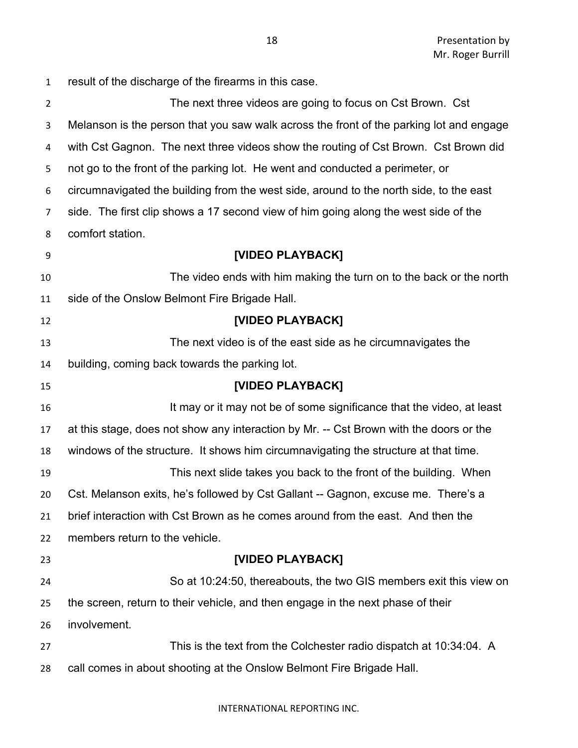result of the discharge of the firearms in this case.

The next three videos are going to focus on Cst Brown. Cst Melanson is the person that you saw walk across the front of the parking lot and engage with Cst Gagnon. The next three videos show the routing of Cst Brown. Cst Brown did not go to the front of the parking lot. He went and conducted a perimeter, or circumnavigated the building from the west side, around to the north side, to the east side. The first clip shows a 17 second view of him going along the west side of the comfort station.

**[VIDEO PLAYBACK]**

The video ends with him making the turn on to the back or the north side of the Onslow Belmont Fire Brigade Hall.

**[VIDEO PLAYBACK]**

The next video is of the east side as he circumnavigates the building, coming back towards the parking lot.

**[VIDEO PLAYBACK]**

It may or it may not be of some significance that the video, at least at this stage, does not show any interaction by Mr. -- Cst Brown with the doors or the windows of the structure. It shows him circumnavigating the structure at that time.

This next slide takes you back to the front of the building. When Cst. Melanson exits, he's followed by Cst Gallant -- Gagnon, excuse me. There's a brief interaction with Cst Brown as he comes around from the east. And then the members return to the vehicle.

**[VIDEO PLAYBACK]**

So at 10:24:50, thereabouts, the two GIS members exit this view on the screen, return to their vehicle, and then engage in the next phase of their involvement.

This is the text from the Colchester radio dispatch at 10:34:04. A call comes in about shooting at the Onslow Belmont Fire Brigade Hall.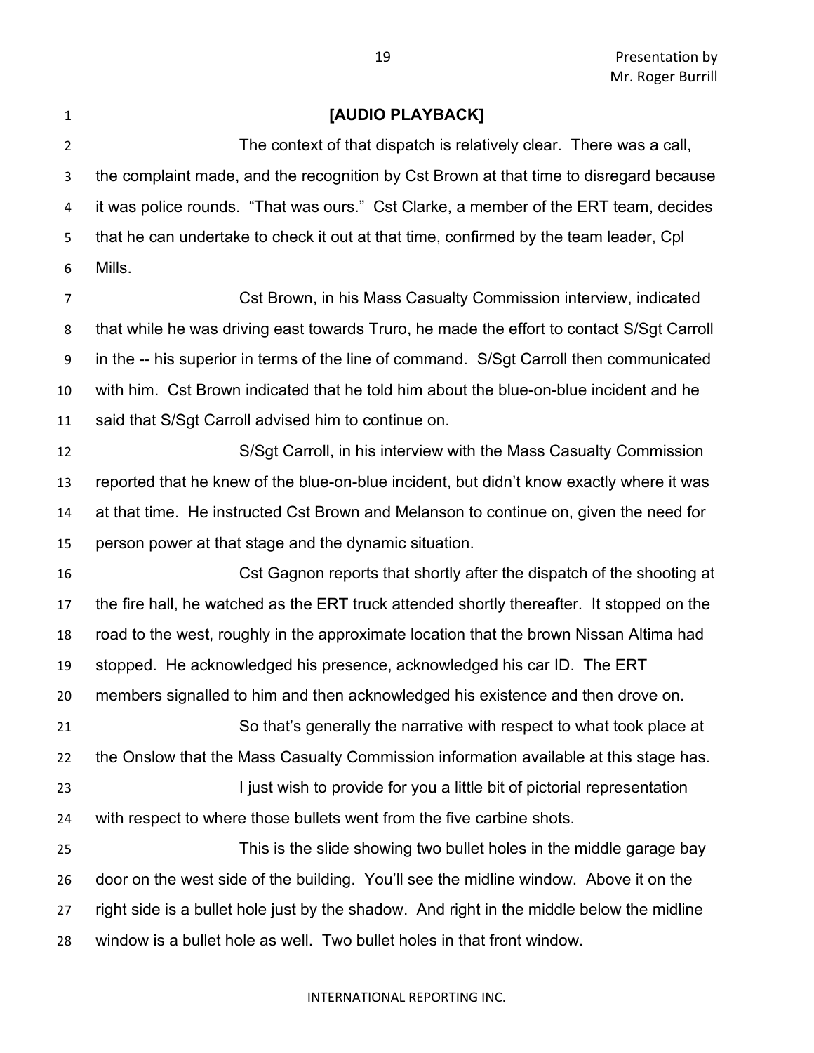**[AUDIO PLAYBACK]**

The context of that dispatch is relatively clear. There was a call, the complaint made, and the recognition by Cst Brown at that time to disregard because it was police rounds. "That was ours." Cst Clarke, a member of the ERT team, decides that he can undertake to check it out at that time, confirmed by the team leader, Cpl Mills.

Cst Brown, in his Mass Casualty Commission interview, indicated that while he was driving east towards Truro, he made the effort to contact S/Sgt Carroll in the -- his superior in terms of the line of command. S/Sgt Carroll then communicated with him. Cst Brown indicated that he told him about the blue-on-blue incident and he said that S/Sgt Carroll advised him to continue on.

S/Sgt Carroll, in his interview with the Mass Casualty Commission reported that he knew of the blue-on-blue incident, but didn't know exactly where it was at that time. He instructed Cst Brown and Melanson to continue on, given the need for person power at that stage and the dynamic situation.

Cst Gagnon reports that shortly after the dispatch of the shooting at the fire hall, he watched as the ERT truck attended shortly thereafter. It stopped on the road to the west, roughly in the approximate location that the brown Nissan Altima had stopped. He acknowledged his presence, acknowledged his car ID. The ERT members signalled to him and then acknowledged his existence and then drove on.

So that's generally the narrative with respect to what took place at the Onslow that the Mass Casualty Commission information available at this stage has.

I just wish to provide for you a little bit of pictorial representation with respect to where those bullets went from the five carbine shots.

This is the slide showing two bullet holes in the middle garage bay door on the west side of the building. You'll see the midline window. Above it on the right side is a bullet hole just by the shadow. And right in the middle below the midline window is a bullet hole as well. Two bullet holes in that front window.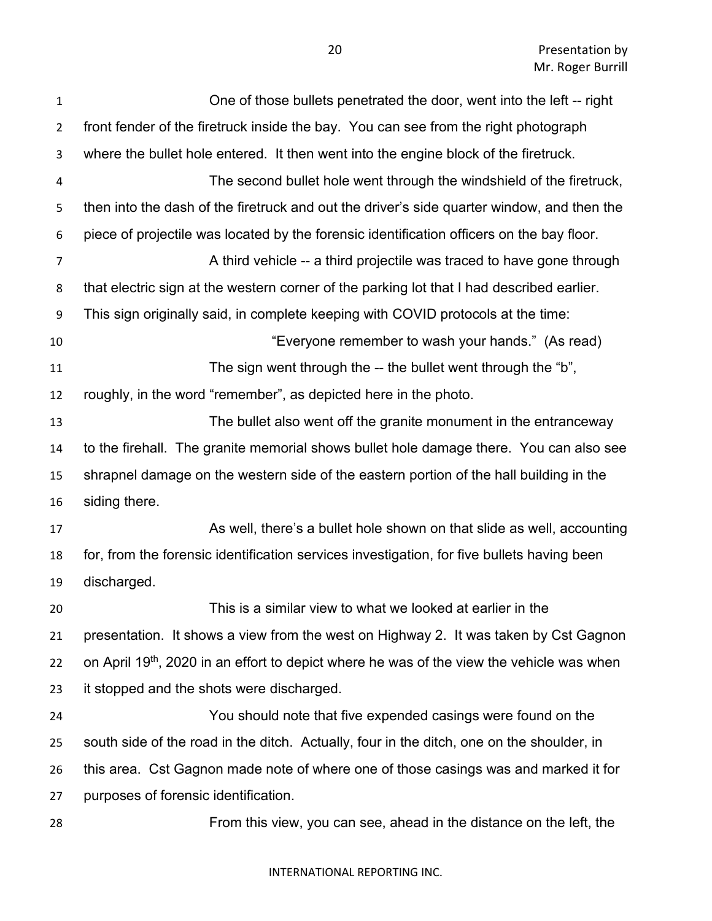One of those bullets penetrated the door, went into the left -- right front fender of the firetruck inside the bay. You can see from the right photograph where the bullet hole entered. It then went into the engine block of the firetruck.

The second bullet hole went through the windshield of the firetruck, then into the dash of the firetruck and out the driver's side quarter window, and then the piece of projectile was located by the forensic identification officers on the bay floor.

A third vehicle -- a third projectile was traced to have gone through that electric sign at the western corner of the parking lot that I had described earlier. This sign originally said, in complete keeping with COVID protocols at the time:

"Everyone remember to wash your hands." (As read)

The sign went through the -- the bullet went through the "b", roughly, in the word "remember", as depicted here in the photo.

The bullet also went off the granite monument in the entranceway to the firehall. The granite memorial shows bullet hole damage there. You can also see shrapnel damage on the western side of the eastern portion of the hall building in the siding there.

As well, there's a bullet hole shown on that slide as well, accounting for, from the forensic identification services investigation, for five bullets having been discharged.

This is a similar view to what we looked at earlier in the presentation. It shows a view from the west on Highway 2. It was taken by Cst Gagnon on April 19th, 2020 in an effort to depict where he was of the view the vehicle was when it stopped and the shots were discharged.

You should note that five expended casings were found on the south side of the road in the ditch. Actually, four in the ditch, one on the shoulder, in this area. Cst Gagnon made note of where one of those casings was and marked it for purposes of forensic identification.

From this view, you can see, ahead in the distance on the left, the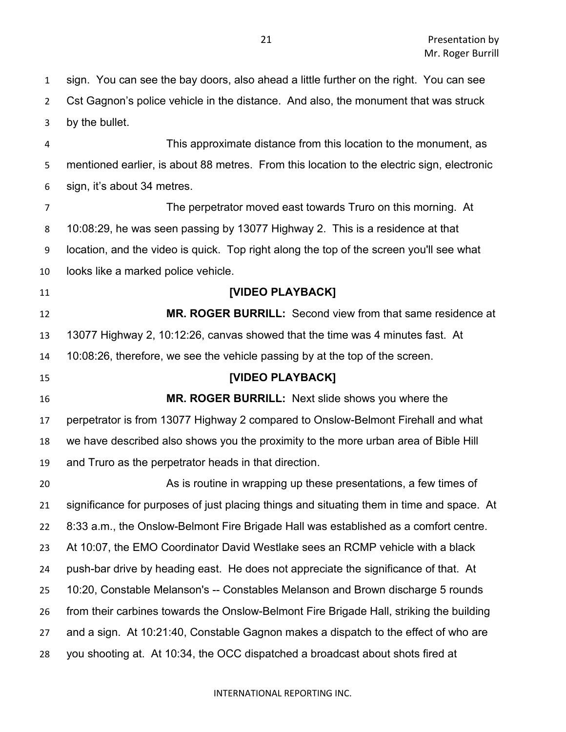sign. You can see the bay doors, also ahead a little further on the right. You can see Cst Gagnon's police vehicle in the distance. And also, the monument that was struck by the bullet.

This approximate distance from this location to the monument, as mentioned earlier, is about 88 metres. From this location to the electric sign, electronic sign, it's about 34 metres.

The perpetrator moved east towards Truro on this morning. At 10:08:29, he was seen passing by 13077 Highway 2. This is a residence at that location, and the video is quick. Top right along the top of the screen you'll see what looks like a marked police vehicle.

**[VIDEO PLAYBACK]**

**MR. ROGER BURRILL:** Second view from that same residence at 13077 Highway 2, 10:12:26, canvas showed that the time was 4 minutes fast. At 10:08:26, therefore, we see the vehicle passing by at the top of the screen.

**[VIDEO PLAYBACK]**

**MR. ROGER BURRILL:** Next slide shows you where the perpetrator is from 13077 Highway 2 compared to Onslow-Belmont Firehall and what we have described also shows you the proximity to the more urban area of Bible Hill and Truro as the perpetrator heads in that direction.

As is routine in wrapping up these presentations, a few times of significance for purposes of just placing things and situating them in time and space. At 8:33 a.m., the Onslow-Belmont Fire Brigade Hall was established as a comfort centre. At 10:07, the EMO Coordinator David Westlake sees an RCMP vehicle with a black push-bar drive by heading east. He does not appreciate the significance of that. At 10:20, Constable Melanson's -- Constables Melanson and Brown discharge 5 rounds from their carbines towards the Onslow-Belmont Fire Brigade Hall, striking the building and a sign. At 10:21:40, Constable Gagnon makes a dispatch to the effect of who are you shooting at. At 10:34, the OCC dispatched a broadcast about shots fired at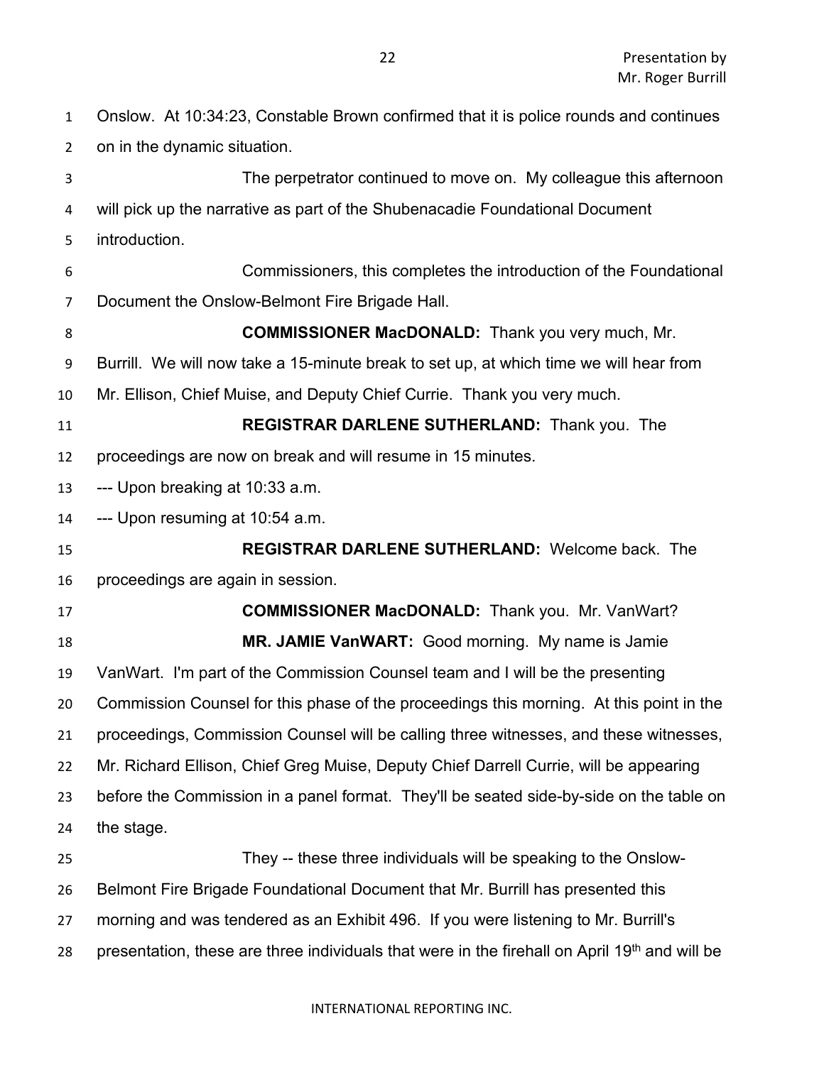Onslow. At 10:34:23, Constable Brown confirmed that it is police rounds and continues on in the dynamic situation.

The perpetrator continued to move on. My colleague this afternoon will pick up the narrative as part of the Shubenacadie Foundational Document introduction.

Commissioners, this completes the introduction of the Foundational Document the Onslow-Belmont Fire Brigade Hall.

**COMMISSIONER MacDONALD:** Thank you very much, Mr. Burrill. We will now take a 15-minute break to set up, at which time we will hear from Mr. Ellison, Chief Muise, and Deputy Chief Currie. Thank you very much.

**REGISTRAR DARLENE SUTHERLAND:** Thank you. The proceedings are now on break and will resume in 15 minutes.

--- Upon breaking at 10:33 a.m.

--- Upon resuming at 10:54 a.m.

**REGISTRAR DARLENE SUTHERLAND:** Welcome back. The proceedings are again in session.

**COMMISSIONER MacDONALD:** Thank you. Mr. VanWart?

**MR. JAMIE VanWART:** Good morning. My name is Jamie VanWart. I'm part of the Commission Counsel team and I will be the presenting Commission Counsel for this phase of the proceedings this morning. At this point in the proceedings, Commission Counsel will be calling three witnesses, and these witnesses, Mr. Richard Ellison, Chief Greg Muise, Deputy Chief Darrell Currie, will be appearing before the Commission in a panel format. They'll be seated side-by-side on the table on the stage.

They -- these three individuals will be speaking to the Onslow-Belmont Fire Brigade Foundational Document that Mr. Burrill has presented this morning and was tendered as an Exhibit 496. If you were listening to Mr. Burrill's presentation, these are three individuals that were in the firehall on April 19th and will be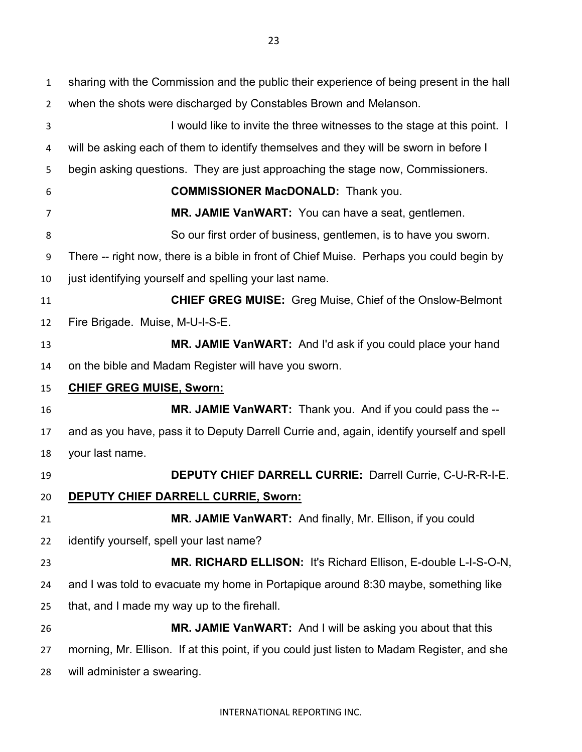sharing with the Commission and the public their experience of being present in the hall when the shots were discharged by Constables Brown and Melanson.

I would like to invite the three witnesses to the stage at this point. I will be asking each of them to identify themselves and they will be sworn in before I begin asking questions. They are just approaching the stage now, Commissioners.

**COMMISSIONER MacDONALD:** Thank you.

**MR. JAMIE VanWART:** You can have a seat, gentlemen.

So our first order of business, gentlemen, is to have you sworn. There -- right now, there is a bible in front of Chief Muise. Perhaps you could begin by just identifying yourself and spelling your last name.

**CHIEF GREG MUISE:** Greg Muise, Chief of the Onslow-Belmont Fire Brigade. Muise, M-U-I-S-E.

**MR. JAMIE VanWART:** And I'd ask if you could place your hand on the bible and Madam Register will have you sworn.

**<u>CHIEF GREG MUISE, Sworn:</u>**

**MR. JAMIE VanWART:** Thank you. And if you could pass the -- and as you have, pass it to Deputy Darrell Currie and, again, identify yourself and spell your last name.

**DEPUTY CHIEF DARRELL CURRIE:** Darrell Currie, C-U-R-R-I-E.

**<u>DEPUTY CHIEF DARRELL CURRIE, Sworn:</u>**

**MR. JAMIE VanWART:** And finally, Mr. Ellison, if you could identify yourself, spell your last name?

**MR. RICHARD ELLISON:** It's Richard Ellison, E-double L-I-S-O-N, and I was told to evacuate my home in Portapique around 8:30 maybe, something like that, and I made my way up to the firehall.

**MR. JAMIE VanWART:** And I will be asking you about that this morning, Mr. Ellison. If at this point, if you could just listen to Madam Register, and she will administer a swearing.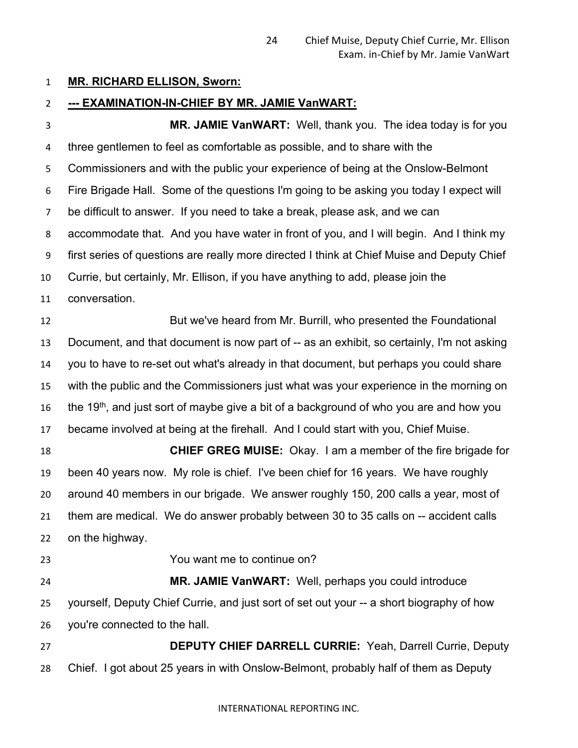**MR. RICHARD ELLISON, Sworn:**

**--- EXAMINATION-IN-CHIEF BY MR. JAMIE VanWART:**

**MR. JAMIE VanWART:** Well, thank you. The idea today is for you three gentlemen to feel as comfortable as possible, and to share with the Commissioners and with the public your experience of being at the Onslow-Belmont Fire Brigade Hall. Some of the questions I'm going to be asking you today I expect will be difficult to answer. If you need to take a break, please ask, and we can accommodate that. And you have water in front of you, and I will begin. And I think my first series of questions are really more directed I think at Chief Muise and Deputy Chief Currie, but certainly, Mr. Ellison, if you have anything to add, please join the conversation.

But we've heard from Mr. Burrill, who presented the Foundational Document, and that document is now part of -- as an exhibit, so certainly, I'm not asking you to have to re-set out what's already in that document, but perhaps you could share with the public and the Commissioners just what was your experience in the morning on the 19th, and just sort of maybe give a bit of a background of who you are and how you became involved at being at the firehall. And I could start with you, Chief Muise.

**CHIEF GREG MUISE:** Okay. I am a member of the fire brigade for been 40 years now. My role is chief. I've been chief for 16 years. We have roughly around 40 members in our brigade. We answer roughly 150, 200 calls a year, most of them are medical. We do answer probably between 30 to 35 calls on -- accident calls on the highway.

You want me to continue on?

**MR. JAMIE VanWART:** Well, perhaps you could introduce yourself, Deputy Chief Currie, and just sort of set out your -- a short biography of how you're connected to the hall.

**DEPUTY CHIEF DARRELL CURRIE:** Yeah, Darrell Currie, Deputy Chief. I got about 25 years in with Onslow-Belmont, probably half of them as Deputy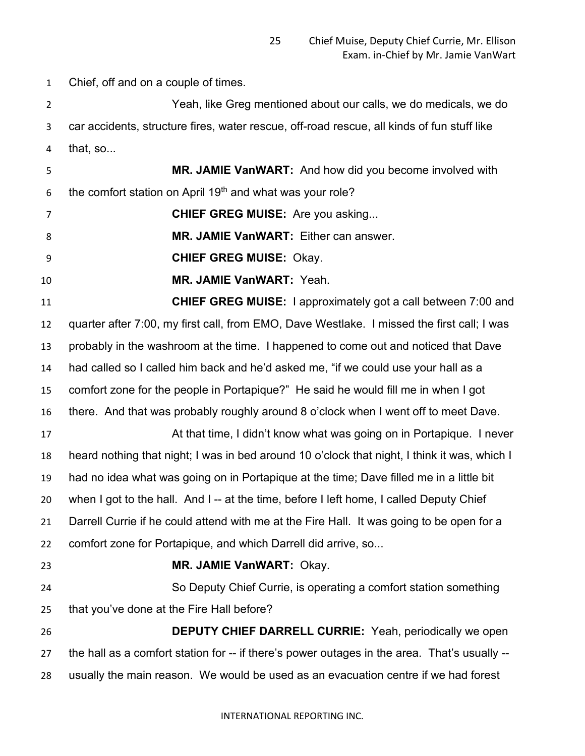Chief, off and on a couple of times.

Yeah, like Greg mentioned about our calls, we do medicals, we do car accidents, structure fires, water rescue, off-road rescue, all kinds of fun stuff like that, so...

**MR. JAMIE VanWART:** And how did you become involved with the comfort station on April 19th and what was your role?

**CHIEF GREG MUISE:** Are you asking...

**MR. JAMIE VanWART:** Either can answer.

**CHIEF GREG MUISE:** Okay.

**MR. JAMIE VanWART:** Yeah.

**CHIEF GREG MUISE:** I approximately got a call between 7:00 and quarter after 7:00, my first call, from EMO, Dave Westlake. I missed the first call; I was probably in the washroom at the time. I happened to come out and noticed that Dave had called so I called him back and he'd asked me, "if we could use your hall as a comfort zone for the people in Portapique?" He said he would fill me in when I got there. And that was probably roughly around 8 o'clock when I went off to meet Dave.

At that time, I didn't know what was going on in Portapique. I never heard nothing that night; I was in bed around 10 o'clock that night, I think it was, which I had no idea what was going on in Portapique at the time; Dave filled me in a little bit when I got to the hall. And I -- at the time, before I left home, I called Deputy Chief Darrell Currie if he could attend with me at the Fire Hall. It was going to be open for a comfort zone for Portapique, and which Darrell did arrive, so...

**MR. JAMIE VanWART:** Okay.

So Deputy Chief Currie, is operating a comfort station something that you've done at the Fire Hall before?

**DEPUTY CHIEF DARRELL CURRIE:** Yeah, periodically we open the hall as a comfort station for -- if there's power outages in the area. That's usually -- usually the main reason. We would be used as an evacuation centre if we had forest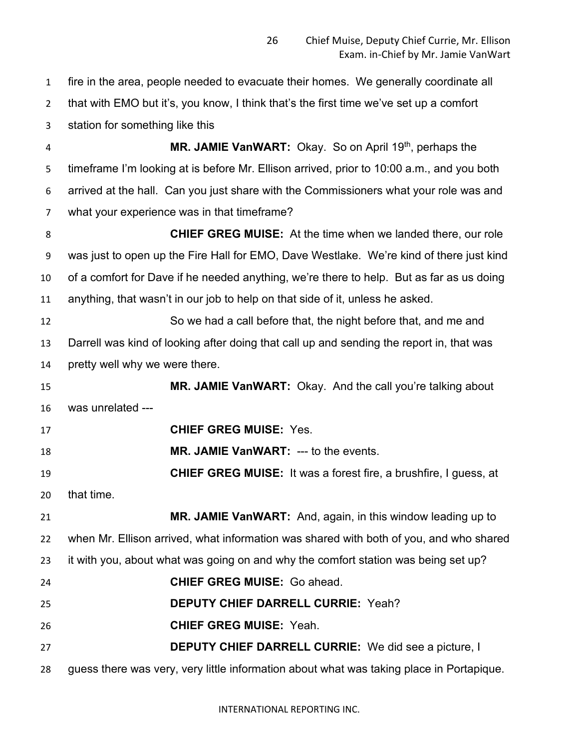fire in the area, people needed to evacuate their homes. We generally coordinate all that with EMO but it's, you know, I think that's the first time we've set up a comfort station for something like this

**MR. JAMIE VanWART:** Okay. So on April 19th, perhaps the timeframe I'm looking at is before Mr. Ellison arrived, prior to 10:00 a.m., and you both arrived at the hall. Can you just share with the Commissioners what your role was and what your experience was in that timeframe?

**CHIEF GREG MUISE:** At the time when we landed there, our role was just to open up the Fire Hall for EMO, Dave Westlake. We're kind of there just kind of a comfort for Dave if he needed anything, we're there to help. But as far as us doing anything, that wasn't in our job to help on that side of it, unless he asked.

So we had a call before that, the night before that, and me and Darrell was kind of looking after doing that call up and sending the report in, that was pretty well why we were there.

**MR. JAMIE VanWART:** Okay. And the call you're talking about was unrelated ---

**CHIEF GREG MUISE:** Yes.

**MR. JAMIE VanWART:** --- to the events.

**CHIEF GREG MUISE:** It was a forest fire, a brushfire, I guess, at that time.

**MR. JAMIE VanWART:** And, again, in this window leading up to when Mr. Ellison arrived, what information was shared with both of you, and who shared it with you, about what was going on and why the comfort station was being set up?

**CHIEF GREG MUISE:** Go ahead.

**DEPUTY CHIEF DARRELL CURRIE:** Yeah?

**CHIEF GREG MUISE:** Yeah.

**DEPUTY CHIEF DARRELL CURRIE:** We did see a picture, I guess there was very, very little information about what was taking place in Portapique.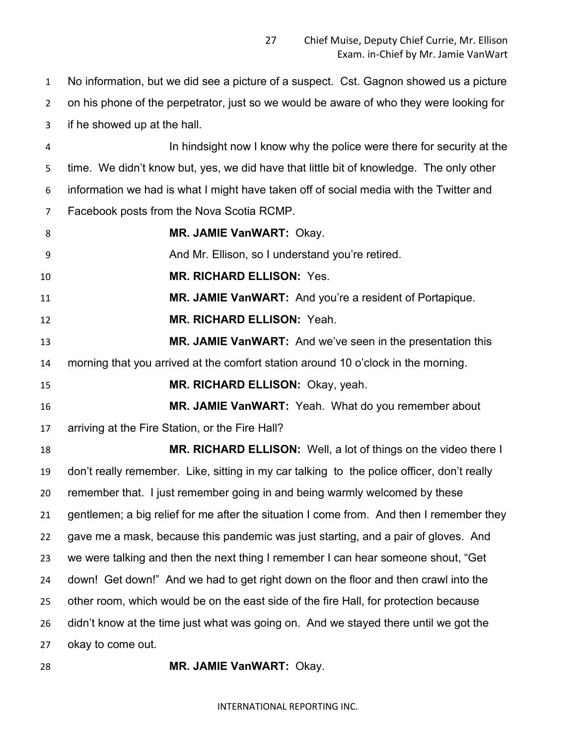No information, but we did see a picture of a suspect. Cst. Gagnon showed us a picture on his phone of the perpetrator, just so we would be aware of who they were looking for if he showed up at the hall.

In hindsight now I know why the police were there for security at the time. We didn't know but, yes, we did have that little bit of knowledge. The only other information we had is what I might have taken off of social media with the Twitter and Facebook posts from the Nova Scotia RCMP.

**MR. JAMIE VanWART:** Okay.

And Mr. Ellison, so I understand you're retired.

**MR. RICHARD ELLISON:** Yes.

**MR. JAMIE VanWART:** And you're a resident of Portapique.

**MR. RICHARD ELLISON:** Yeah.

**MR. JAMIE VanWART:** And we've seen in the presentation this morning that you arrived at the comfort station around 10 o'clock in the morning.

**MR. RICHARD ELLISON:** Okay, yeah.

**MR. JAMIE VanWART:** Yeah. What do you remember about arriving at the Fire Station, or the Fire Hall?

**MR. RICHARD ELLISON:** Well, a lot of things on the video there I don't really remember. Like, sitting in my car talking to the police officer, don't really remember that. I just remember going in and being warmly welcomed by these gentlemen; a big relief for me after the situation I come from. And then I remember they gave me a mask, because this pandemic was just starting, and a pair of gloves. And we were talking and then the next thing I remember I can hear someone shout, "Get down! Get down!" And we had to get right down on the floor and then crawl into the other room, which would be on the east side of the fire Hall, for protection because didn't know at the time just what was going on. And we stayed there until we got the okay to come out.

**MR. JAMIE VanWART:** Okay.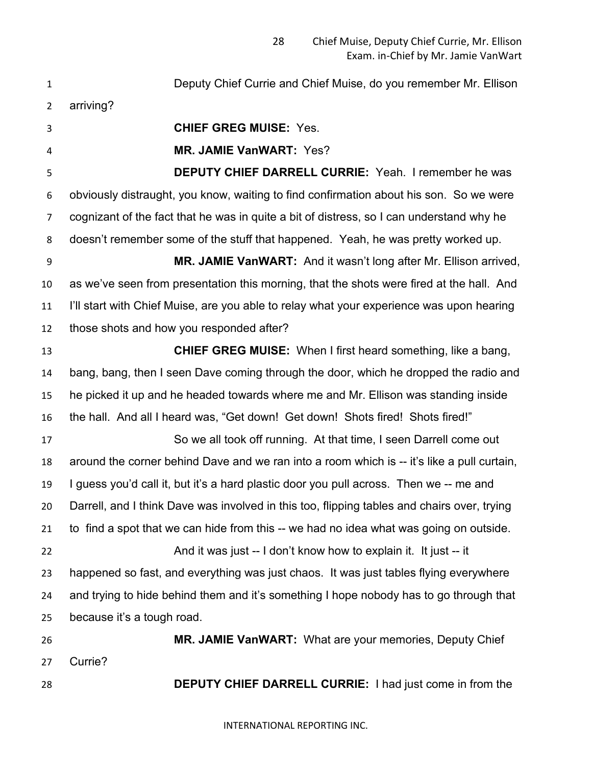Deputy Chief Currie and Chief Muise, do you remember Mr. Ellison arriving?

**CHIEF GREG MUISE:** Yes.

**MR. JAMIE VanWART:** Yes?

**DEPUTY CHIEF DARRELL CURRIE:** Yeah. I remember he was obviously distraught, you know, waiting to find confirmation about his son. So we were cognizant of the fact that he was in quite a bit of distress, so I can understand why he doesn't remember some of the stuff that happened. Yeah, he was pretty worked up.

**MR. JAMIE VanWART:** And it wasn't long after Mr. Ellison arrived, as we've seen from presentation this morning, that the shots were fired at the hall. And I'll start with Chief Muise, are you able to relay what your experience was upon hearing those shots and how you responded after?

**CHIEF GREG MUISE:** When I first heard something, like a bang, bang, bang, then I seen Dave coming through the door, which he dropped the radio and he picked it up and he headed towards where me and Mr. Ellison was standing inside the hall. And all I heard was, "Get down! Get down! Shots fired! Shots fired!"

So we all took off running. At that time, I seen Darrell come out around the corner behind Dave and we ran into a room which is -- it's like a pull curtain, I guess you'd call it, but it's a hard plastic door you pull across. Then we -- me and Darrell, and I think Dave was involved in this too, flipping tables and chairs over, trying to find a spot that we can hide from this -- we had no idea what was going on outside.

And it was just -- I don't know how to explain it. It just -- it happened so fast, and everything was just chaos. It was just tables flying everywhere and trying to hide behind them and it's something I hope nobody has to go through that because it's a tough road.

**MR. JAMIE VanWART:** What are your memories, Deputy Chief Currie?

**DEPUTY CHIEF DARRELL CURRIE:** I had just come in from the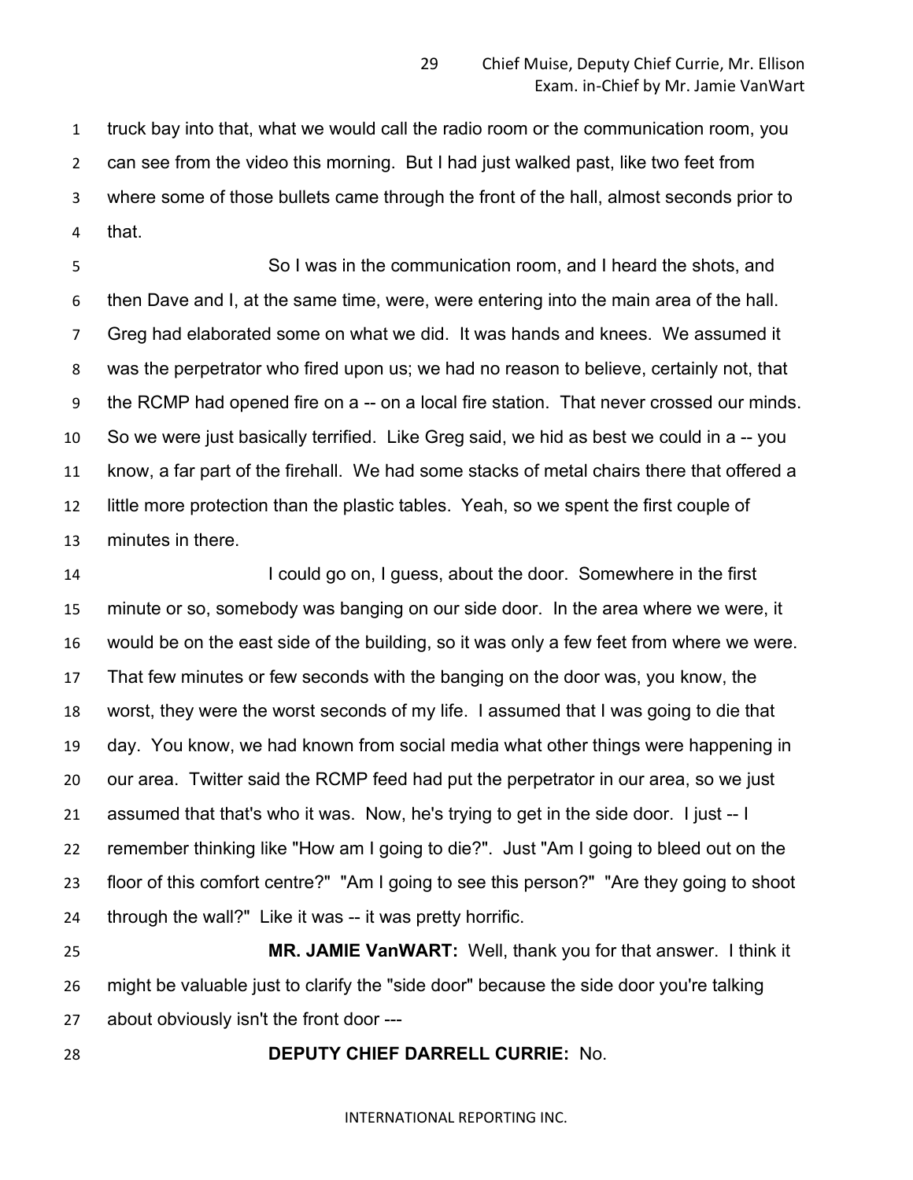truck bay into that, what we would call the radio room or the communication room, you can see from the video this morning. But I had just walked past, like two feet from where some of those bullets came through the front of the hall, almost seconds prior to that.

So I was in the communication room, and I heard the shots, and then Dave and I, at the same time, were, were entering into the main area of the hall. Greg had elaborated some on what we did. It was hands and knees. We assumed it was the perpetrator who fired upon us; we had no reason to believe, certainly not, that the RCMP had opened fire on a -- on a local fire station. That never crossed our minds. So we were just basically terrified. Like Greg said, we hid as best we could in a -- you know, a far part of the firehall. We had some stacks of metal chairs there that offered a little more protection than the plastic tables. Yeah, so we spent the first couple of minutes in there.

I could go on, I guess, about the door. Somewhere in the first minute or so, somebody was banging on our side door. In the area where we were, it would be on the east side of the building, so it was only a few feet from where we were. That few minutes or few seconds with the banging on the door was, you know, the worst, they were the worst seconds of my life. I assumed that I was going to die that day. You know, we had known from social media what other things were happening in our area. Twitter said the RCMP feed had put the perpetrator in our area, so we just assumed that that's who it was. Now, he's trying to get in the side door. I just -- I remember thinking like "How am I going to die?". Just "Am I going to bleed out on the floor of this comfort centre?" "Am I going to see this person?" "Are they going to shoot through the wall?" Like it was -- it was pretty horrific.

**MR. JAMIE VanWART:** Well, thank you for that answer. I think it might be valuable just to clarify the "side door" because the side door you're talking about obviously isn't the front door ---

**DEPUTY CHIEF DARRELL CURRIE:** No.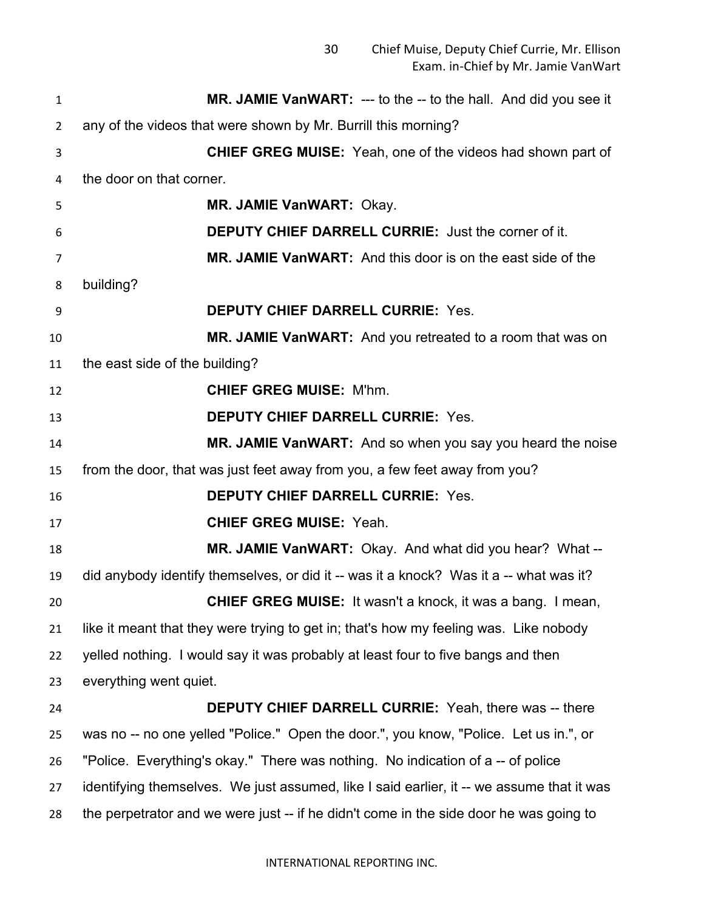**MR. JAMIE VanWART:** --- to the -- to the hall. And did you see it any of the videos that were shown by Mr. Burrill this morning?

**CHIEF GREG MUISE:** Yeah, one of the videos had shown part of the door on that corner.

**MR. JAMIE VanWART:** Okay.

**DEPUTY CHIEF DARRELL CURRIE:** Just the corner of it.

**MR. JAMIE VanWART:** And this door is on the east side of the building?

**DEPUTY CHIEF DARRELL CURRIE:** Yes.

**MR. JAMIE VanWART:** And you retreated to a room that was on the east side of the building?

**CHIEF GREG MUISE:** M'hm.

**DEPUTY CHIEF DARRELL CURRIE:** Yes.

**MR. JAMIE VanWART:** And so when you say you heard the noise from the door, that was just feet away from you, a few feet away from you?

**DEPUTY CHIEF DARRELL CURRIE:** Yes.

**CHIEF GREG MUISE:** Yeah.

**MR. JAMIE VanWART:** Okay. And what did you hear? What -- did anybody identify themselves, or did it -- was it a knock? Was it a -- what was it?

**CHIEF GREG MUISE:** It wasn't a knock, it was a bang. I mean, like it meant that they were trying to get in; that's how my feeling was. Like nobody yelled nothing. I would say it was probably at least four to five bangs and then everything went quiet.

**DEPUTY CHIEF DARRELL CURRIE:** Yeah, there was -- there was no -- no one yelled "Police." Open the door.", you know, "Police. Let us in.", or "Police. Everything's okay." There was nothing. No indication of a -- of police identifying themselves. We just assumed, like I said earlier, it -- we assume that it was the perpetrator and we were just -- if he didn't come in the side door he was going to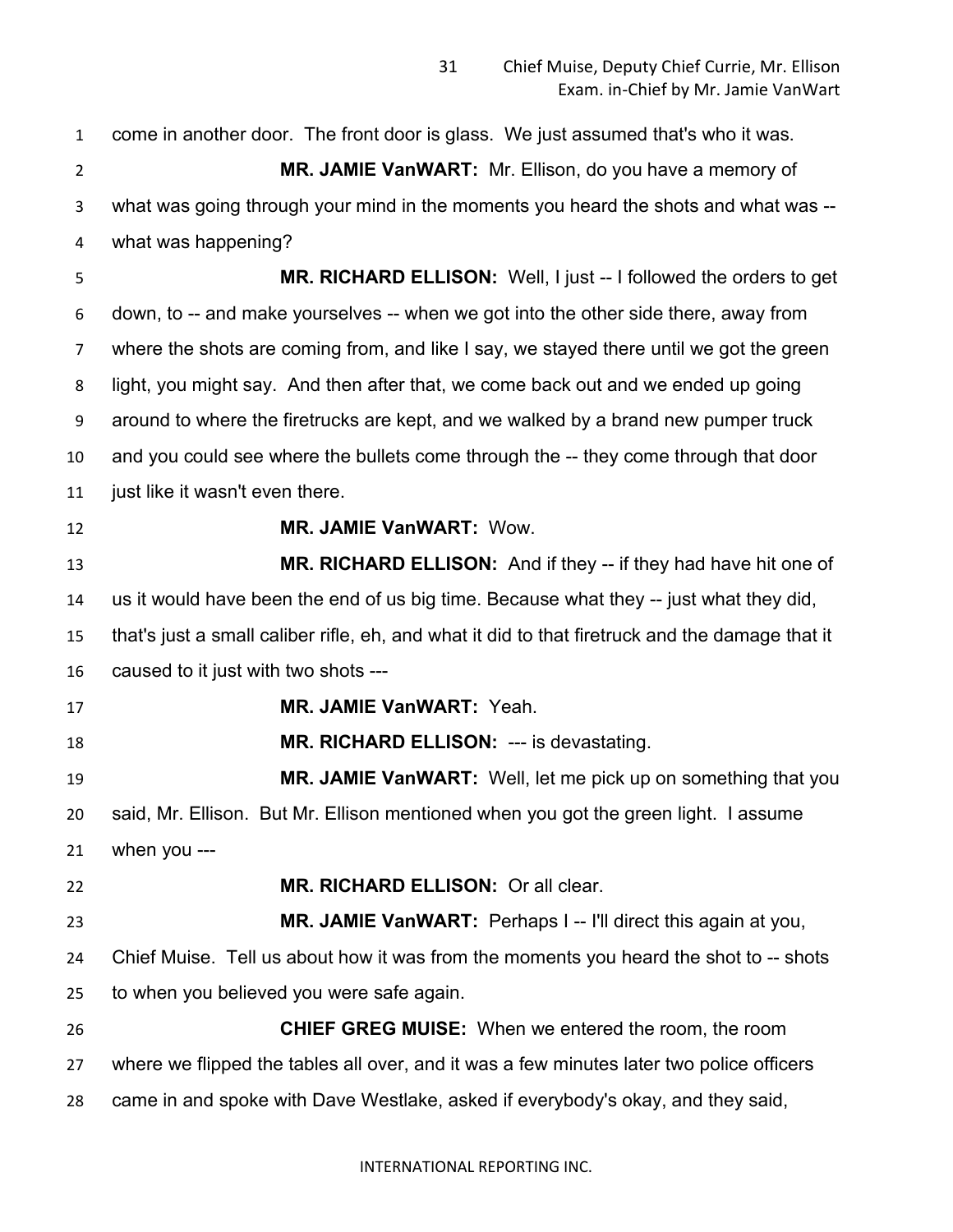come in another door. The front door is glass. We just assumed that's who it was.

**MR. JAMIE VanWART:** Mr. Ellison, do you have a memory of what was going through your mind in the moments you heard the shots and what was -- what was happening?

**MR. RICHARD ELLISON:** Well, I just -- I followed the orders to get down, to -- and make yourselves -- when we got into the other side there, away from where the shots are coming from, and like I say, we stayed there until we got the green light, you might say. And then after that, we come back out and we ended up going around to where the firetrucks are kept, and we walked by a brand new pumper truck and you could see where the bullets come through the -- they come through that door just like it wasn't even there.

**MR. JAMIE VanWART:** Wow.

**MR. RICHARD ELLISON:** And if they -- if they had have hit one of us it would have been the end of us big time. Because what they -- just what they did, that's just a small caliber rifle, eh, and what it did to that firetruck and the damage that it caused to it just with two shots ---

**MR. JAMIE VanWART:** Yeah.

**MR. RICHARD ELLISON:** --- is devastating.

**MR. JAMIE VanWART:** Well, let me pick up on something that you said, Mr. Ellison. But Mr. Ellison mentioned when you got the green light. I assume when you ---

**MR. RICHARD ELLISON:** Or all clear.

**MR. JAMIE VanWART:** Perhaps I -- I'll direct this again at you, Chief Muise. Tell us about how it was from the moments you heard the shot to -- shots to when you believed you were safe again.

**CHIEF GREG MUISE:** When we entered the room, the room where we flipped the tables all over, and it was a few minutes later two police officers came in and spoke with Dave Westlake, asked if everybody's okay, and they said,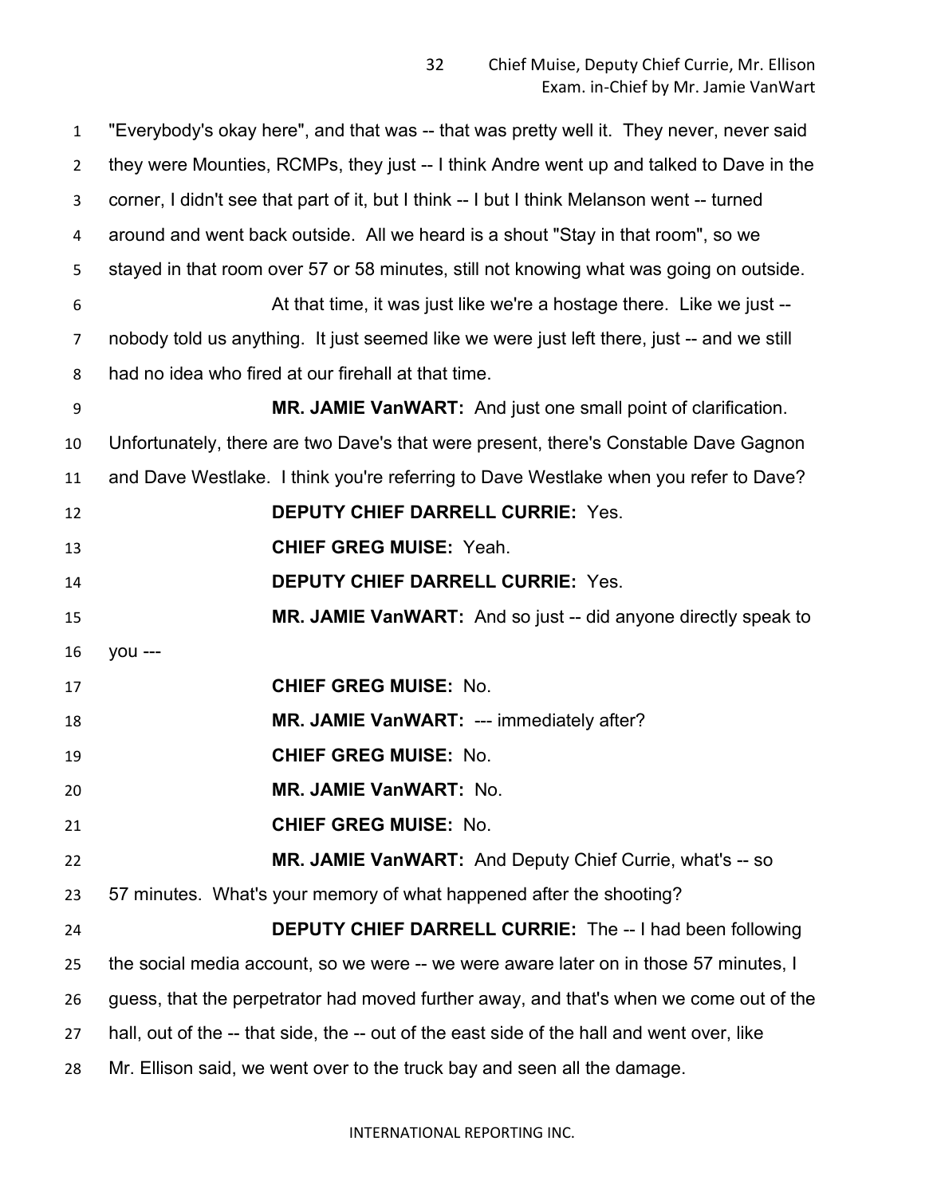"Everybody's okay here", and that was -- that was pretty well it. They never, never said they were Mounties, RCMPs, they just -- I think Andre went up and talked to Dave in the corner, I didn't see that part of it, but I think -- I but I think Melanson went -- turned around and went back outside. All we heard is a shout "Stay in that room", so we stayed in that room over 57 or 58 minutes, still not knowing what was going on outside.

At that time, it was just like we're a hostage there. Like we just -- nobody told us anything. It just seemed like we were just left there, just -- and we still had no idea who fired at our firehall at that time.

**MR. JAMIE VanWART:** And just one small point of clarification. Unfortunately, there are two Dave's that were present, there's Constable Dave Gagnon and Dave Westlake. I think you're referring to Dave Westlake when you refer to Dave?

**DEPUTY CHIEF DARRELL CURRIE:** Yes.

**CHIEF GREG MUISE:** Yeah.

**DEPUTY CHIEF DARRELL CURRIE:** Yes.

**MR. JAMIE VanWART:** And so just -- did anyone directly speak to you ---

**CHIEF GREG MUISE:** No.

**MR. JAMIE VanWART:** --- immediately after?

**CHIEF GREG MUISE:** No.

**MR. JAMIE VanWART:** No.

**CHIEF GREG MUISE:** No.

**MR. JAMIE VanWART:** And Deputy Chief Currie, what's -- so 57 minutes. What's your memory of what happened after the shooting?

**DEPUTY CHIEF DARRELL CURRIE:** The -- I had been following the social media account, so we were -- we were aware later on in those 57 minutes, I guess, that the perpetrator had moved further away, and that's when we come out of the hall, out of the -- that side, the -- out of the east side of the hall and went over, like Mr. Ellison said, we went over to the truck bay and seen all the damage.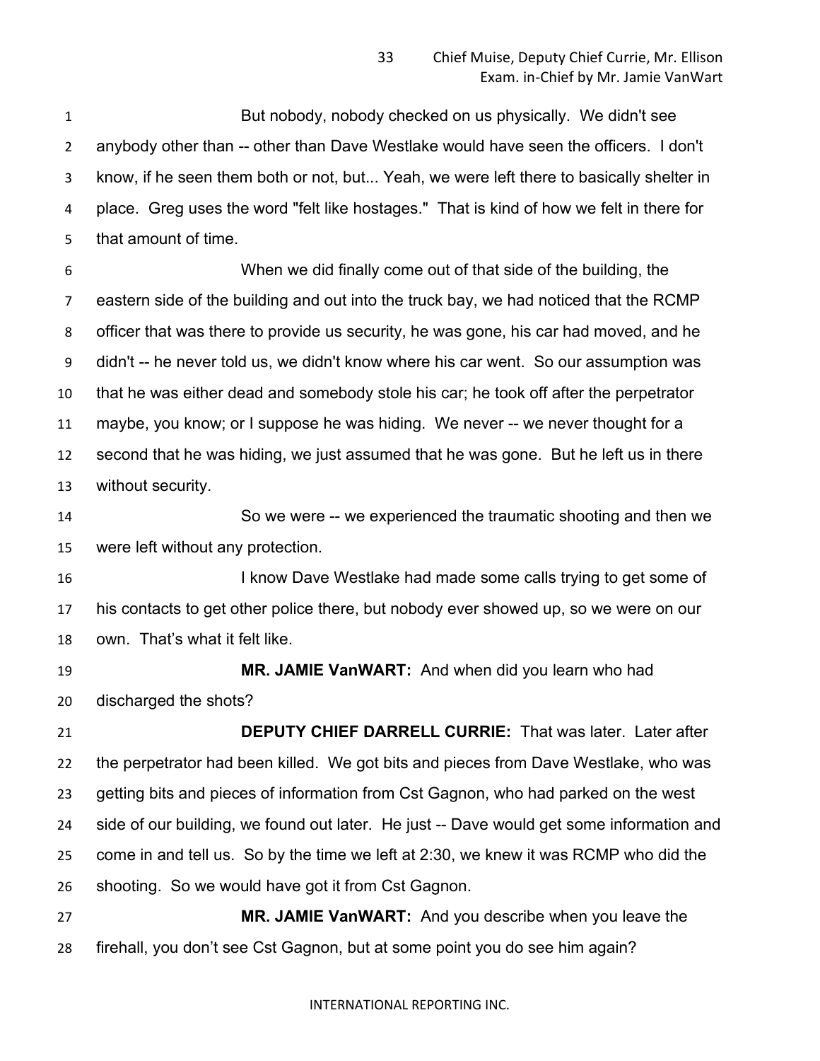But nobody, nobody checked on us physically. We didn't see anybody other than -- other than Dave Westlake would have seen the officers. I don't know, if he seen them both or not, but... Yeah, we were left there to basically shelter in place. Greg uses the word "felt like hostages." That is kind of how we felt in there for that amount of time.

When we did finally come out of that side of the building, the eastern side of the building and out into the truck bay, we had noticed that the RCMP officer that was there to provide us security, he was gone, his car had moved, and he didn't -- he never told us, we didn't know where his car went. So our assumption was that he was either dead and somebody stole his car; he took off after the perpetrator maybe, you know; or I suppose he was hiding. We never -- we never thought for a second that he was hiding, we just assumed that he was gone. But he left us in there without security.

So we were -- we experienced the traumatic shooting and then we were left without any protection.

I know Dave Westlake had made some calls trying to get some of his contacts to get other police there, but nobody ever showed up, so we were on our own. That's what it felt like.

**MR. JAMIE VanWART:** And when did you learn who had discharged the shots?

**DEPUTY CHIEF DARRELL CURRIE:** That was later. Later after the perpetrator had been killed. We got bits and pieces from Dave Westlake, who was getting bits and pieces of information from Cst Gagnon, who had parked on the west side of our building, we found out later. He just -- Dave would get some information and come in and tell us. So by the time we left at 2:30, we knew it was RCMP who did the shooting. So we would have got it from Cst Gagnon.

**MR. JAMIE VanWART:** And you describe when you leave the firehall, you don't see Cst Gagnon, but at some point you do see him again?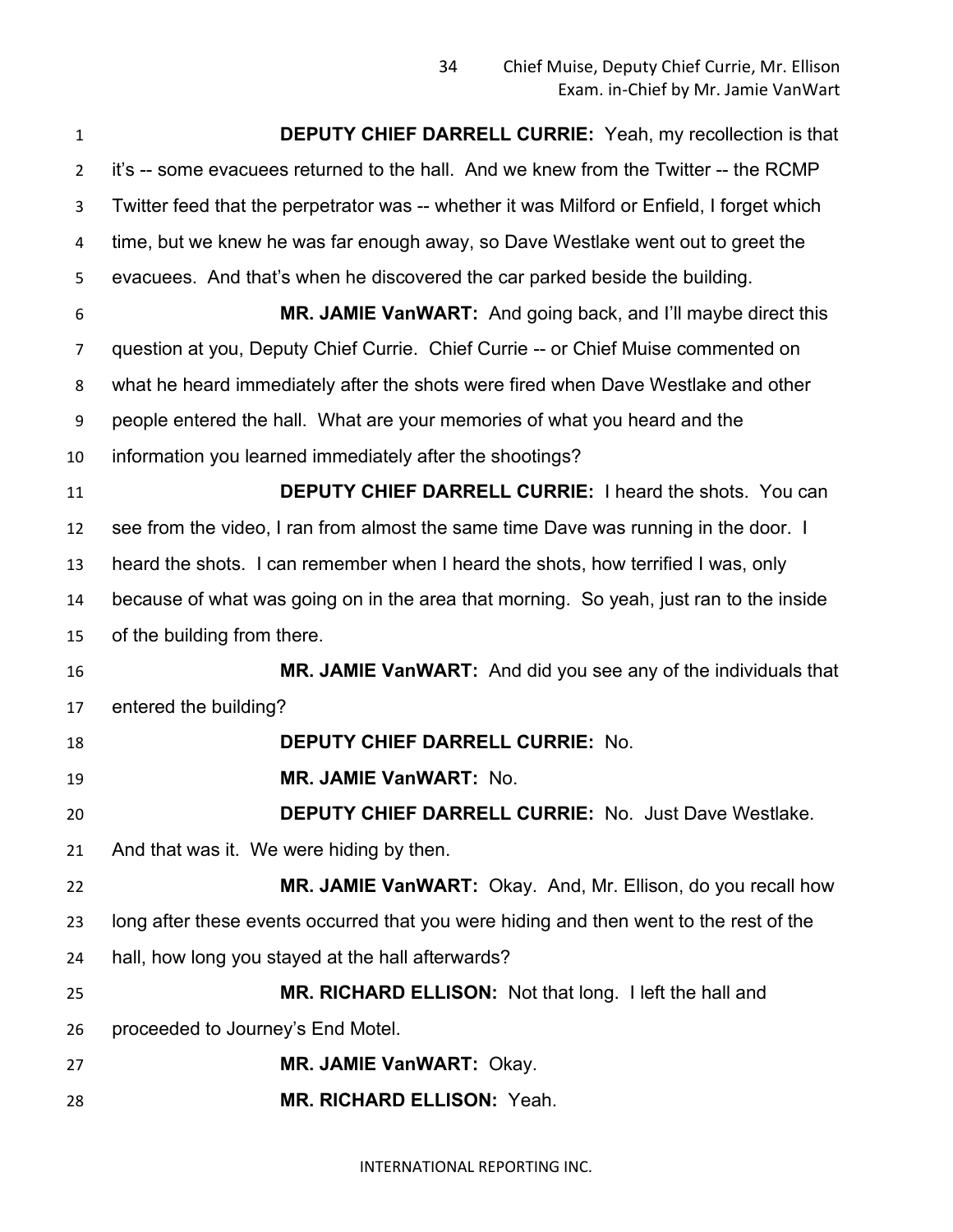**DEPUTY CHIEF DARRELL CURRIE:** Yeah, my recollection is that it's -- some evacuees returned to the hall. And we knew from the Twitter -- the RCMP Twitter feed that the perpetrator was -- whether it was Milford or Enfield, I forget which time, but we knew he was far enough away, so Dave Westlake went out to greet the evacuees. And that's when he discovered the car parked beside the building.

**MR. JAMIE VanWART:** And going back, and I'll maybe direct this question at you, Deputy Chief Currie. Chief Currie -- or Chief Muise commented on what he heard immediately after the shots were fired when Dave Westlake and other people entered the hall. What are your memories of what you heard and the information you learned immediately after the shootings?

**DEPUTY CHIEF DARRELL CURRIE:** I heard the shots. You can see from the video, I ran from almost the same time Dave was running in the door. I heard the shots. I can remember when I heard the shots, how terrified I was, only because of what was going on in the area that morning. So yeah, just ran to the inside of the building from there.

**MR. JAMIE VanWART:** And did you see any of the individuals that entered the building?

**DEPUTY CHIEF DARRELL CURRIE:** No.

**MR. JAMIE VanWART:** No.

**DEPUTY CHIEF DARRELL CURRIE:** No. Just Dave Westlake. And that was it. We were hiding by then.

**MR. JAMIE VanWART:** Okay. And, Mr. Ellison, do you recall how long after these events occurred that you were hiding and then went to the rest of the hall, how long you stayed at the hall afterwards?

**MR. RICHARD ELLISON:** Not that long. I left the hall and proceeded to Journey's End Motel.

**MR. JAMIE VanWART:** Okay.

**MR. RICHARD ELLISON:** Yeah.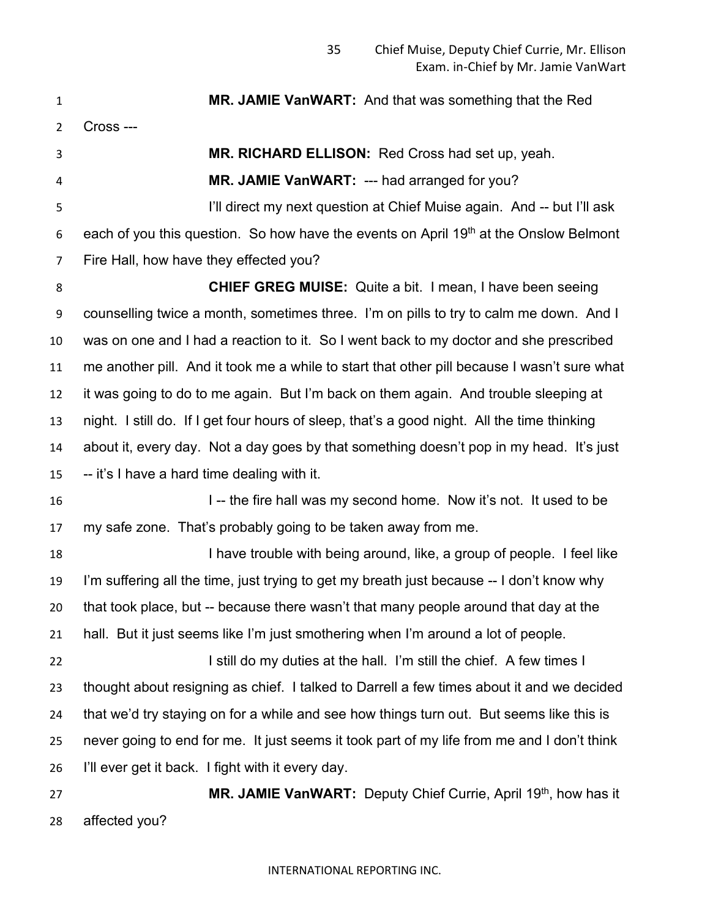**MR. JAMIE VanWART:** And that was something that the Red Cross ---

**MR. RICHARD ELLISON:** Red Cross had set up, yeah.

**MR. JAMIE VanWART:** --- had arranged for you?

I'll direct my next question at Chief Muise again. And -- but I'll ask each of you this question. So how have the events on April 19th at the Onslow Belmont Fire Hall, how have they effected you?

**CHIEF GREG MUISE:** Quite a bit. I mean, I have been seeing counselling twice a month, sometimes three. I'm on pills to try to calm me down. And I was on one and I had a reaction to it. So I went back to my doctor and she prescribed me another pill. And it took me a while to start that other pill because I wasn't sure what it was going to do to me again. But I'm back on them again. And trouble sleeping at night. I still do. If I get four hours of sleep, that's a good night. All the time thinking about it, every day. Not a day goes by that something doesn't pop in my head. It's just -- it's I have a hard time dealing with it.

I -- the fire hall was my second home. Now it's not. It used to be my safe zone. That's probably going to be taken away from me.

I have trouble with being around, like, a group of people. I feel like I'm suffering all the time, just trying to get my breath just because -- I don't know why that took place, but -- because there wasn't that many people around that day at the hall. But it just seems like I'm just smothering when I'm around a lot of people.

I still do my duties at the hall. I'm still the chief. A few times I thought about resigning as chief. I talked to Darrell a few times about it and we decided that we'd try staying on for a while and see how things turn out. But seems like this is never going to end for me. It just seems it took part of my life from me and I don't think I'll ever get it back. I fight with it every day.

**MR. JAMIE VanWART:** Deputy Chief Currie, April 19th, how has it affected you?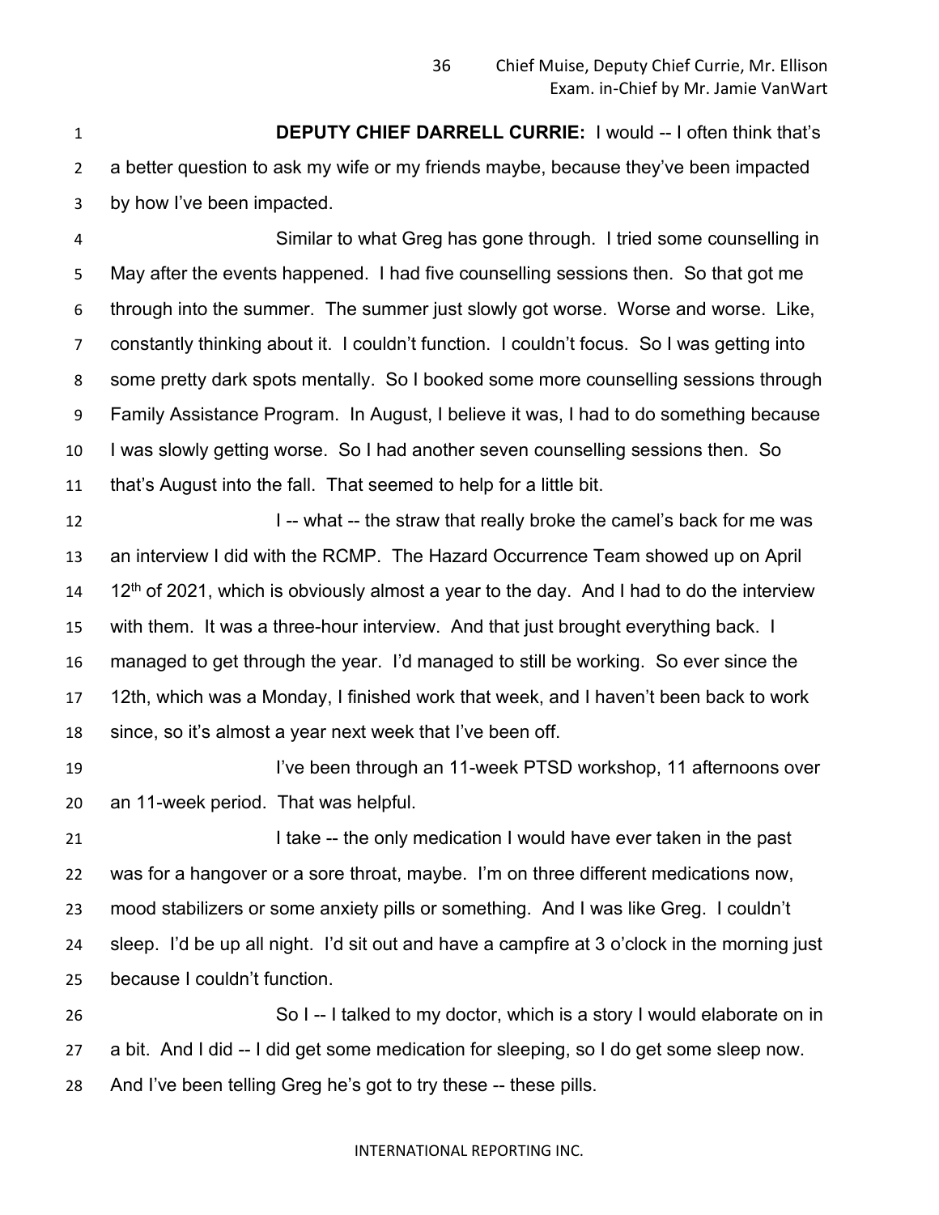**DEPUTY CHIEF DARRELL CURRIE:** I would -- I often think that's a better question to ask my wife or my friends maybe, because they've been impacted by how I've been impacted.

Similar to what Greg has gone through. I tried some counselling in May after the events happened. I had five counselling sessions then. So that got me through into the summer. The summer just slowly got worse. Worse and worse. Like, constantly thinking about it. I couldn't function. I couldn't focus. So I was getting into some pretty dark spots mentally. So I booked some more counselling sessions through Family Assistance Program. In August, I believe it was, I had to do something because I was slowly getting worse. So I had another seven counselling sessions then. So that's August into the fall. That seemed to help for a little bit.

I -- what -- the straw that really broke the camel's back for me was an interview I did with the RCMP. The Hazard Occurrence Team showed up on April 12th of 2021, which is obviously almost a year to the day. And I had to do the interview with them. It was a three-hour interview. And that just brought everything back. I managed to get through the year. I'd managed to still be working. So ever since the 12th, which was a Monday, I finished work that week, and I haven't been back to work since, so it's almost a year next week that I've been off.

I've been through an 11-week PTSD workshop, 11 afternoons over an 11-week period. That was helpful.

I take -- the only medication I would have ever taken in the past was for a hangover or a sore throat, maybe. I'm on three different medications now, mood stabilizers or some anxiety pills or something. And I was like Greg. I couldn't sleep. I'd be up all night. I'd sit out and have a campfire at 3 o'clock in the morning just because I couldn't function.

So I -- I talked to my doctor, which is a story I would elaborate on in a bit. And I did -- I did get some medication for sleeping, so I do get some sleep now. And I've been telling Greg he's got to try these -- these pills.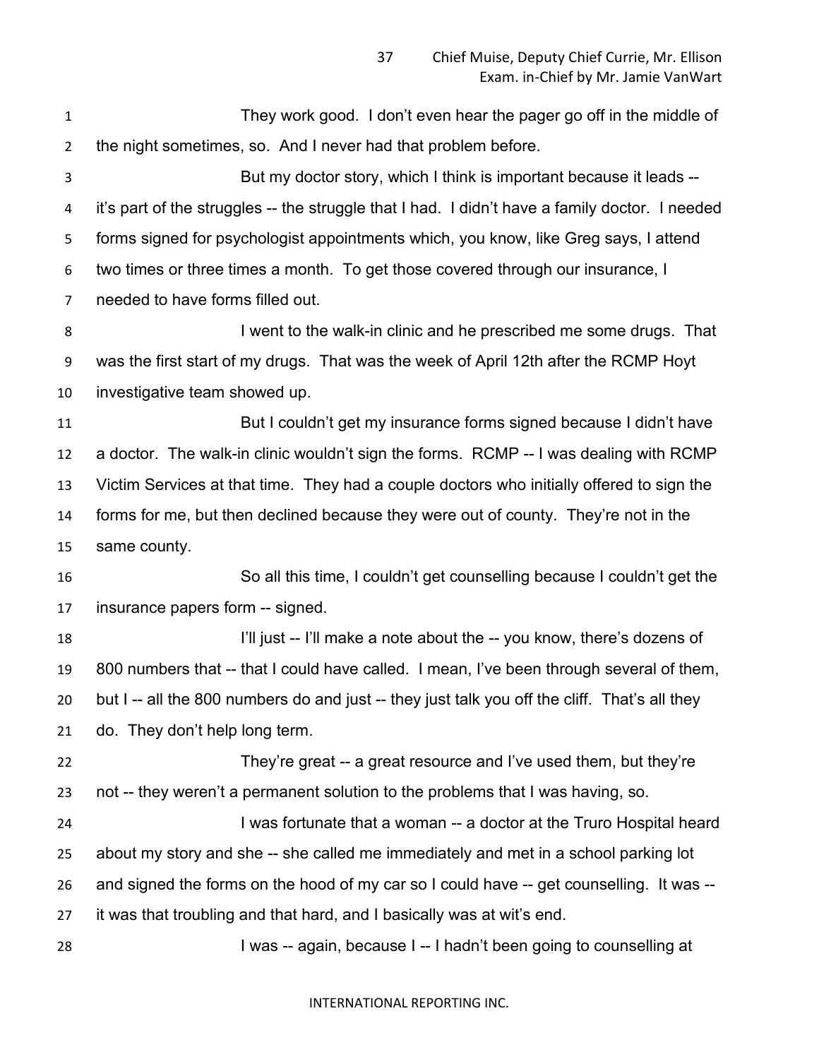They work good. I don't even hear the pager go off in the middle of the night sometimes, so. And I never had that problem before.

But my doctor story, which I think is important because it leads -- it's part of the struggles -- the struggle that I had. I didn't have a family doctor. I needed forms signed for psychologist appointments which, you know, like Greg says, I attend two times or three times a month. To get those covered through our insurance, I needed to have forms filled out.

I went to the walk-in clinic and he prescribed me some drugs. That was the first start of my drugs. That was the week of April 12th after the RCMP Hoyt investigative team showed up.

But I couldn't get my insurance forms signed because I didn't have a doctor. The walk-in clinic wouldn't sign the forms. RCMP -- I was dealing with RCMP Victim Services at that time. They had a couple doctors who initially offered to sign the forms for me, but then declined because they were out of county. They're not in the same county.

So all this time, I couldn't get counselling because I couldn't get the insurance papers form -- signed.

I'll just -- I'll make a note about the -- you know, there's dozens of 800 numbers that -- that I could have called. I mean, I've been through several of them, but I -- all the 800 numbers do and just -- they just talk you off the cliff. That's all they do. They don't help long term.

They're great -- a great resource and I've used them, but they're not -- they weren't a permanent solution to the problems that I was having, so.

I was fortunate that a woman -- a doctor at the Truro Hospital heard about my story and she -- she called me immediately and met in a school parking lot and signed the forms on the hood of my car so I could have -- get counselling. It was -- it was that troubling and that hard, and I basically was at wit's end.

I was -- again, because I -- I hadn't been going to counselling at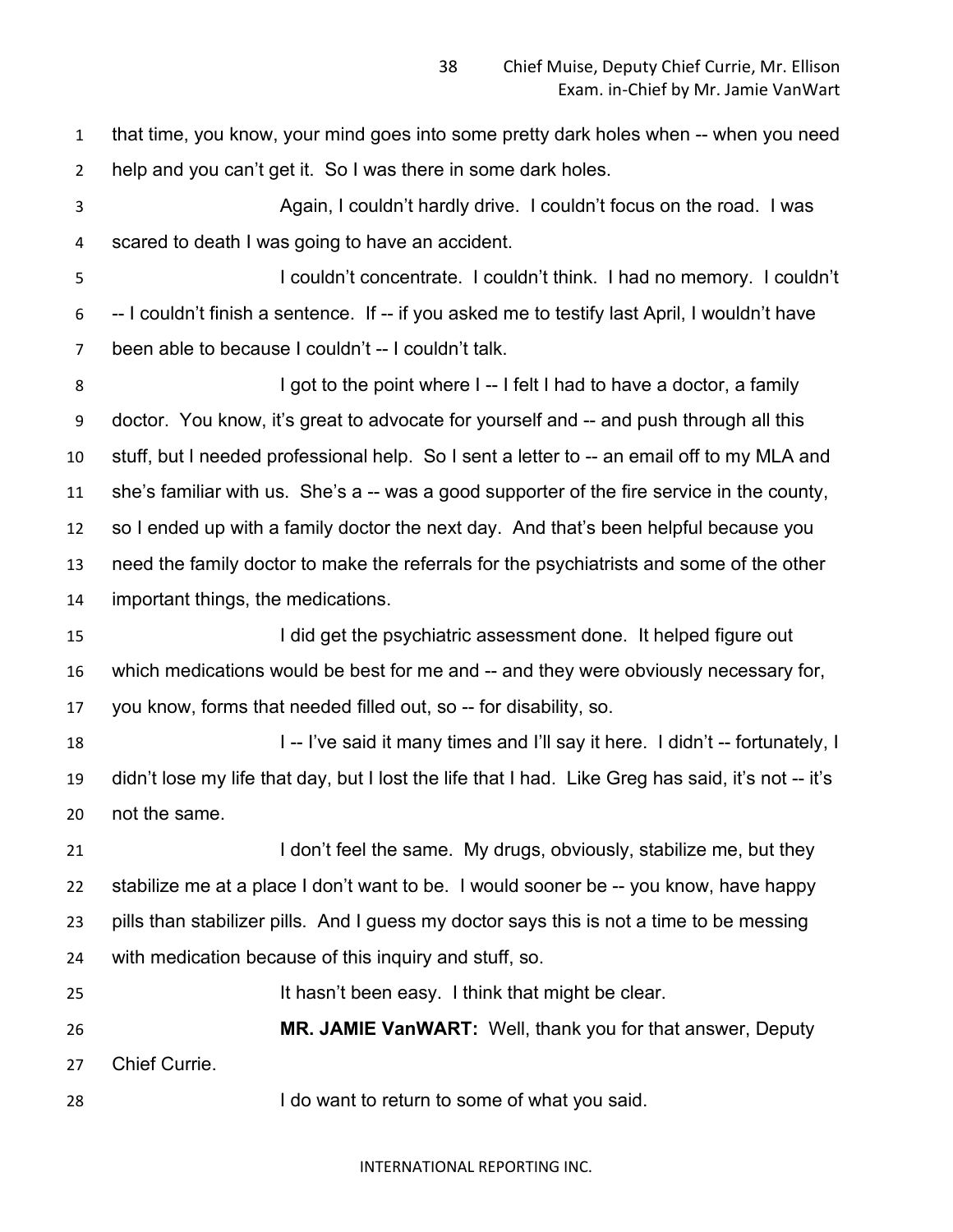that time, you know, your mind goes into some pretty dark holes when -- when you need help and you can't get it. So I was there in some dark holes.

Again, I couldn't hardly drive. I couldn't focus on the road. I was scared to death I was going to have an accident.

I couldn't concentrate. I couldn't think. I had no memory. I couldn't -- I couldn't finish a sentence. If -- if you asked me to testify last April, I wouldn't have been able to because I couldn't -- I couldn't talk.

I got to the point where I -- I felt I had to have a doctor, a family doctor. You know, it's great to advocate for yourself and -- and push through all this stuff, but I needed professional help. So I sent a letter to -- an email off to my MLA and she's familiar with us. She's a -- was a good supporter of the fire service in the county, so I ended up with a family doctor the next day. And that's been helpful because you need the family doctor to make the referrals for the psychiatrists and some of the other important things, the medications.

I did get the psychiatric assessment done. It helped figure out which medications would be best for me and -- and they were obviously necessary for, you know, forms that needed filled out, so -- for disability, so.

I -- I've said it many times and I'll say it here. I didn't -- fortunately, I didn't lose my life that day, but I lost the life that I had. Like Greg has said, it's not -- it's not the same.

I don't feel the same. My drugs, obviously, stabilize me, but they stabilize me at a place I don't want to be. I would sooner be -- you know, have happy pills than stabilizer pills. And I guess my doctor says this is not a time to be messing with medication because of this inquiry and stuff, so.

It hasn't been easy. I think that might be clear.

**MR. JAMIE VanWART:** Well, thank you for that answer, Deputy Chief Currie.

I do want to return to some of what you said.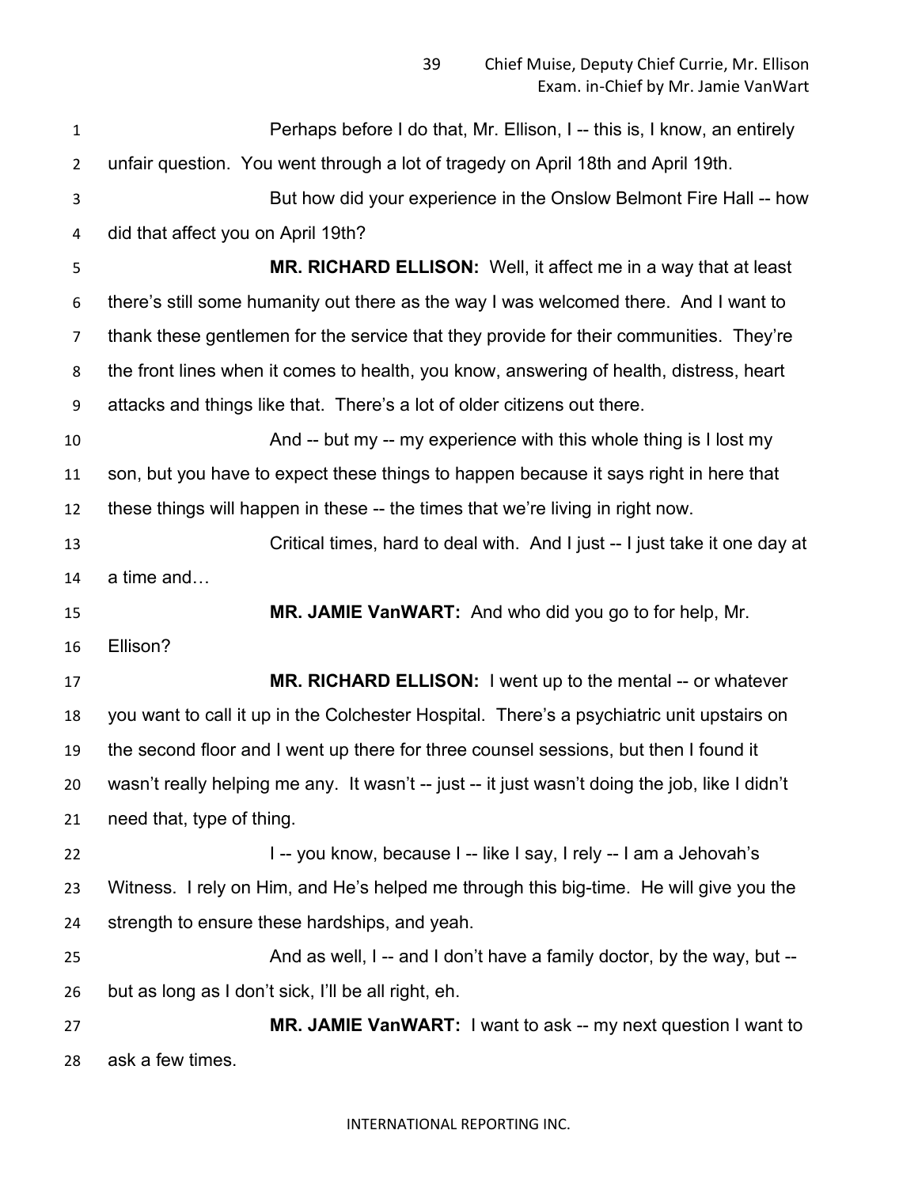Perhaps before I do that, Mr. Ellison, I -- this is, I know, an entirely unfair question. You went through a lot of tragedy on April 18th and April 19th.

But how did your experience in the Onslow Belmont Fire Hall -- how did that affect you on April 19th?

**MR. RICHARD ELLISON:** Well, it affect me in a way that at least there's still some humanity out there as the way I was welcomed there. And I want to thank these gentlemen for the service that they provide for their communities. They're the front lines when it comes to health, you know, answering of health, distress, heart attacks and things like that. There's a lot of older citizens out there.

And -- but my -- my experience with this whole thing is I lost my son, but you have to expect these things to happen because it says right in here that these things will happen in these -- the times that we're living in right now.

Critical times, hard to deal with. And I just -- I just take it one day at a time and…

**MR. JAMIE VanWART:** And who did you go to for help, Mr. Ellison?

**MR. RICHARD ELLISON:** I went up to the mental -- or whatever you want to call it up in the Colchester Hospital. There's a psychiatric unit upstairs on the second floor and I went up there for three counsel sessions, but then I found it wasn't really helping me any. It wasn't -- just -- it just wasn't doing the job, like I didn't need that, type of thing.

I -- you know, because I -- like I say, I rely -- I am a Jehovah's Witness. I rely on Him, and He's helped me through this big-time. He will give you the strength to ensure these hardships, and yeah.

And as well, I -- and I don't have a family doctor, by the way, but -- but as long as I don't sick, I'll be all right, eh.

**MR. JAMIE VanWART:** I want to ask -- my next question I want to ask a few times.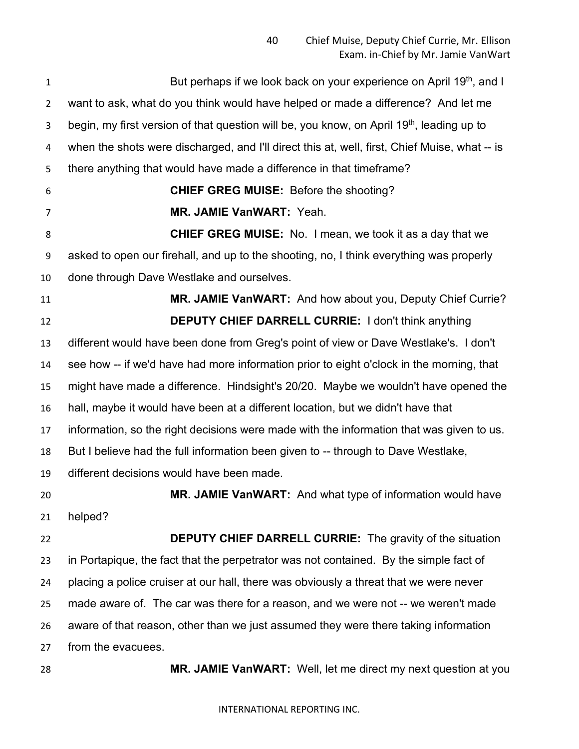But perhaps if we look back on your experience on April 19th, and I want to ask, what do you think would have helped or made a difference? And let me begin, my first version of that question will be, you know, on April 19th, leading up to when the shots were discharged, and I'll direct this at, well, first, Chief Muise, what -- is there anything that would have made a difference in that timeframe?

**CHIEF GREG MUISE:** Before the shooting?

**MR. JAMIE VanWART:** Yeah.

**CHIEF GREG MUISE:** No. I mean, we took it as a day that we asked to open our firehall, and up to the shooting, no, I think everything was properly done through Dave Westlake and ourselves.

**MR. JAMIE VanWART:** And how about you, Deputy Chief Currie?

**DEPUTY CHIEF DARRELL CURRIE:** I don't think anything different would have been done from Greg's point of view or Dave Westlake's. I don't see how -- if we'd have had more information prior to eight o'clock in the morning, that might have made a difference. Hindsight's 20/20. Maybe we wouldn't have opened the hall, maybe it would have been at a different location, but we didn't have that information, so the right decisions were made with the information that was given to us. But I believe had the full information been given to -- through to Dave Westlake, different decisions would have been made.

**MR. JAMIE VanWART:** And what type of information would have helped?

**DEPUTY CHIEF DARRELL CURRIE:** The gravity of the situation in Portapique, the fact that the perpetrator was not contained. By the simple fact of placing a police cruiser at our hall, there was obviously a threat that we were never made aware of. The car was there for a reason, and we were not -- we weren't made aware of that reason, other than we just assumed they were there taking information from the evacuees.

**MR. JAMIE VanWART:** Well, let me direct my next question at you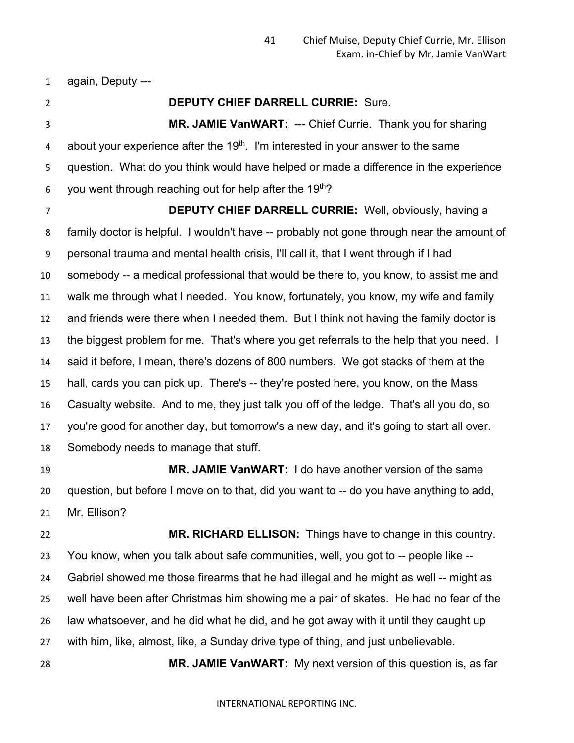again, Deputy ---

**DEPUTY CHIEF DARRELL CURRIE:** Sure.

**MR. JAMIE VanWART:** --- Chief Currie. Thank you for sharing about your experience after the 19th. I'm interested in your answer to the same question. What do you think would have helped or made a difference in the experience you went through reaching out for help after the 19th?

**DEPUTY CHIEF DARRELL CURRIE:** Well, obviously, having a family doctor is helpful. I wouldn't have -- probably not gone through near the amount of personal trauma and mental health crisis, I'll call it, that I went through if I had somebody -- a medical professional that would be there to, you know, to assist me and walk me through what I needed. You know, fortunately, you know, my wife and family and friends were there when I needed them. But I think not having the family doctor is the biggest problem for me. That's where you get referrals to the help that you need. I said it before, I mean, there's dozens of 800 numbers. We got stacks of them at the hall, cards you can pick up. There's -- they're posted here, you know, on the Mass Casualty website. And to me, they just talk you off of the ledge. That's all you do, so you're good for another day, but tomorrow's a new day, and it's going to start all over. Somebody needs to manage that stuff.

**MR. JAMIE VanWART:** I do have another version of the same question, but before I move on to that, did you want to -- do you have anything to add, Mr. Ellison?

**MR. RICHARD ELLISON:** Things have to change in this country. You know, when you talk about safe communities, well, you got to -- people like -- Gabriel showed me those firearms that he had illegal and he might as well -- might as well have been after Christmas him showing me a pair of skates. He had no fear of the law whatsoever, and he did what he did, and he got away with it until they caught up with him, like, almost, like, a Sunday drive type of thing, and just unbelievable.

**MR. JAMIE VanWART:** My next version of this question is, as far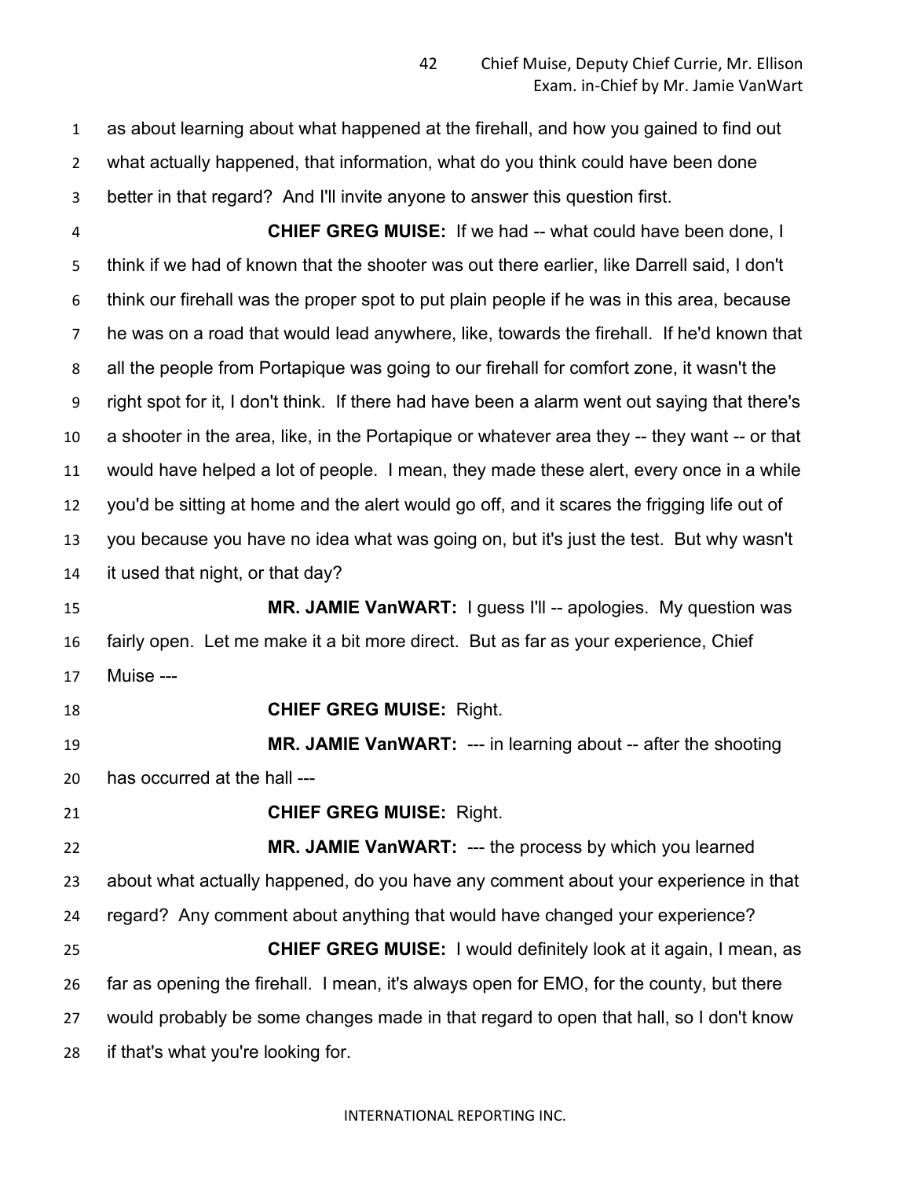as about learning about what happened at the firehall, and how you gained to find out what actually happened, that information, what do you think could have been done better in that regard? And I'll invite anyone to answer this question first.

**CHIEF GREG MUISE:** If we had -- what could have been done, I think if we had of known that the shooter was out there earlier, like Darrell said, I don't think our firehall was the proper spot to put plain people if he was in this area, because he was on a road that would lead anywhere, like, towards the firehall. If he'd known that all the people from Portapique was going to our firehall for comfort zone, it wasn't the right spot for it, I don't think. If there had have been a alarm went out saying that there's a shooter in the area, like, in the Portapique or whatever area they -- they want -- or that would have helped a lot of people. I mean, they made these alert, every once in a while you'd be sitting at home and the alert would go off, and it scares the frigging life out of you because you have no idea what was going on, but it's just the test. But why wasn't it used that night, or that day?

**MR. JAMIE VanWART:** I guess I'll -- apologies. My question was fairly open. Let me make it a bit more direct. But as far as your experience, Chief Muise ---

**CHIEF GREG MUISE:** Right.

**MR. JAMIE VanWART:** --- in learning about -- after the shooting has occurred at the hall ---

**CHIEF GREG MUISE:** Right.

**MR. JAMIE VanWART:** --- the process by which you learned about what actually happened, do you have any comment about your experience in that regard? Any comment about anything that would have changed your experience?

**CHIEF GREG MUISE:** I would definitely look at it again, I mean, as far as opening the firehall. I mean, it's always open for EMO, for the county, but there would probably be some changes made in that regard to open that hall, so I don't know if that's what you're looking for.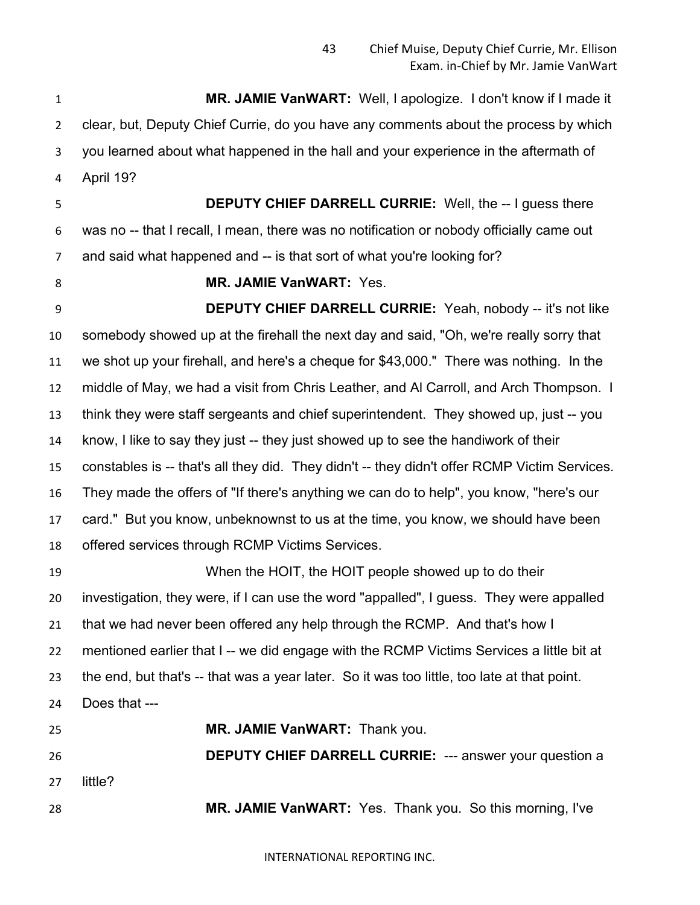**MR. JAMIE VanWART:** Well, I apologize. I don't know if I made it clear, but, Deputy Chief Currie, do you have any comments about the process by which you learned about what happened in the hall and your experience in the aftermath of April 19?

**DEPUTY CHIEF DARRELL CURRIE:** Well, the -- I guess there was no -- that I recall, I mean, there was no notification or nobody officially came out and said what happened and -- is that sort of what you're looking for?

**MR. JAMIE VanWART:** Yes.

**DEPUTY CHIEF DARRELL CURRIE:** Yeah, nobody -- it's not like somebody showed up at the firehall the next day and said, "Oh, we're really sorry that we shot up your firehall, and here's a cheque for $43,000." There was nothing. In the middle of May, we had a visit from Chris Leather, and Al Carroll, and Arch Thompson. I think they were staff sergeants and chief superintendent. They showed up, just -- you know, I like to say they just -- they just showed up to see the handiwork of their constables is -- that's all they did. They didn't -- they didn't offer RCMP Victim Services. They made the offers of "If there's anything we can do to help", you know, "here's our card." But you know, unbeknownst to us at the time, you know, we should have been offered services through RCMP Victims Services.

When the HOIT, the HOIT people showed up to do their investigation, they were, if I can use the word "appalled", I guess. They were appalled that we had never been offered any help through the RCMP. And that's how I mentioned earlier that I -- we did engage with the RCMP Victims Services a little bit at the end, but that's -- that was a year later. So it was too little, too late at that point. Does that ---

**MR. JAMIE VanWART:** Thank you.

**DEPUTY CHIEF DARRELL CURRIE:** --- answer your question a little?

**MR. JAMIE VanWART:** Yes. Thank you. So this morning, I've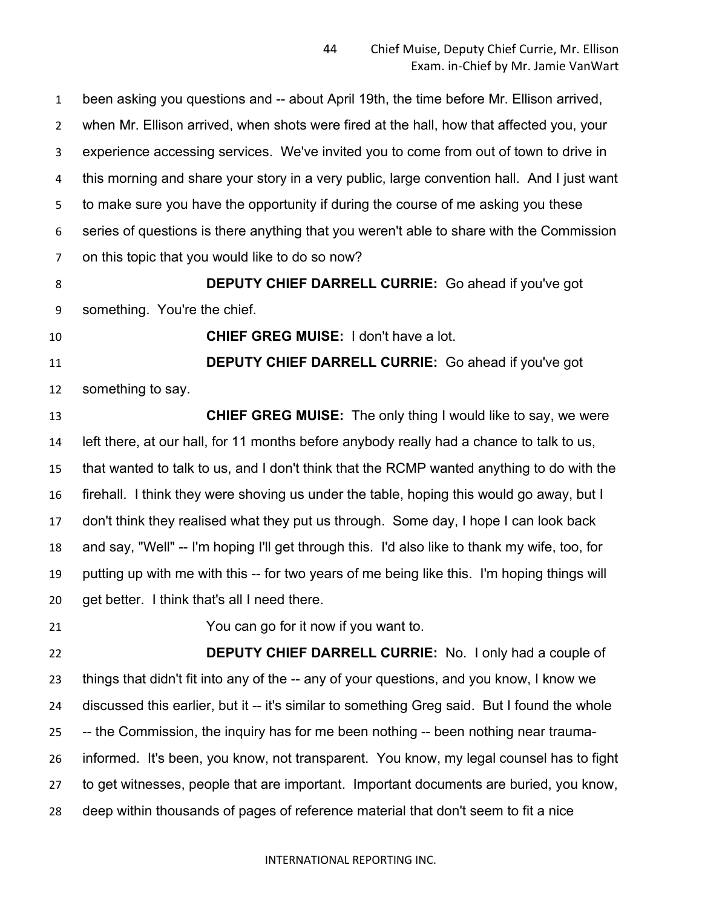been asking you questions and -- about April 19th, the time before Mr. Ellison arrived, when Mr. Ellison arrived, when shots were fired at the hall, how that affected you, your experience accessing services. We've invited you to come from out of town to drive in this morning and share your story in a very public, large convention hall. And I just want to make sure you have the opportunity if during the course of me asking you these series of questions is there anything that you weren't able to share with the Commission on this topic that you would like to do so now?

**DEPUTY CHIEF DARRELL CURRIE:** Go ahead if you've got something. You're the chief.

**CHIEF GREG MUISE:** I don't have a lot.

**DEPUTY CHIEF DARRELL CURRIE:** Go ahead if you've got something to say.

**CHIEF GREG MUISE:** The only thing I would like to say, we were left there, at our hall, for 11 months before anybody really had a chance to talk to us, that wanted to talk to us, and I don't think that the RCMP wanted anything to do with the firehall. I think they were shoving us under the table, hoping this would go away, but I don't think they realised what they put us through. Some day, I hope I can look back and say, "Well" -- I'm hoping I'll get through this. I'd also like to thank my wife, too, for putting up with me with this -- for two years of me being like this. I'm hoping things will get better. I think that's all I need there.

You can go for it now if you want to.

**DEPUTY CHIEF DARRELL CURRIE:** No. I only had a couple of things that didn't fit into any of the -- any of your questions, and you know, I know we discussed this earlier, but it -- it's similar to something Greg said. But I found the whole -- the Commission, the inquiry has for me been nothing -- been nothing near trauma-informed. It's been, you know, not transparent. You know, my legal counsel has to fight to get witnesses, people that are important. Important documents are buried, you know, deep within thousands of pages of reference material that don't seem to fit a nice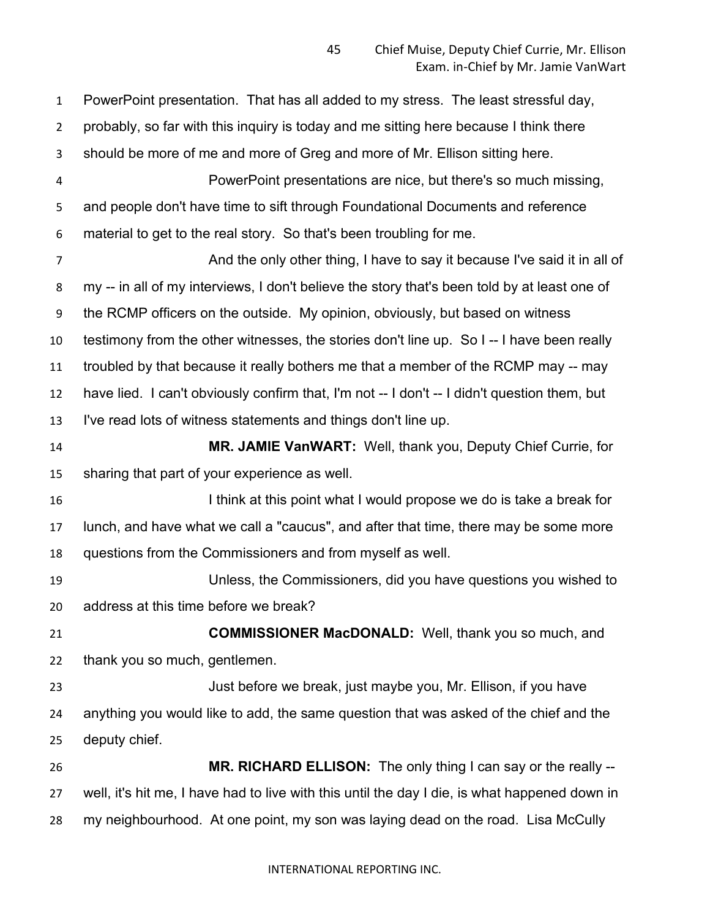PowerPoint presentation. That has all added to my stress. The least stressful day, probably, so far with this inquiry is today and me sitting here because I think there should be more of me and more of Greg and more of Mr. Ellison sitting here.

PowerPoint presentations are nice, but there's so much missing, and people don't have time to sift through Foundational Documents and reference material to get to the real story. So that's been troubling for me.

And the only other thing, I have to say it because I've said it in all of my -- in all of my interviews, I don't believe the story that's been told by at least one of the RCMP officers on the outside. My opinion, obviously, but based on witness testimony from the other witnesses, the stories don't line up. So I -- I have been really troubled by that because it really bothers me that a member of the RCMP may -- may have lied. I can't obviously confirm that, I'm not -- I don't -- I didn't question them, but I've read lots of witness statements and things don't line up.

**MR. JAMIE VanWART:** Well, thank you, Deputy Chief Currie, for sharing that part of your experience as well.

I think at this point what I would propose we do is take a break for lunch, and have what we call a "caucus", and after that time, there may be some more questions from the Commissioners and from myself as well.

Unless, the Commissioners, did you have questions you wished to address at this time before we break?

**COMMISSIONER MacDONALD:** Well, thank you so much, and thank you so much, gentlemen.

Just before we break, just maybe you, Mr. Ellison, if you have anything you would like to add, the same question that was asked of the chief and the deputy chief.

**MR. RICHARD ELLISON:** The only thing I can say or the really -- well, it's hit me, I have had to live with this until the day I die, is what happened down in my neighbourhood. At one point, my son was laying dead on the road. Lisa McCully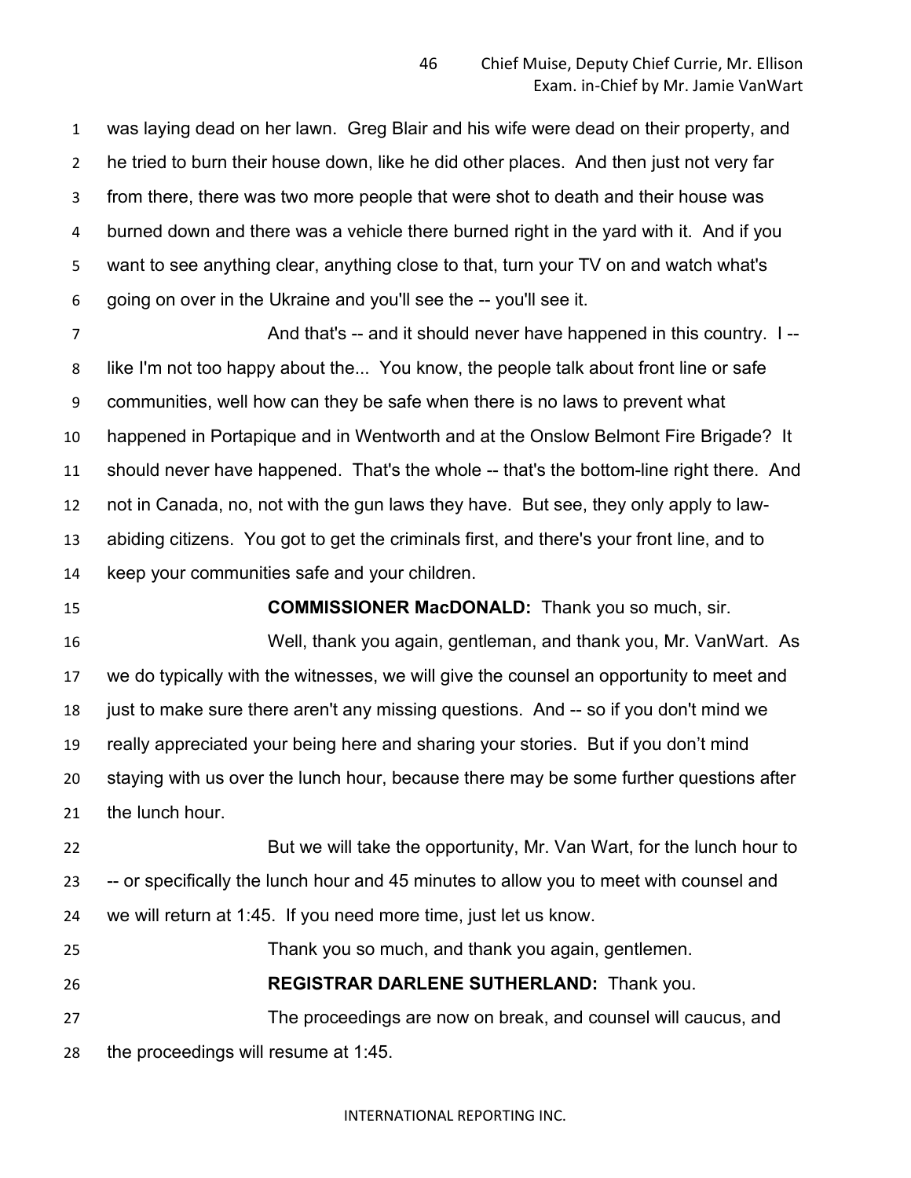was laying dead on her lawn. Greg Blair and his wife were dead on their property, and he tried to burn their house down, like he did other places. And then just not very far from there, there was two more people that were shot to death and their house was burned down and there was a vehicle there burned right in the yard with it. And if you want to see anything clear, anything close to that, turn your TV on and watch what's going on over in the Ukraine and you'll see the -- you'll see it.

And that's -- and it should never have happened in this country. I -- like I'm not too happy about the... You know, the people talk about front line or safe communities, well how can they be safe when there is no laws to prevent what happened in Portapique and in Wentworth and at the Onslow Belmont Fire Brigade? It should never have happened. That's the whole -- that's the bottom-line right there. And not in Canada, no, not with the gun laws they have. But see, they only apply to law-abiding citizens. You got to get the criminals first, and there's your front line, and to keep your communities safe and your children.

**COMMISSIONER MacDONALD:** Thank you so much, sir.

Well, thank you again, gentleman, and thank you, Mr. VanWart. As we do typically with the witnesses, we will give the counsel an opportunity to meet and just to make sure there aren't any missing questions. And -- so if you don't mind we really appreciated your being here and sharing your stories. But if you don't mind staying with us over the lunch hour, because there may be some further questions after the lunch hour.

But we will take the opportunity, Mr. Van Wart, for the lunch hour to -- or specifically the lunch hour and 45 minutes to allow you to meet with counsel and we will return at 1:45. If you need more time, just let us know.

Thank you so much, and thank you again, gentlemen.

**REGISTRAR DARLENE SUTHERLAND:** Thank you.

The proceedings are now on break, and counsel will caucus, and the proceedings will resume at 1:45.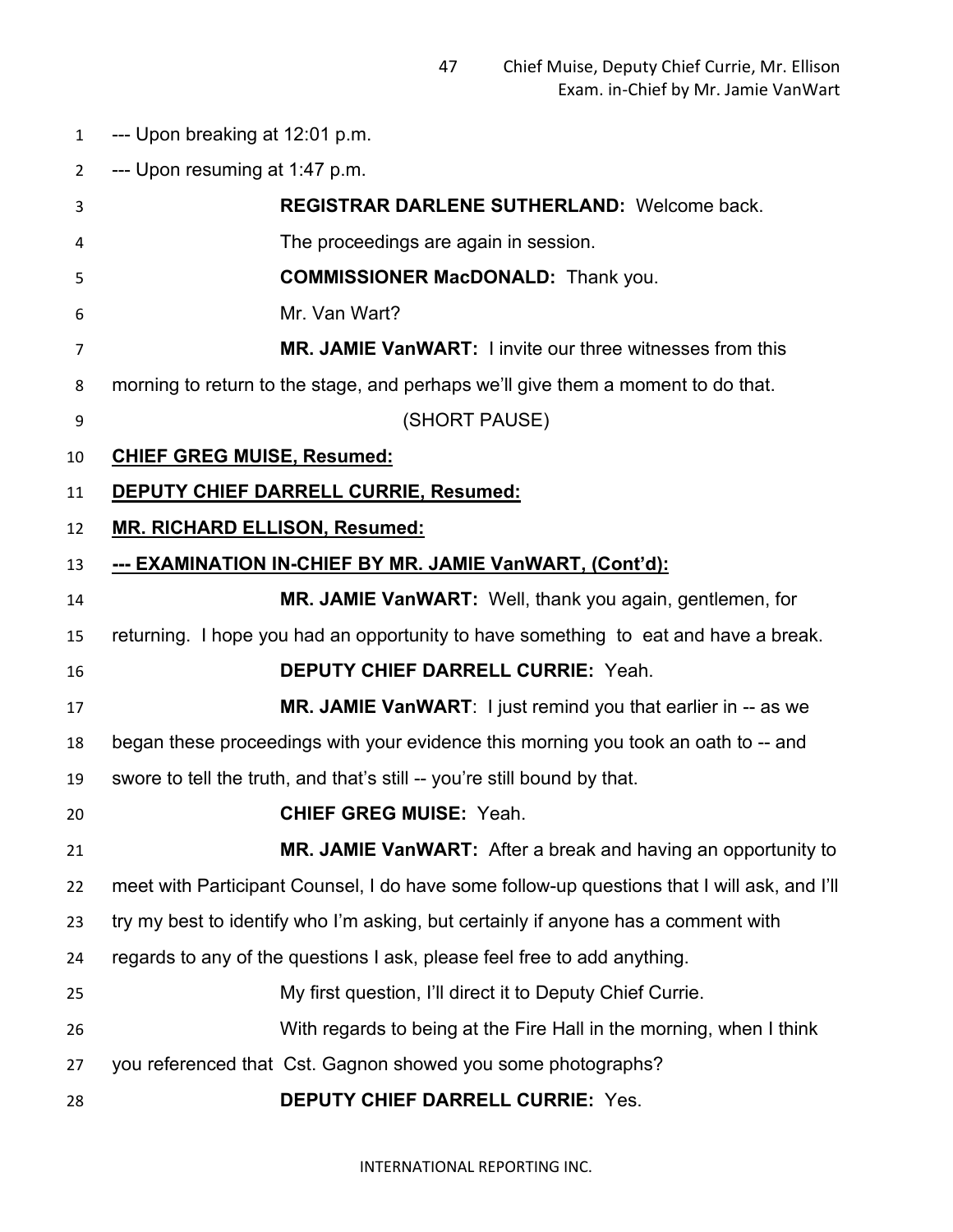--- Upon breaking at 12:01 p.m.

--- Upon resuming at 1:47 p.m.

**REGISTRAR DARLENE SUTHERLAND:** Welcome back. The proceedings are again in session.

**COMMISSIONER MacDONALD:** Thank you. Mr. Van Wart?

**MR. JAMIE VanWART:** I invite our three witnesses from this morning to return to the stage, and perhaps we'll give them a moment to do that.

(SHORT PAUSE)

**CHIEF GREG MUISE, Resumed:**

**DEPUTY CHIEF DARRELL CURRIE, Resumed:**

**MR. RICHARD ELLISON, Resumed:**

**--- EXAMINATION IN-CHIEF BY MR. JAMIE VanWART, (Cont'd):**

**MR. JAMIE VanWART:** Well, thank you again, gentlemen, for returning. I hope you had an opportunity to have something to eat and have a break.

**DEPUTY CHIEF DARRELL CURRIE:** Yeah.

**MR. JAMIE VanWART**: I just remind you that earlier in -- as we began these proceedings with your evidence this morning you took an oath to -- and swore to tell the truth, and that's still -- you're still bound by that.

**CHIEF GREG MUISE:** Yeah.

**MR. JAMIE VanWART:** After a break and having an opportunity to meet with Participant Counsel, I do have some follow-up questions that I will ask, and I'll try my best to identify who I'm asking, but certainly if anyone has a comment with regards to any of the questions I ask, please feel free to add anything.

My first question, I'll direct it to Deputy Chief Currie.

With regards to being at the Fire Hall in the morning, when I think you referenced that Cst. Gagnon showed you some photographs?

**DEPUTY CHIEF DARRELL CURRIE:** Yes.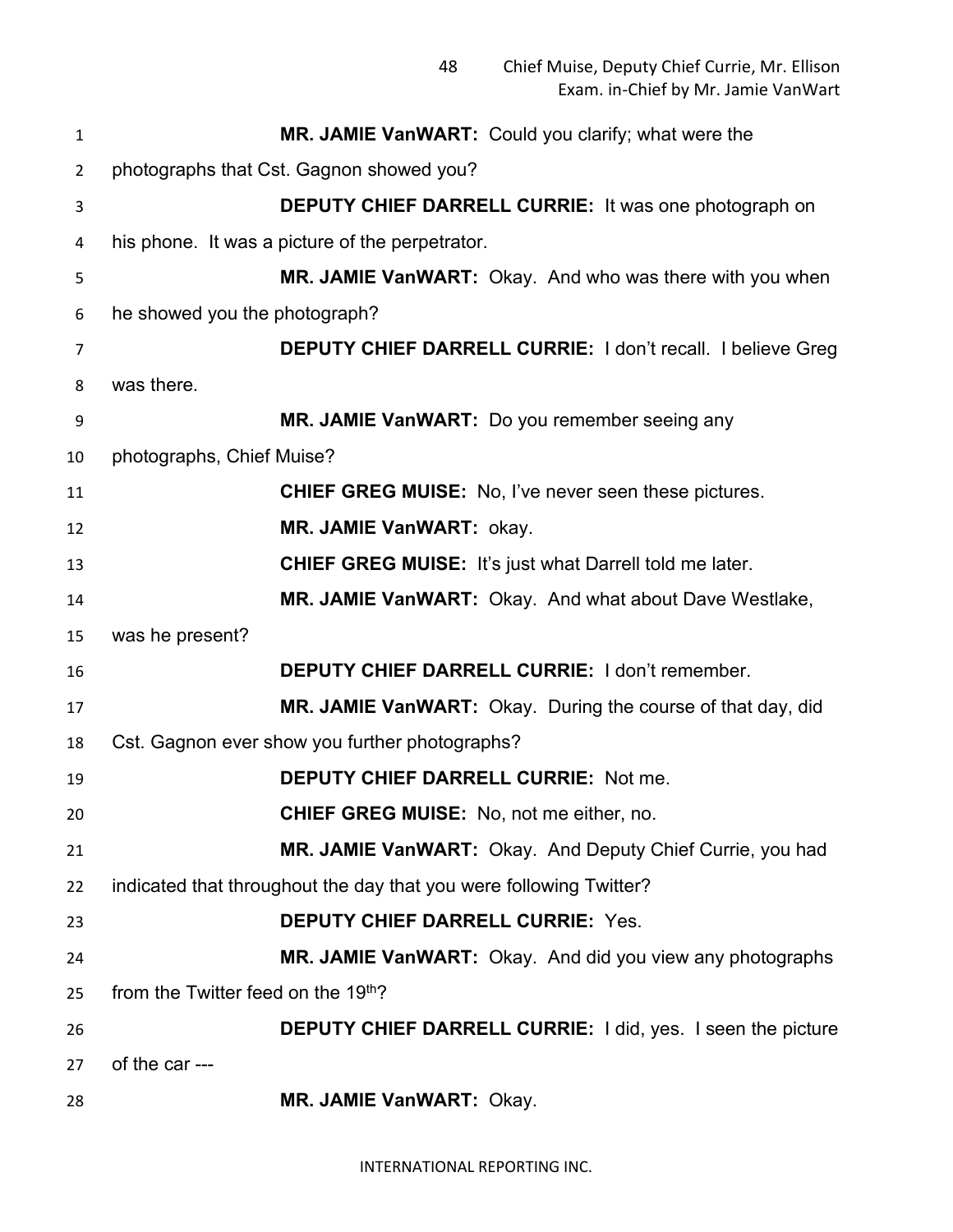**MR. JAMIE VanWART:** Could you clarify; what were the photographs that Cst. Gagnon showed you?

**DEPUTY CHIEF DARRELL CURRIE:** It was one photograph on his phone. It was a picture of the perpetrator.

**MR. JAMIE VanWART:** Okay. And who was there with you when he showed you the photograph?

**DEPUTY CHIEF DARRELL CURRIE:** I don't recall. I believe Greg was there.

**MR. JAMIE VanWART:** Do you remember seeing any photographs, Chief Muise?

**CHIEF GREG MUISE:** No, I've never seen these pictures.

**MR. JAMIE VanWART:** okay.

**CHIEF GREG MUISE:** It's just what Darrell told me later.

**MR. JAMIE VanWART:** Okay. And what about Dave Westlake, was he present?

**DEPUTY CHIEF DARRELL CURRIE:** I don't remember.

**MR. JAMIE VanWART:** Okay. During the course of that day, did Cst. Gagnon ever show you further photographs?

**DEPUTY CHIEF DARRELL CURRIE:** Not me.

**CHIEF GREG MUISE:** No, not me either, no.

**MR. JAMIE VanWART:** Okay. And Deputy Chief Currie, you had indicated that throughout the day that you were following Twitter?

**DEPUTY CHIEF DARRELL CURRIE:** Yes.

**MR. JAMIE VanWART:** Okay. And did you view any photographs from the Twitter feed on the 19th?

**DEPUTY CHIEF DARRELL CURRIE:** I did, yes. I seen the picture of the car ---

**MR. JAMIE VanWART:** Okay.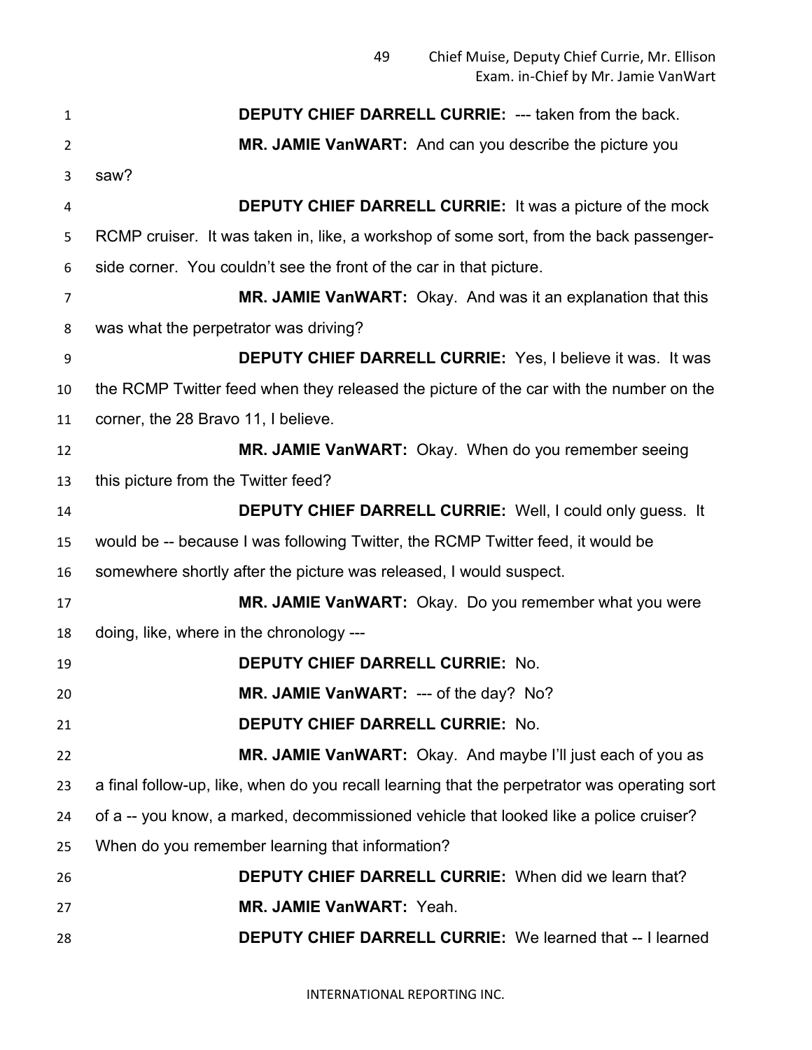**DEPUTY CHIEF DARRELL CURRIE:** --- taken from the back.

**MR. JAMIE VanWART:** And can you describe the picture you saw?

**DEPUTY CHIEF DARRELL CURRIE:** It was a picture of the mock RCMP cruiser. It was taken in, like, a workshop of some sort, from the back passenger-side corner. You couldn't see the front of the car in that picture.

**MR. JAMIE VanWART:** Okay. And was it an explanation that this was what the perpetrator was driving?

**DEPUTY CHIEF DARRELL CURRIE:** Yes, I believe it was. It was the RCMP Twitter feed when they released the picture of the car with the number on the corner, the 28 Bravo 11, I believe.

**MR. JAMIE VanWART:** Okay. When do you remember seeing this picture from the Twitter feed?

**DEPUTY CHIEF DARRELL CURRIE:** Well, I could only guess. It would be -- because I was following Twitter, the RCMP Twitter feed, it would be somewhere shortly after the picture was released, I would suspect.

**MR. JAMIE VanWART:** Okay. Do you remember what you were doing, like, where in the chronology ---

**DEPUTY CHIEF DARRELL CURRIE:** No.

**MR. JAMIE VanWART:** --- of the day? No?

**DEPUTY CHIEF DARRELL CURRIE:** No.

**MR. JAMIE VanWART:** Okay. And maybe I'll just each of you as a final follow-up, like, when do you recall learning that the perpetrator was operating sort of a -- you know, a marked, decommissioned vehicle that looked like a police cruiser? When do you remember learning that information?

**DEPUTY CHIEF DARRELL CURRIE:** When did we learn that?

**MR. JAMIE VanWART:** Yeah.

**DEPUTY CHIEF DARRELL CURRIE:** We learned that -- I learned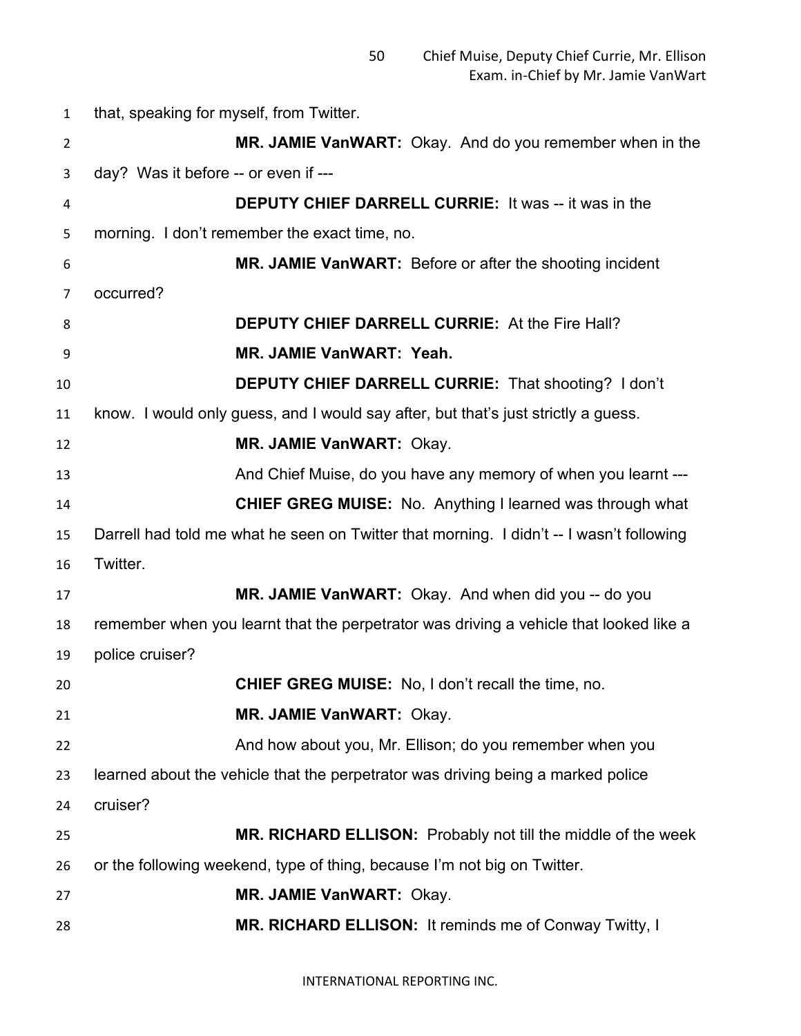that, speaking for myself, from Twitter.

**MR. JAMIE VanWART:** Okay. And do you remember when in the day? Was it before -- or even if ---

**DEPUTY CHIEF DARRELL CURRIE:** It was -- it was in the morning. I don't remember the exact time, no.

**MR. JAMIE VanWART:** Before or after the shooting incident occurred?

**DEPUTY CHIEF DARRELL CURRIE:** At the Fire Hall?

**MR. JAMIE VanWART: Yeah.**

**DEPUTY CHIEF DARRELL CURRIE:** That shooting? I don't know. I would only guess, and I would say after, but that's just strictly a guess.

**MR. JAMIE VanWART:** Okay.

And Chief Muise, do you have any memory of when you learnt ---

**CHIEF GREG MUISE:** No. Anything I learned was through what Darrell had told me what he seen on Twitter that morning. I didn't -- I wasn't following Twitter.

**MR. JAMIE VanWART:** Okay. And when did you -- do you remember when you learnt that the perpetrator was driving a vehicle that looked like a police cruiser?

**CHIEF GREG MUISE:** No, I don't recall the time, no.

**MR. JAMIE VanWART:** Okay.

And how about you, Mr. Ellison; do you remember when you learned about the vehicle that the perpetrator was driving being a marked police cruiser?

**MR. RICHARD ELLISON:** Probably not till the middle of the week or the following weekend, type of thing, because I'm not big on Twitter.

**MR. JAMIE VanWART:** Okay.

**MR. RICHARD ELLISON:** It reminds me of Conway Twitty, I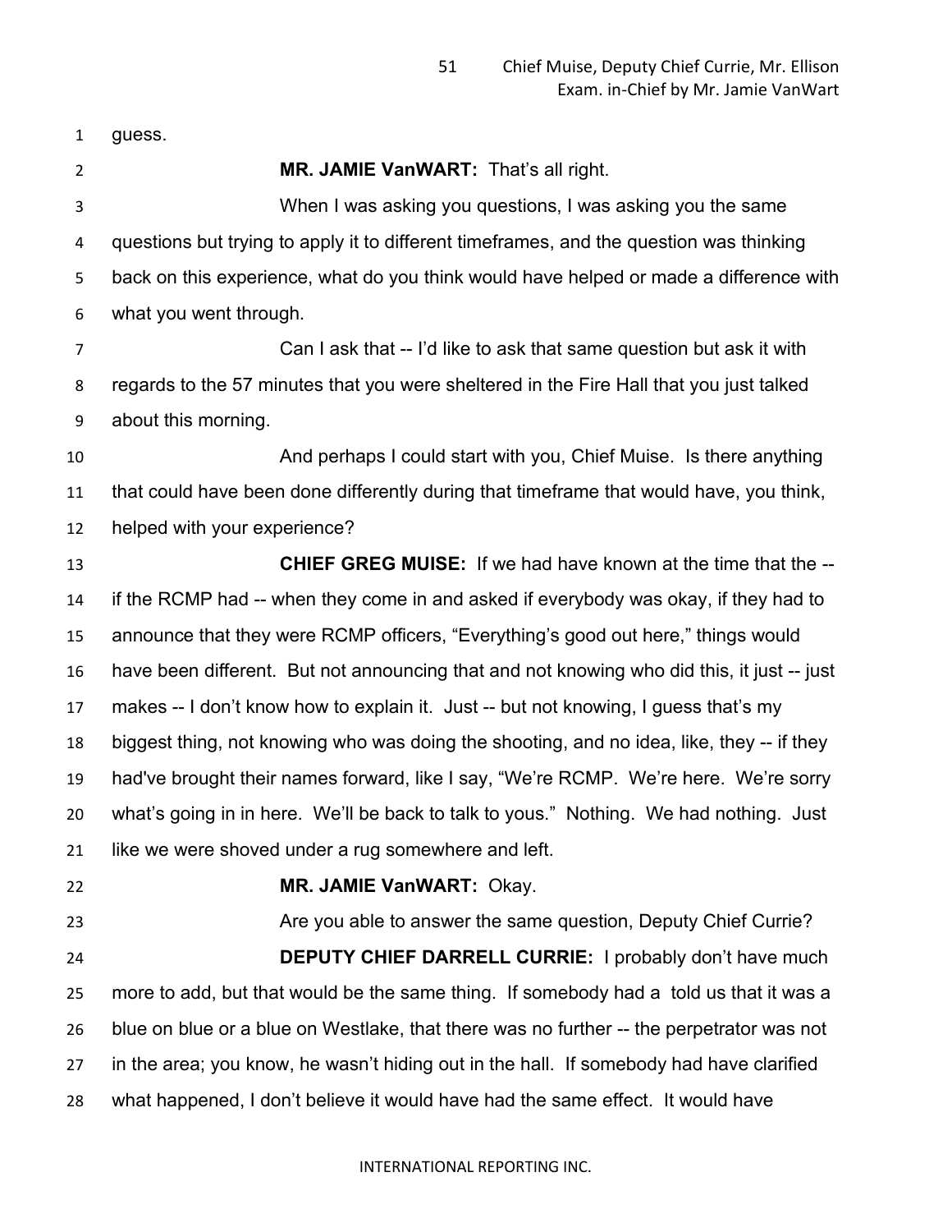guess.

**MR. JAMIE VanWART:** That's all right.

When I was asking you questions, I was asking you the same questions but trying to apply it to different timeframes, and the question was thinking back on this experience, what do you think would have helped or made a difference with what you went through.

Can I ask that -- I'd like to ask that same question but ask it with regards to the 57 minutes that you were sheltered in the Fire Hall that you just talked about this morning.

And perhaps I could start with you, Chief Muise. Is there anything that could have been done differently during that timeframe that would have, you think, helped with your experience?

**CHIEF GREG MUISE:** If we had have known at the time that the -- if the RCMP had -- when they come in and asked if everybody was okay, if they had to announce that they were RCMP officers, "Everything's good out here," things would have been different. But not announcing that and not knowing who did this, it just -- just makes -- I don't know how to explain it. Just -- but not knowing, I guess that's my biggest thing, not knowing who was doing the shooting, and no idea, like, they -- if they had've brought their names forward, like I say, "We're RCMP. We're here. We're sorry what's going in in here. We'll be back to talk to yous." Nothing. We had nothing. Just like we were shoved under a rug somewhere and left.

**MR. JAMIE VanWART:** Okay.

Are you able to answer the same question, Deputy Chief Currie?

**DEPUTY CHIEF DARRELL CURRIE:** I probably don't have much more to add, but that would be the same thing. If somebody had a told us that it was a blue on blue or a blue on Westlake, that there was no further -- the perpetrator was not in the area; you know, he wasn't hiding out in the hall. If somebody had have clarified what happened, I don't believe it would have had the same effect. It would have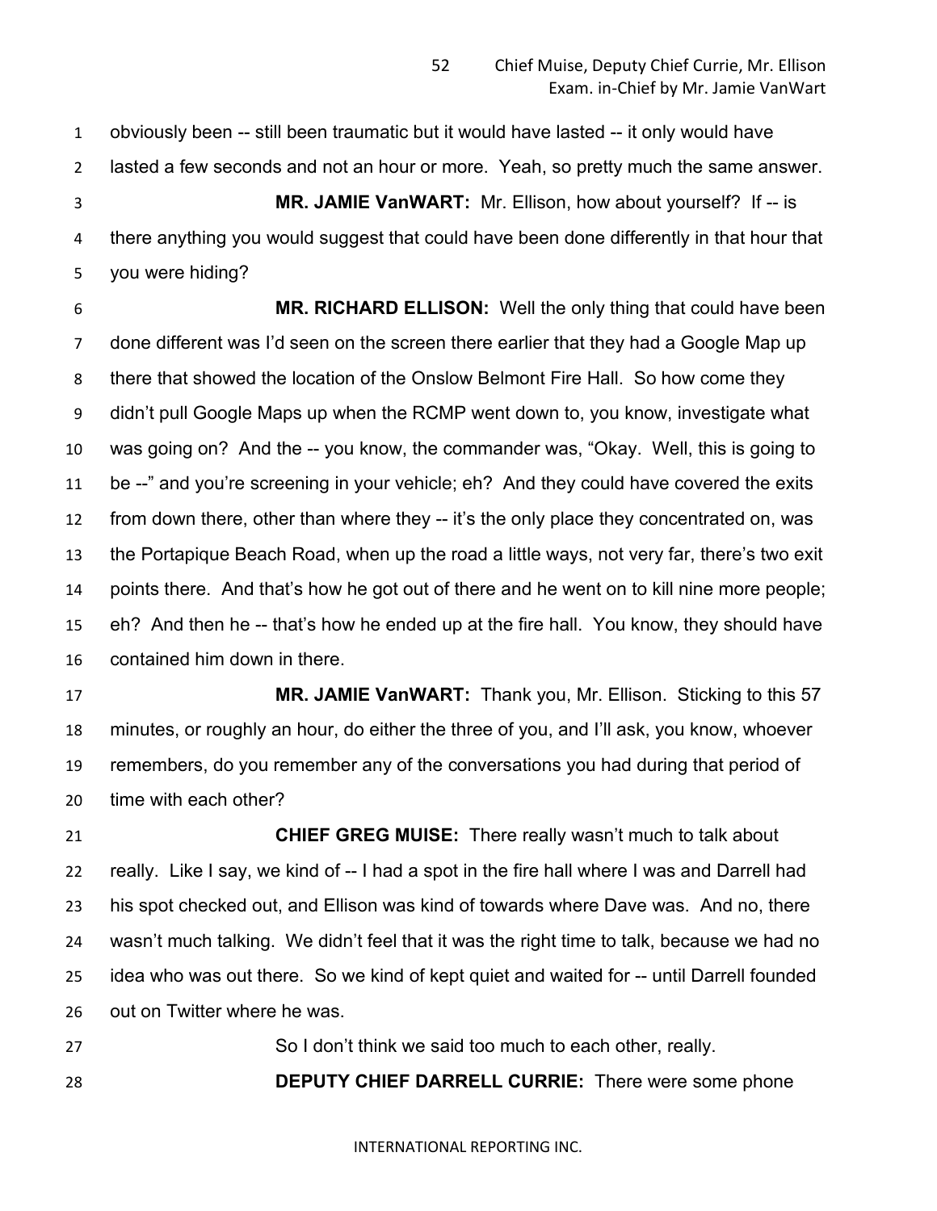obviously been -- still been traumatic but it would have lasted -- it only would have lasted a few seconds and not an hour or more. Yeah, so pretty much the same answer.

**MR. JAMIE VanWART:** Mr. Ellison, how about yourself? If -- is there anything you would suggest that could have been done differently in that hour that you were hiding?

**MR. RICHARD ELLISON:** Well the only thing that could have been done different was I'd seen on the screen there earlier that they had a Google Map up there that showed the location of the Onslow Belmont Fire Hall. So how come they didn't pull Google Maps up when the RCMP went down to, you know, investigate what was going on? And the -- you know, the commander was, "Okay. Well, this is going to be --" and you're screening in your vehicle; eh? And they could have covered the exits from down there, other than where they -- it's the only place they concentrated on, was the Portapique Beach Road, when up the road a little ways, not very far, there's two exit points there. And that's how he got out of there and he went on to kill nine more people; eh? And then he -- that's how he ended up at the fire hall. You know, they should have contained him down in there.

**MR. JAMIE VanWART:** Thank you, Mr. Ellison. Sticking to this 57 minutes, or roughly an hour, do either the three of you, and I'll ask, you know, whoever remembers, do you remember any of the conversations you had during that period of time with each other?

**CHIEF GREG MUISE:** There really wasn't much to talk about really. Like I say, we kind of -- I had a spot in the fire hall where I was and Darrell had his spot checked out, and Ellison was kind of towards where Dave was. And no, there wasn't much talking. We didn't feel that it was the right time to talk, because we had no idea who was out there. So we kind of kept quiet and waited for -- until Darrell founded out on Twitter where he was.

So I don't think we said too much to each other, really.

**DEPUTY CHIEF DARRELL CURRIE:** There were some phone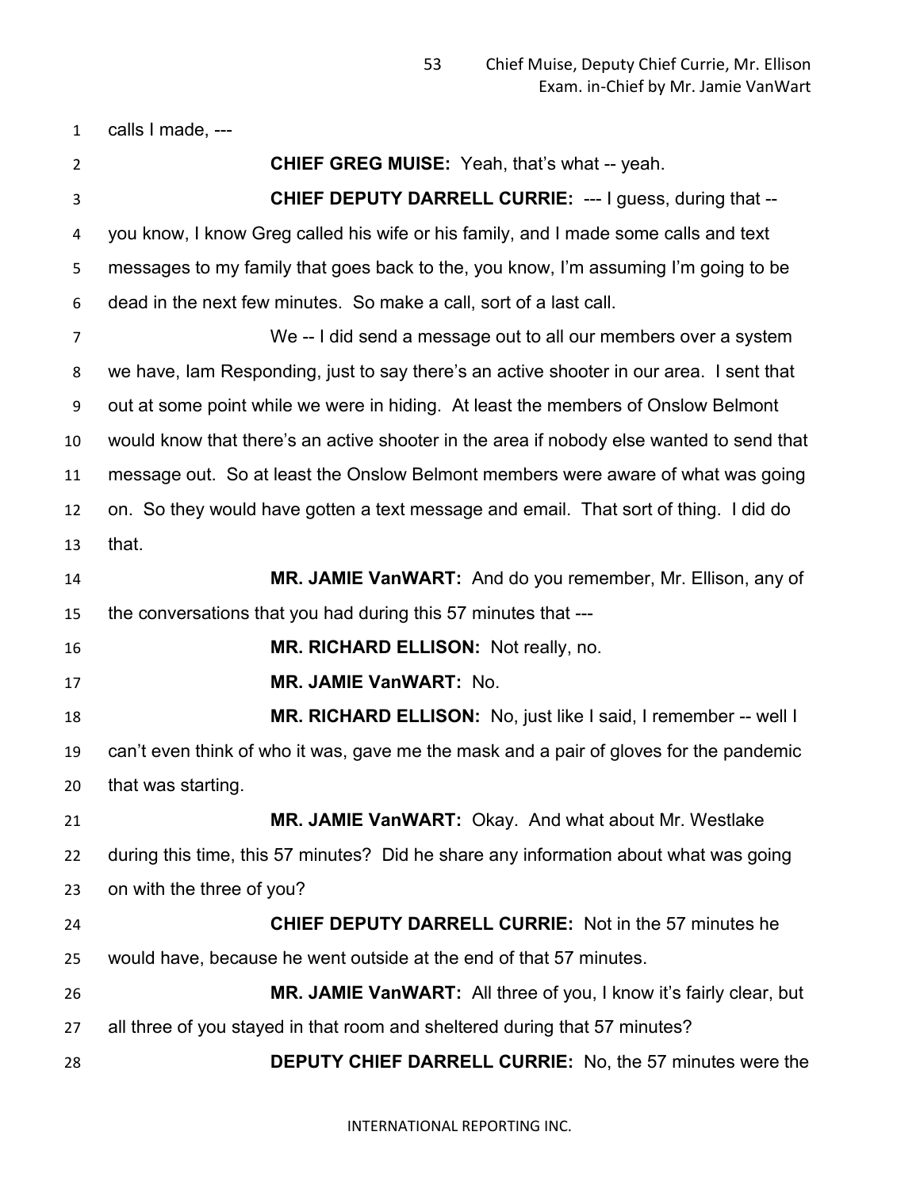calls I made, ---

**CHIEF GREG MUISE:** Yeah, that's what -- yeah.

**CHIEF DEPUTY DARRELL CURRIE:** --- I guess, during that -- you know, I know Greg called his wife or his family, and I made some calls and text messages to my family that goes back to the, you know, I'm assuming I'm going to be dead in the next few minutes. So make a call, sort of a last call.

We -- I did send a message out to all our members over a system we have, Iam Responding, just to say there's an active shooter in our area. I sent that out at some point while we were in hiding. At least the members of Onslow Belmont would know that there's an active shooter in the area if nobody else wanted to send that message out. So at least the Onslow Belmont members were aware of what was going on. So they would have gotten a text message and email. That sort of thing. I did do that.

**MR. JAMIE VanWART:** And do you remember, Mr. Ellison, any of the conversations that you had during this 57 minutes that ---

**MR. RICHARD ELLISON:** Not really, no.

**MR. JAMIE VanWART:** No.

**MR. RICHARD ELLISON:** No, just like I said, I remember -- well I can't even think of who it was, gave me the mask and a pair of gloves for the pandemic that was starting.

**MR. JAMIE VanWART:** Okay. And what about Mr. Westlake during this time, this 57 minutes? Did he share any information about what was going on with the three of you?

**CHIEF DEPUTY DARRELL CURRIE:** Not in the 57 minutes he would have, because he went outside at the end of that 57 minutes.

**MR. JAMIE VanWART:** All three of you, I know it's fairly clear, but all three of you stayed in that room and sheltered during that 57 minutes?

**DEPUTY CHIEF DARRELL CURRIE:** No, the 57 minutes were the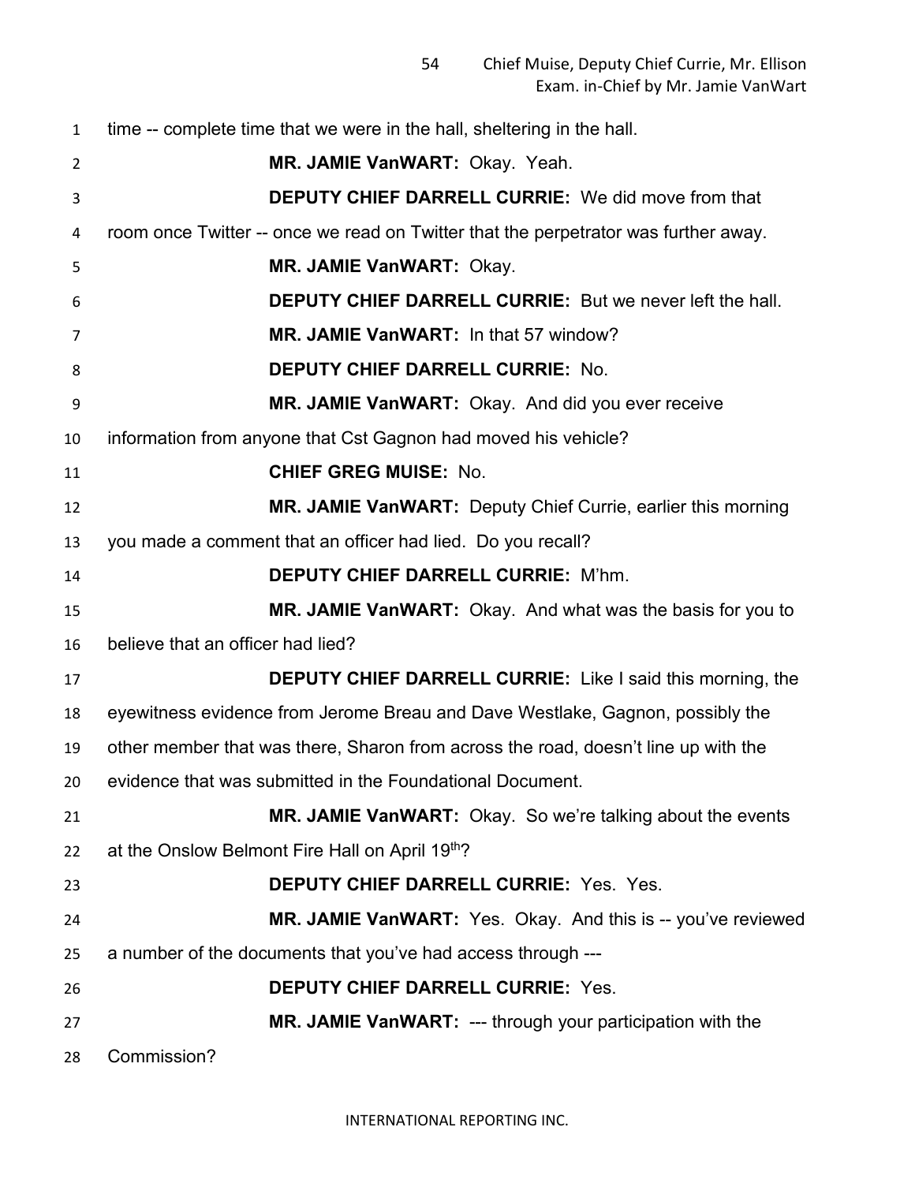time -- complete time that we were in the hall, sheltering in the hall.

**MR. JAMIE VanWART:** Okay. Yeah.

**DEPUTY CHIEF DARRELL CURRIE:** We did move from that room once Twitter -- once we read on Twitter that the perpetrator was further away.

**MR. JAMIE VanWART:** Okay.

**DEPUTY CHIEF DARRELL CURRIE:** But we never left the hall.

**MR. JAMIE VanWART:** In that 57 window?

**DEPUTY CHIEF DARRELL CURRIE:** No.

**MR. JAMIE VanWART:** Okay. And did you ever receive information from anyone that Cst Gagnon had moved his vehicle?

**CHIEF GREG MUISE:** No.

**MR. JAMIE VanWART:** Deputy Chief Currie, earlier this morning you made a comment that an officer had lied. Do you recall?

**DEPUTY CHIEF DARRELL CURRIE:** M'hm.

**MR. JAMIE VanWART:** Okay. And what was the basis for you to believe that an officer had lied?

**DEPUTY CHIEF DARRELL CURRIE:** Like I said this morning, the eyewitness evidence from Jerome Breau and Dave Westlake, Gagnon, possibly the other member that was there, Sharon from across the road, doesn't line up with the evidence that was submitted in the Foundational Document.

**MR. JAMIE VanWART:** Okay. So we're talking about the events at the Onslow Belmont Fire Hall on April 19th?

**DEPUTY CHIEF DARRELL CURRIE:** Yes. Yes.

**MR. JAMIE VanWART:** Yes. Okay. And this is -- you've reviewed a number of the documents that you've had access through ---

**DEPUTY CHIEF DARRELL CURRIE:** Yes.

**MR. JAMIE VanWART:** --- through your participation with the Commission?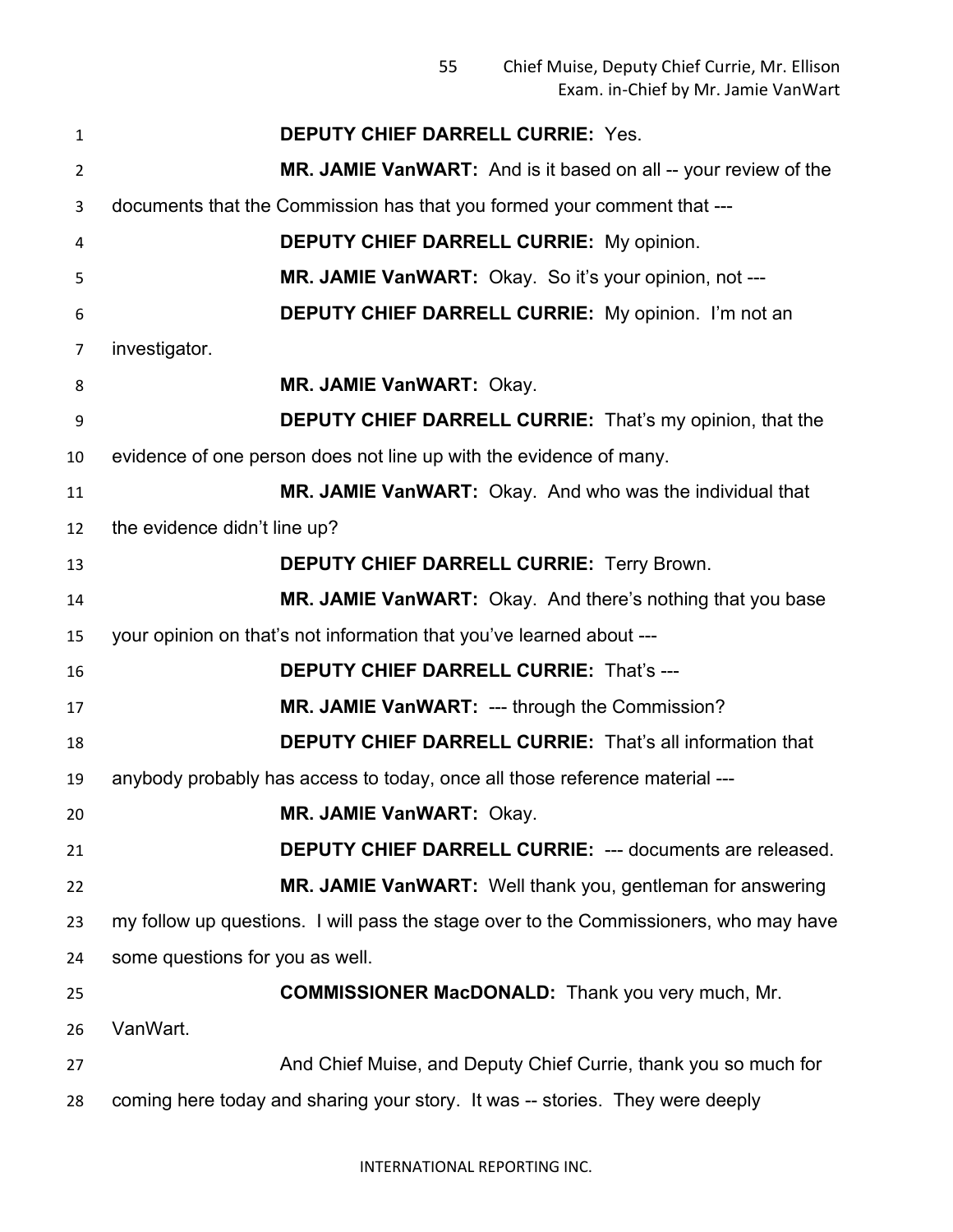**DEPUTY CHIEF DARRELL CURRIE:** Yes.

**MR. JAMIE VanWART:** And is it based on all -- your review of the documents that the Commission has that you formed your comment that ---

**DEPUTY CHIEF DARRELL CURRIE:** My opinion.

**MR. JAMIE VanWART:** Okay. So it's your opinion, not ---

**DEPUTY CHIEF DARRELL CURRIE:** My opinion. I'm not an investigator.

**MR. JAMIE VanWART:** Okay.

**DEPUTY CHIEF DARRELL CURRIE:** That's my opinion, that the evidence of one person does not line up with the evidence of many.

**MR. JAMIE VanWART:** Okay. And who was the individual that the evidence didn't line up?

**DEPUTY CHIEF DARRELL CURRIE:** Terry Brown.

**MR. JAMIE VanWART:** Okay. And there's nothing that you base your opinion on that's not information that you've learned about ---

**DEPUTY CHIEF DARRELL CURRIE:** That's ---

**MR. JAMIE VanWART:** --- through the Commission?

**DEPUTY CHIEF DARRELL CURRIE:** That's all information that anybody probably has access to today, once all those reference material ---

**MR. JAMIE VanWART:** Okay.

**DEPUTY CHIEF DARRELL CURRIE:** --- documents are released.

**MR. JAMIE VanWART:** Well thank you, gentleman for answering my follow up questions. I will pass the stage over to the Commissioners, who may have some questions for you as well.

**COMMISSIONER MacDONALD:** Thank you very much, Mr. VanWart.

And Chief Muise, and Deputy Chief Currie, thank you so much for coming here today and sharing your story. It was -- stories. They were deeply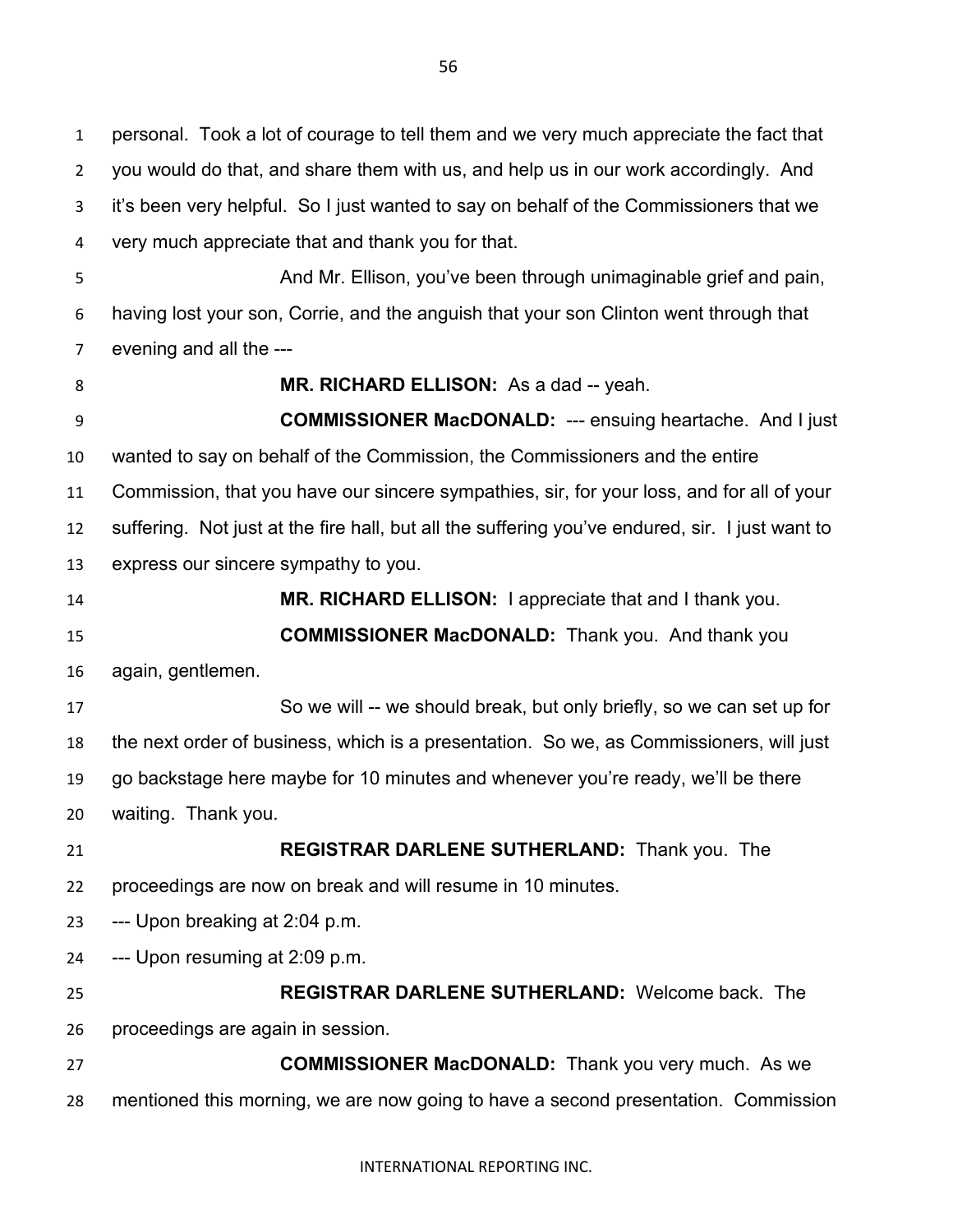personal. Took a lot of courage to tell them and we very much appreciate the fact that you would do that, and share them with us, and help us in our work accordingly. And it's been very helpful. So I just wanted to say on behalf of the Commissioners that we very much appreciate that and thank you for that.

And Mr. Ellison, you've been through unimaginable grief and pain, having lost your son, Corrie, and the anguish that your son Clinton went through that evening and all the ---

**MR. RICHARD ELLISON:** As a dad -- yeah.

**COMMISSIONER MacDONALD:** --- ensuing heartache. And I just wanted to say on behalf of the Commission, the Commissioners and the entire Commission, that you have our sincere sympathies, sir, for your loss, and for all of your suffering. Not just at the fire hall, but all the suffering you've endured, sir. I just want to express our sincere sympathy to you.

**MR. RICHARD ELLISON:** I appreciate that and I thank you.

**COMMISSIONER MacDONALD:** Thank you. And thank you again, gentlemen.

So we will -- we should break, but only briefly, so we can set up for the next order of business, which is a presentation. So we, as Commissioners, will just go backstage here maybe for 10 minutes and whenever you're ready, we'll be there waiting. Thank you.

**REGISTRAR DARLENE SUTHERLAND:** Thank you. The proceedings are now on break and will resume in 10 minutes.

--- Upon breaking at 2:04 p.m.

--- Upon resuming at 2:09 p.m.

**REGISTRAR DARLENE SUTHERLAND:** Welcome back. The proceedings are again in session.

**COMMISSIONER MacDONALD:** Thank you very much. As we mentioned this morning, we are now going to have a second presentation. Commission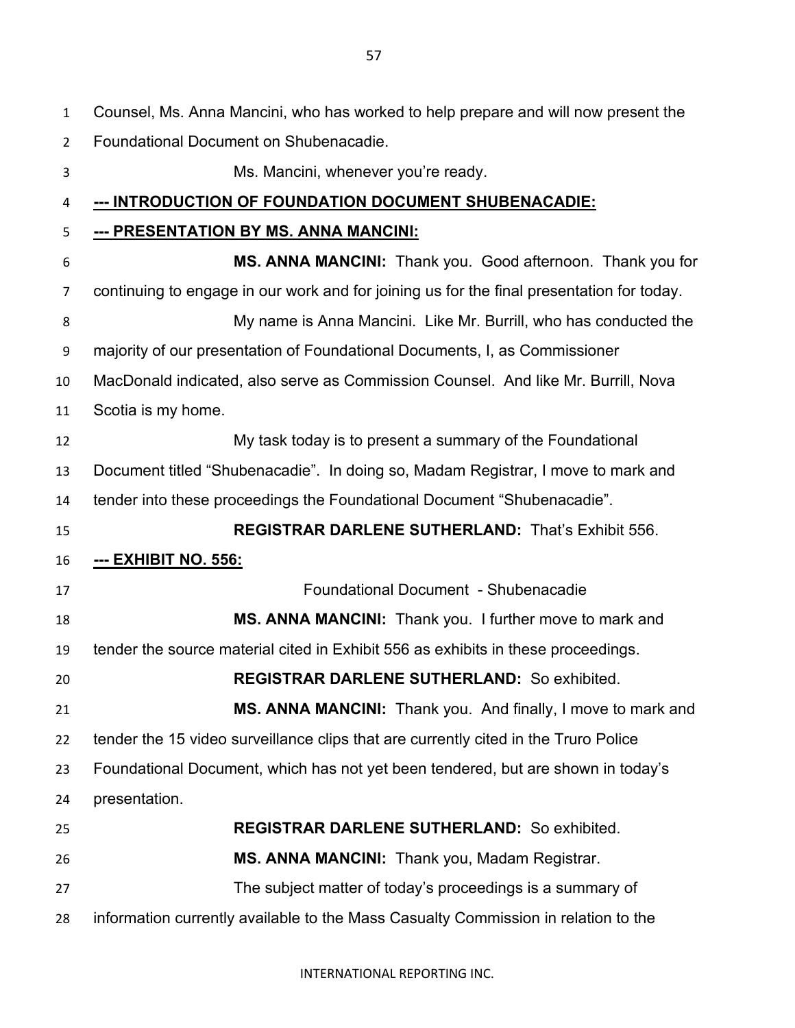Counsel, Ms. Anna Mancini, who has worked to help prepare and will now present the Foundational Document on Shubenacadie.

Ms. Mancini, whenever you're ready.

**--- INTRODUCTION OF FOUNDATION DOCUMENT SHUBENACADIE:**

**--- PRESENTATION BY MS. ANNA MANCINI:**

**MS. ANNA MANCINI:** Thank you. Good afternoon. Thank you for continuing to engage in our work and for joining us for the final presentation for today.

My name is Anna Mancini. Like Mr. Burrill, who has conducted the majority of our presentation of Foundational Documents, I, as Commissioner MacDonald indicated, also serve as Commission Counsel. And like Mr. Burrill, Nova Scotia is my home.

My task today is to present a summary of the Foundational Document titled "Shubenacadie". In doing so, Madam Registrar, I move to mark and tender into these proceedings the Foundational Document "Shubenacadie".

**REGISTRAR DARLENE SUTHERLAND:** That's Exhibit 556.

**--- EXHIBIT NO. 556:**

Foundational Document - Shubenacadie

**MS. ANNA MANCINI:** Thank you. I further move to mark and tender the source material cited in Exhibit 556 as exhibits in these proceedings.

**REGISTRAR DARLENE SUTHERLAND:** So exhibited.

**MS. ANNA MANCINI:** Thank you. And finally, I move to mark and tender the 15 video surveillance clips that are currently cited in the Truro Police Foundational Document, which has not yet been tendered, but are shown in today's presentation.

**REGISTRAR DARLENE SUTHERLAND:** So exhibited.

**MS. ANNA MANCINI:** Thank you, Madam Registrar.

The subject matter of today's proceedings is a summary of information currently available to the Mass Casualty Commission in relation to the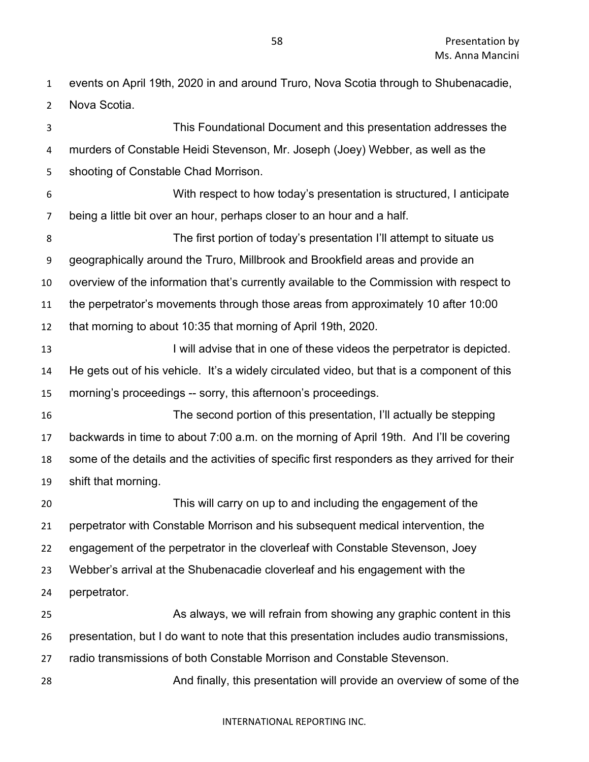events on April 19th, 2020 in and around Truro, Nova Scotia through to Shubenacadie, Nova Scotia.

This Foundational Document and this presentation addresses the murders of Constable Heidi Stevenson, Mr. Joseph (Joey) Webber, as well as the shooting of Constable Chad Morrison.

With respect to how today's presentation is structured, I anticipate being a little bit over an hour, perhaps closer to an hour and a half.

The first portion of today's presentation I'll attempt to situate us geographically around the Truro, Millbrook and Brookfield areas and provide an overview of the information that's currently available to the Commission with respect to the perpetrator's movements through those areas from approximately 10 after 10:00 that morning to about 10:35 that morning of April 19th, 2020.

I will advise that in one of these videos the perpetrator is depicted. He gets out of his vehicle. It's a widely circulated video, but that is a component of this morning's proceedings -- sorry, this afternoon's proceedings.

The second portion of this presentation, I'll actually be stepping backwards in time to about 7:00 a.m. on the morning of April 19th. And I'll be covering some of the details and the activities of specific first responders as they arrived for their shift that morning.

This will carry on up to and including the engagement of the perpetrator with Constable Morrison and his subsequent medical intervention, the engagement of the perpetrator in the cloverleaf with Constable Stevenson, Joey Webber's arrival at the Shubenacadie cloverleaf and his engagement with the perpetrator.

As always, we will refrain from showing any graphic content in this presentation, but I do want to note that this presentation includes audio transmissions, radio transmissions of both Constable Morrison and Constable Stevenson.

And finally, this presentation will provide an overview of some of the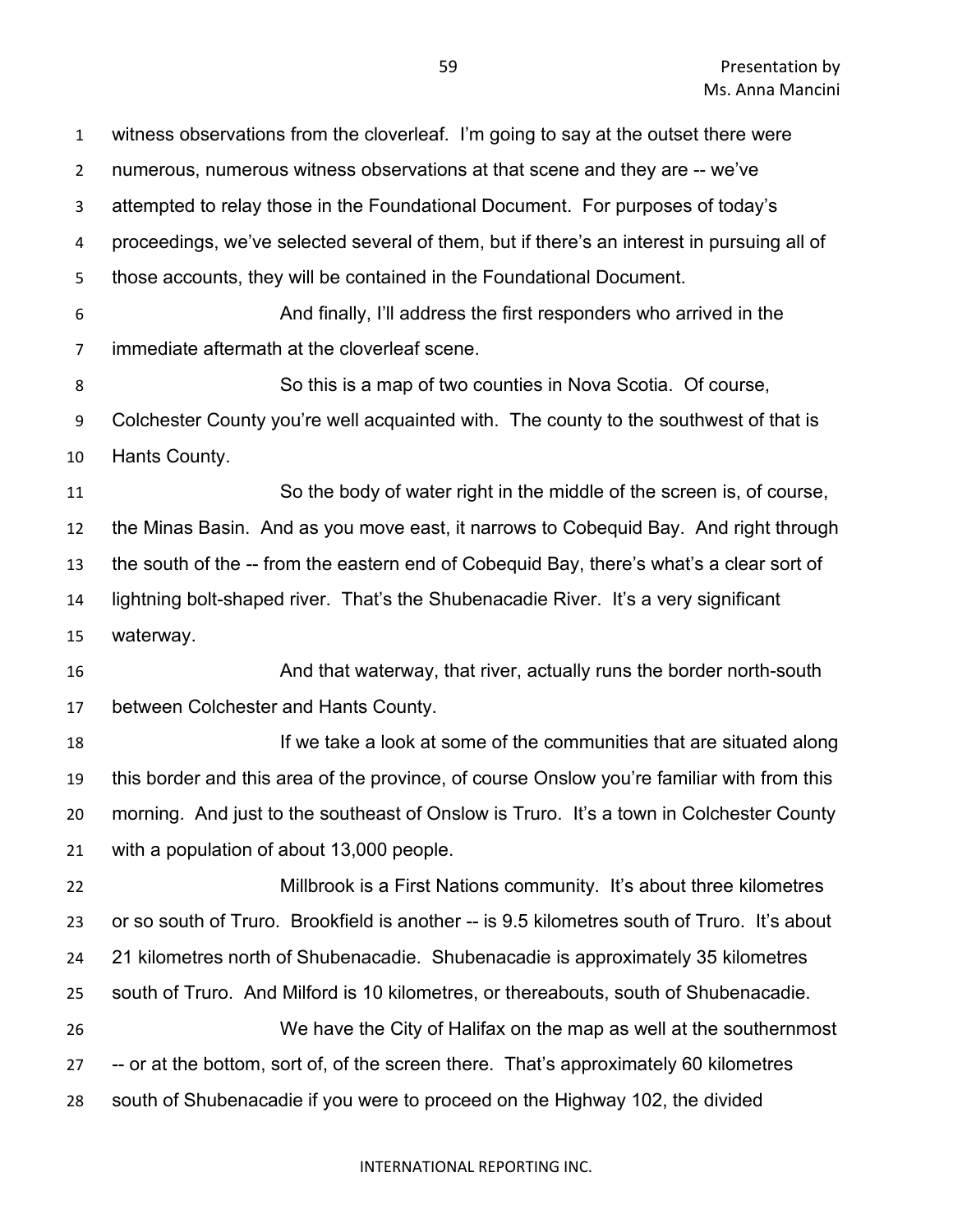witness observations from the cloverleaf. I'm going to say at the outset there were numerous, numerous witness observations at that scene and they are -- we've attempted to relay those in the Foundational Document. For purposes of today's proceedings, we've selected several of them, but if there's an interest in pursuing all of those accounts, they will be contained in the Foundational Document.

And finally, I'll address the first responders who arrived in the immediate aftermath at the cloverleaf scene.

So this is a map of two counties in Nova Scotia. Of course, Colchester County you're well acquainted with. The county to the southwest of that is Hants County.

So the body of water right in the middle of the screen is, of course, the Minas Basin. And as you move east, it narrows to Cobequid Bay. And right through the south of the -- from the eastern end of Cobequid Bay, there's what's a clear sort of lightning bolt-shaped river. That's the Shubenacadie River. It's a very significant waterway.

And that waterway, that river, actually runs the border north-south between Colchester and Hants County.

If we take a look at some of the communities that are situated along this border and this area of the province, of course Onslow you're familiar with from this morning. And just to the southeast of Onslow is Truro. It's a town in Colchester County with a population of about 13,000 people.

Millbrook is a First Nations community. It's about three kilometres or so south of Truro. Brookfield is another -- is 9.5 kilometres south of Truro. It's about 21 kilometres north of Shubenacadie. Shubenacadie is approximately 35 kilometres south of Truro. And Milford is 10 kilometres, or thereabouts, south of Shubenacadie.

We have the City of Halifax on the map as well at the southernmost -- or at the bottom, sort of, of the screen there. That's approximately 60 kilometres south of Shubenacadie if you were to proceed on the Highway 102, the divided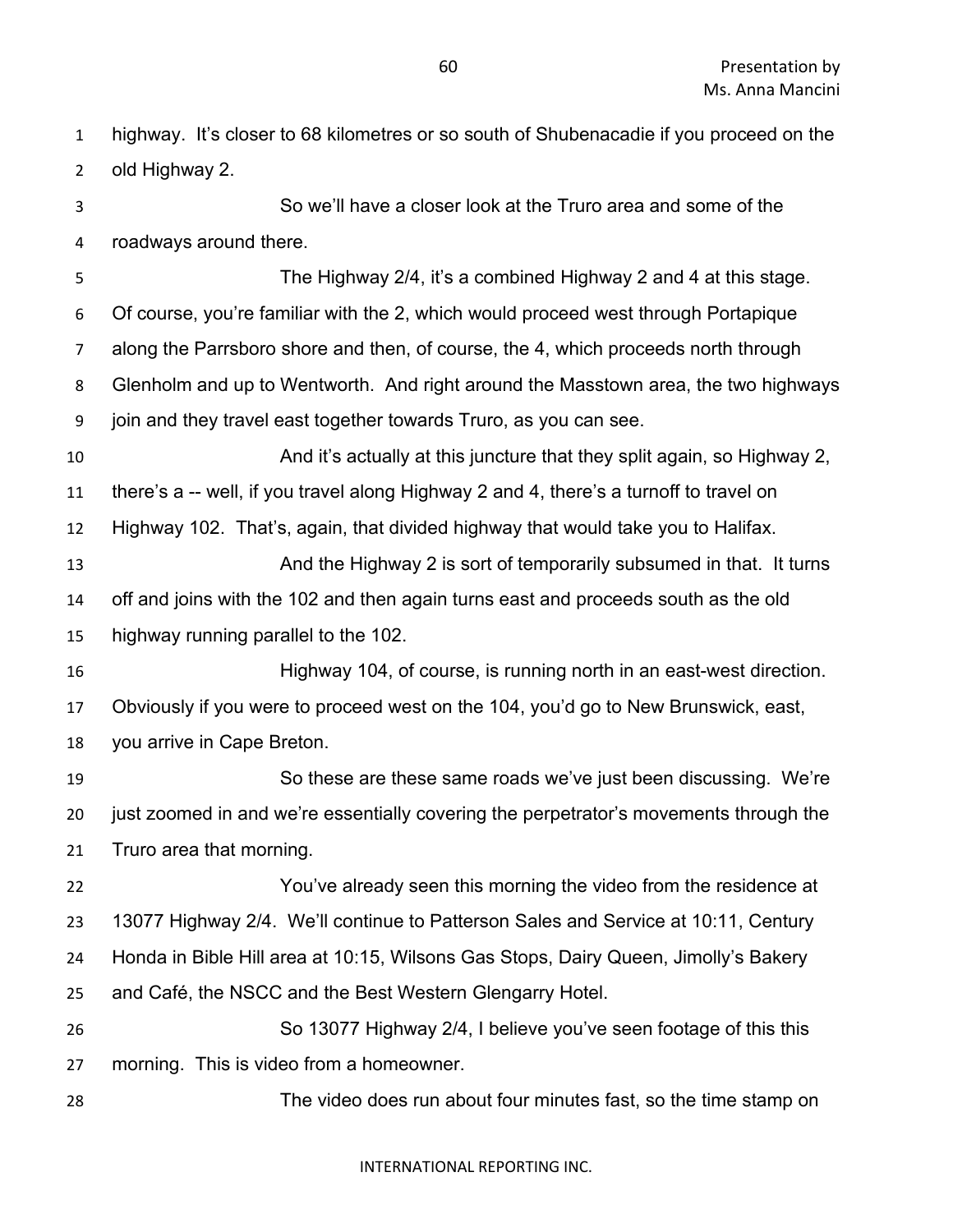highway. It's closer to 68 kilometres or so south of Shubenacadie if you proceed on the old Highway 2.

So we'll have a closer look at the Truro area and some of the roadways around there.

The Highway 2/4, it's a combined Highway 2 and 4 at this stage. Of course, you're familiar with the 2, which would proceed west through Portapique along the Parrsboro shore and then, of course, the 4, which proceeds north through Glenholm and up to Wentworth. And right around the Masstown area, the two highways join and they travel east together towards Truro, as you can see.

And it's actually at this juncture that they split again, so Highway 2, there's a -- well, if you travel along Highway 2 and 4, there's a turnoff to travel on Highway 102. That's, again, that divided highway that would take you to Halifax.

And the Highway 2 is sort of temporarily subsumed in that. It turns off and joins with the 102 and then again turns east and proceeds south as the old highway running parallel to the 102.

Highway 104, of course, is running north in an east-west direction. Obviously if you were to proceed west on the 104, you'd go to New Brunswick, east, you arrive in Cape Breton.

So these are these same roads we've just been discussing. We're just zoomed in and we're essentially covering the perpetrator's movements through the Truro area that morning.

You've already seen this morning the video from the residence at 13077 Highway 2/4. We'll continue to Patterson Sales and Service at 10:11, Century Honda in Bible Hill area at 10:15, Wilsons Gas Stops, Dairy Queen, Jimolly's Bakery and Café, the NSCC and the Best Western Glengarry Hotel.

So 13077 Highway 2/4, I believe you've seen footage of this this morning. This is video from a homeowner.

The video does run about four minutes fast, so the time stamp on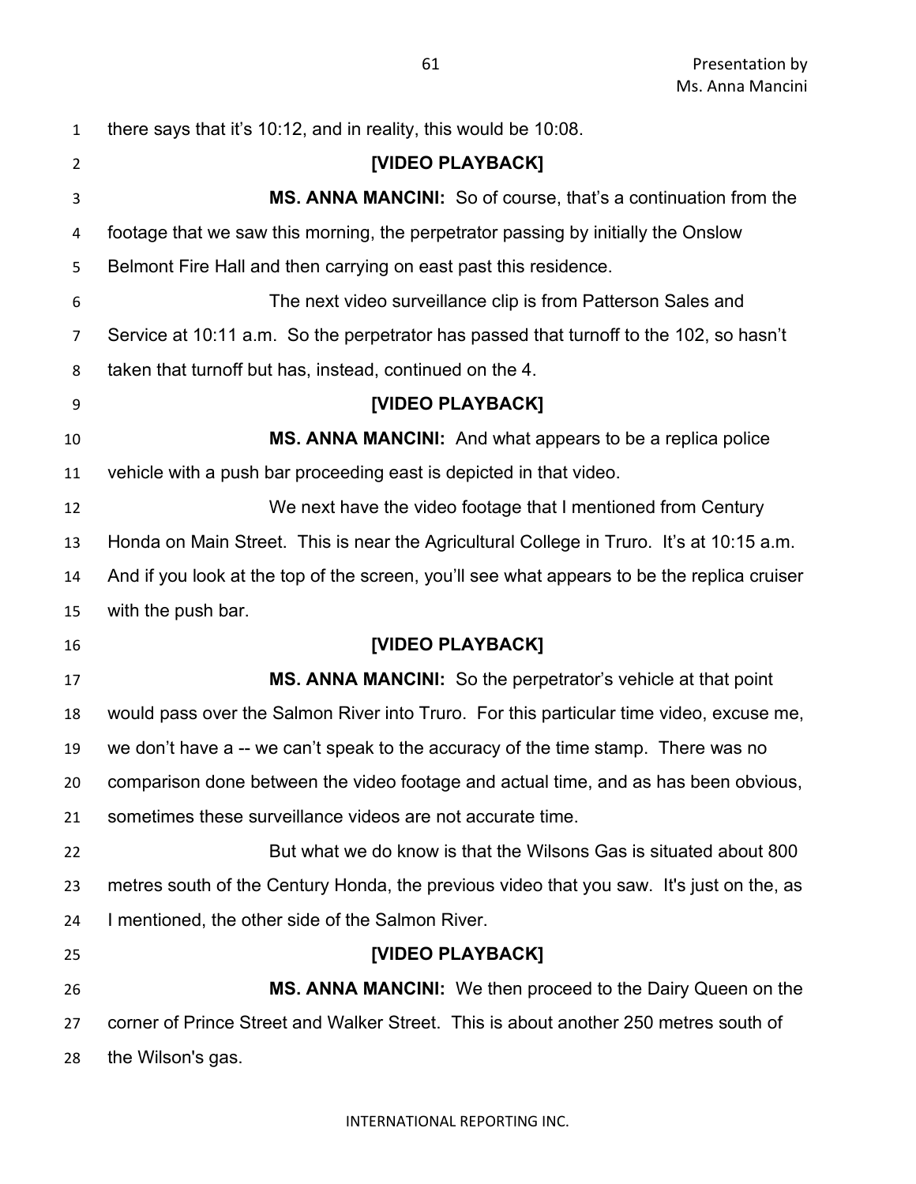there says that it's 10:12, and in reality, this would be 10:08.

**[VIDEO PLAYBACK]**

**MS. ANNA MANCINI:** So of course, that's a continuation from the footage that we saw this morning, the perpetrator passing by initially the Onslow Belmont Fire Hall and then carrying on east past this residence.

The next video surveillance clip is from Patterson Sales and Service at 10:11 a.m. So the perpetrator has passed that turnoff to the 102, so hasn't taken that turnoff but has, instead, continued on the 4.

**[VIDEO PLAYBACK]**

**MS. ANNA MANCINI:** And what appears to be a replica police vehicle with a push bar proceeding east is depicted in that video.

We next have the video footage that I mentioned from Century Honda on Main Street. This is near the Agricultural College in Truro. It's at 10:15 a.m. And if you look at the top of the screen, you'll see what appears to be the replica cruiser with the push bar.

**[VIDEO PLAYBACK]**

**MS. ANNA MANCINI:** So the perpetrator's vehicle at that point would pass over the Salmon River into Truro. For this particular time video, excuse me, we don't have a -- we can't speak to the accuracy of the time stamp. There was no comparison done between the video footage and actual time, and as has been obvious, sometimes these surveillance videos are not accurate time.

But what we do know is that the Wilsons Gas is situated about 800 metres south of the Century Honda, the previous video that you saw. It's just on the, as I mentioned, the other side of the Salmon River.

**[VIDEO PLAYBACK]**

**MS. ANNA MANCINI:** We then proceed to the Dairy Queen on the corner of Prince Street and Walker Street. This is about another 250 metres south of the Wilson's gas.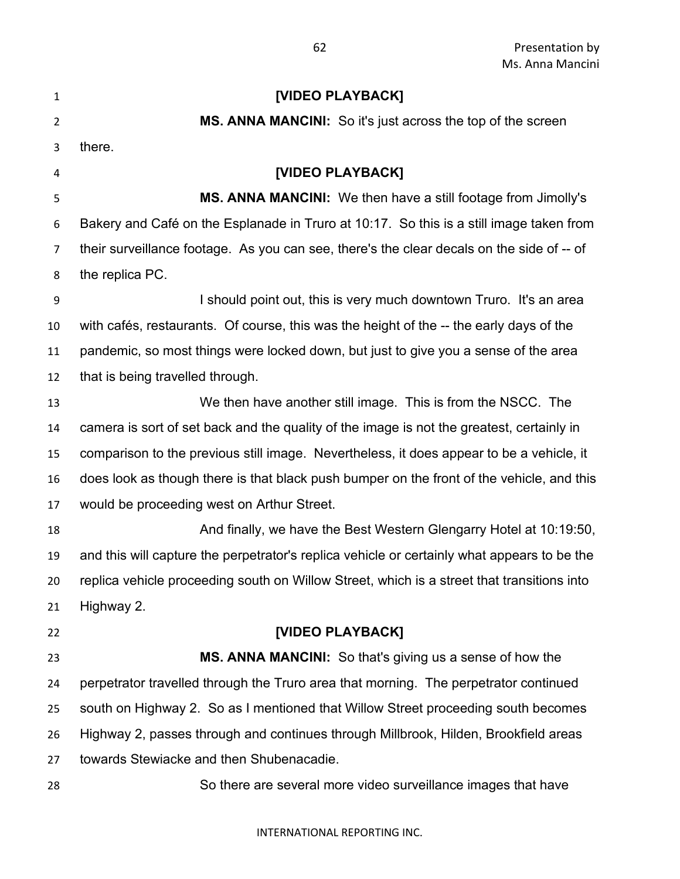**[VIDEO PLAYBACK]**

**MS. ANNA MANCINI:** So it's just across the top of the screen there.

**[VIDEO PLAYBACK]**

**MS. ANNA MANCINI:** We then have a still footage from Jimolly's Bakery and Café on the Esplanade in Truro at 10:17. So this is a still image taken from their surveillance footage. As you can see, there's the clear decals on the side of -- of the replica PC.

I should point out, this is very much downtown Truro. It's an area with cafés, restaurants. Of course, this was the height of the -- the early days of the pandemic, so most things were locked down, but just to give you a sense of the area that is being travelled through.

We then have another still image. This is from the NSCC. The camera is sort of set back and the quality of the image is not the greatest, certainly in comparison to the previous still image. Nevertheless, it does appear to be a vehicle, it does look as though there is that black push bumper on the front of the vehicle, and this would be proceeding west on Arthur Street.

And finally, we have the Best Western Glengarry Hotel at 10:19:50, and this will capture the perpetrator's replica vehicle or certainly what appears to be the replica vehicle proceeding south on Willow Street, which is a street that transitions into Highway 2.

**[VIDEO PLAYBACK]**

**MS. ANNA MANCINI:** So that's giving us a sense of how the perpetrator travelled through the Truro area that morning. The perpetrator continued south on Highway 2. So as I mentioned that Willow Street proceeding south becomes Highway 2, passes through and continues through Millbrook, Hilden, Brookfield areas towards Stewiacke and then Shubenacadie.

So there are several more video surveillance images that have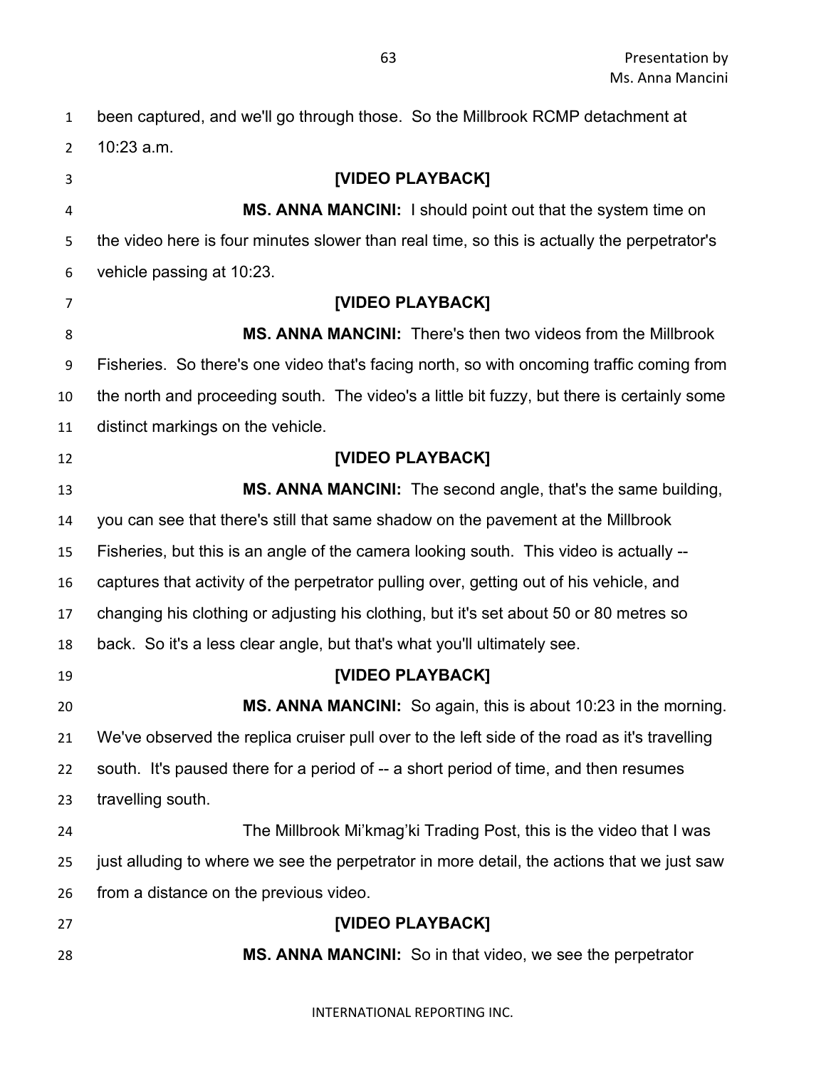been captured, and we'll go through those. So the Millbrook RCMP detachment at 10:23 a.m.

**[VIDEO PLAYBACK]**

**MS. ANNA MANCINI:** I should point out that the system time on the video here is four minutes slower than real time, so this is actually the perpetrator's vehicle passing at 10:23.

**[VIDEO PLAYBACK]**

**MS. ANNA MANCINI:** There's then two videos from the Millbrook Fisheries. So there's one video that's facing north, so with oncoming traffic coming from the north and proceeding south. The video's a little bit fuzzy, but there is certainly some distinct markings on the vehicle.

**[VIDEO PLAYBACK]**

**MS. ANNA MANCINI:** The second angle, that's the same building, you can see that there's still that same shadow on the pavement at the Millbrook Fisheries, but this is an angle of the camera looking south. This video is actually -- captures that activity of the perpetrator pulling over, getting out of his vehicle, and changing his clothing or adjusting his clothing, but it's set about 50 or 80 metres so back. So it's a less clear angle, but that's what you'll ultimately see.

**[VIDEO PLAYBACK]**

**MS. ANNA MANCINI:** So again, this is about 10:23 in the morning. We've observed the replica cruiser pull over to the left side of the road as it's travelling south. It's paused there for a period of -- a short period of time, and then resumes travelling south.

The Millbrook Mi'kmag'ki Trading Post, this is the video that I was just alluding to where we see the perpetrator in more detail, the actions that we just saw from a distance on the previous video.

**[VIDEO PLAYBACK]**

**MS. ANNA MANCINI:** So in that video, we see the perpetrator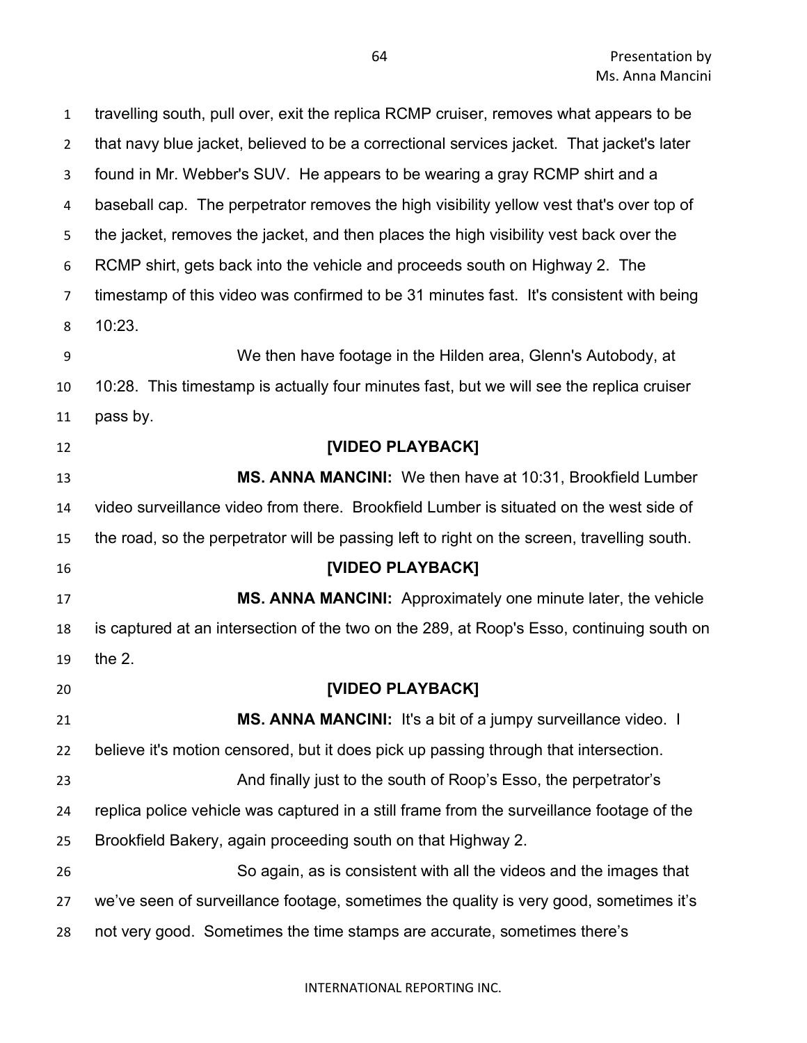travelling south, pull over, exit the replica RCMP cruiser, removes what appears to be that navy blue jacket, believed to be a correctional services jacket. That jacket's later found in Mr. Webber's SUV. He appears to be wearing a gray RCMP shirt and a baseball cap. The perpetrator removes the high visibility yellow vest that's over top of the jacket, removes the jacket, and then places the high visibility vest back over the RCMP shirt, gets back into the vehicle and proceeds south on Highway 2. The timestamp of this video was confirmed to be 31 minutes fast. It's consistent with being 10:23.

We then have footage in the Hilden area, Glenn's Autobody, at 10:28. This timestamp is actually four minutes fast, but we will see the replica cruiser pass by.

**[VIDEO PLAYBACK]**

**MS. ANNA MANCINI:** We then have at 10:31, Brookfield Lumber video surveillance video from there. Brookfield Lumber is situated on the west side of the road, so the perpetrator will be passing left to right on the screen, travelling south.

**[VIDEO PLAYBACK]**

**MS. ANNA MANCINI:** Approximately one minute later, the vehicle is captured at an intersection of the two on the 289, at Roop's Esso, continuing south on the 2.

**[VIDEO PLAYBACK]**

**MS. ANNA MANCINI:** It's a bit of a jumpy surveillance video. I believe it's motion censored, but it does pick up passing through that intersection.

And finally just to the south of Roop's Esso, the perpetrator's replica police vehicle was captured in a still frame from the surveillance footage of the Brookfield Bakery, again proceeding south on that Highway 2.

So again, as is consistent with all the videos and the images that we've seen of surveillance footage, sometimes the quality is very good, sometimes it's not very good. Sometimes the time stamps are accurate, sometimes there's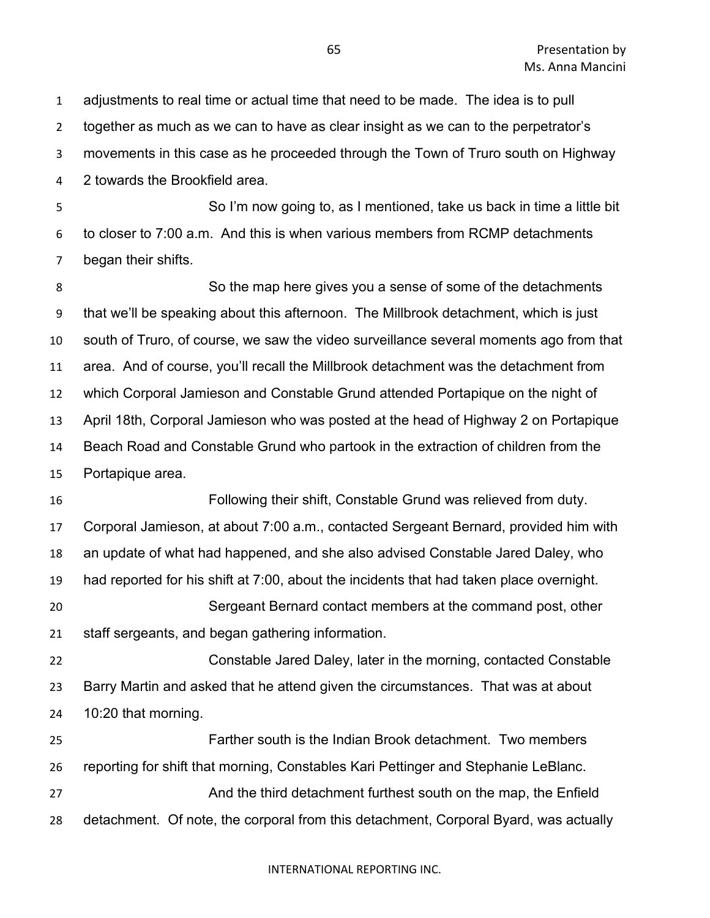adjustments to real time or actual time that need to be made. The idea is to pull together as much as we can to have as clear insight as we can to the perpetrator's movements in this case as he proceeded through the Town of Truro south on Highway 2 towards the Brookfield area.

So I'm now going to, as I mentioned, take us back in time a little bit to closer to 7:00 a.m. And this is when various members from RCMP detachments began their shifts.

So the map here gives you a sense of some of the detachments that we'll be speaking about this afternoon. The Millbrook detachment, which is just south of Truro, of course, we saw the video surveillance several moments ago from that area. And of course, you'll recall the Millbrook detachment was the detachment from which Corporal Jamieson and Constable Grund attended Portapique on the night of April 18th, Corporal Jamieson who was posted at the head of Highway 2 on Portapique Beach Road and Constable Grund who partook in the extraction of children from the Portapique area.

Following their shift, Constable Grund was relieved from duty. Corporal Jamieson, at about 7:00 a.m., contacted Sergeant Bernard, provided him with an update of what had happened, and she also advised Constable Jared Daley, who had reported for his shift at 7:00, about the incidents that had taken place overnight.

Sergeant Bernard contact members at the command post, other staff sergeants, and began gathering information.

Constable Jared Daley, later in the morning, contacted Constable Barry Martin and asked that he attend given the circumstances. That was at about 10:20 that morning.

Farther south is the Indian Brook detachment. Two members reporting for shift that morning, Constables Kari Pettinger and Stephanie LeBlanc.

And the third detachment furthest south on the map, the Enfield detachment. Of note, the corporal from this detachment, Corporal Byard, was actually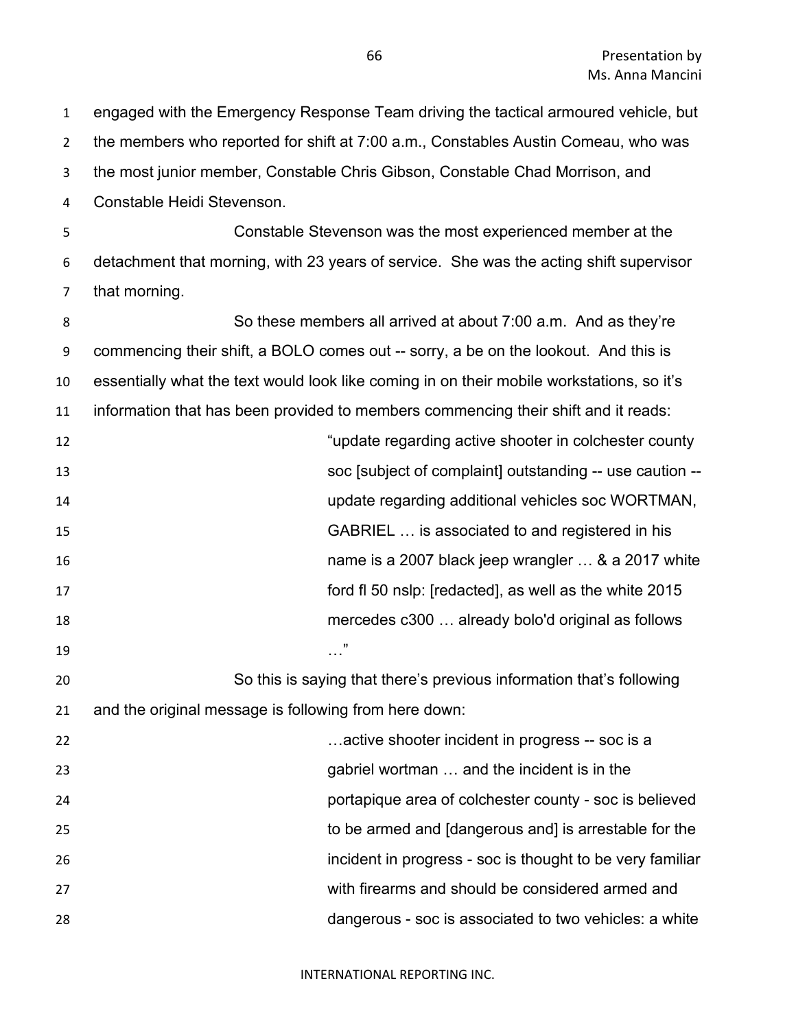engaged with the Emergency Response Team driving the tactical armoured vehicle, but the members who reported for shift at 7:00 a.m., Constables Austin Comeau, who was the most junior member, Constable Chris Gibson, Constable Chad Morrison, and Constable Heidi Stevenson.

Constable Stevenson was the most experienced member at the detachment that morning, with 23 years of service. She was the acting shift supervisor that morning.

So these members all arrived at about 7:00 a.m. And as they're commencing their shift, a BOLO comes out -- sorry, a be on the lookout. And this is essentially what the text would look like coming in on their mobile workstations, so it's information that has been provided to members commencing their shift and it reads:

> "update regarding active shooter in colchester county soc [subject of complaint] outstanding -- use caution -- update regarding additional vehicles soc WORTMAN, GABRIEL … is associated to and registered in his name is a 2007 black jeep wrangler … & a 2017 white ford fl 50 nslp: [redacted], as well as the white 2015 mercedes c300 … already bolo'd original as follows …"

So this is saying that there's previous information that's following and the original message is following from here down:

> …active shooter incident in progress -- soc is a gabriel wortman … and the incident is in the portapique area of colchester county - soc is believed to be armed and [dangerous and] is arrestable for the incident in progress - soc is thought to be very familiar with firearms and should be considered armed and dangerous - soc is associated to two vehicles: a white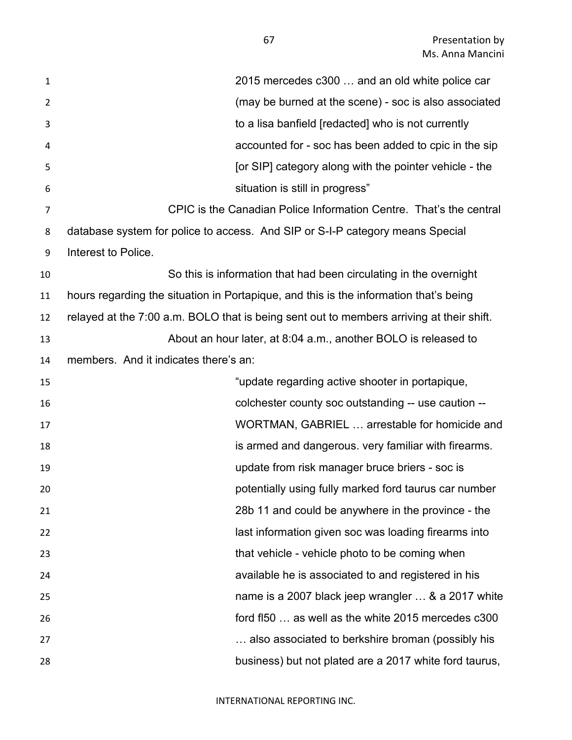> 2015 mercedes c300 … and an old white police car (may be burned at the scene) - soc is also associated to a lisa banfield [redacted] who is not currently accounted for - soc has been added to cpic in the sip [or SIP] category along with the pointer vehicle - the situation is still in progress"

CPIC is the Canadian Police Information Centre. That's the central database system for police to access. And SIP or S-I-P category means Special Interest to Police.

So this is information that had been circulating in the overnight hours regarding the situation in Portapique, and this is the information that's being relayed at the 7:00 a.m. BOLO that is being sent out to members arriving at their shift.

About an hour later, at 8:04 a.m., another BOLO is released to members. And it indicates there's an:

> "update regarding active shooter in portapique, colchester county soc outstanding -- use caution -- WORTMAN, GABRIEL … arrestable for homicide and is armed and dangerous. very familiar with firearms. update from risk manager bruce briers - soc is potentially using fully marked ford taurus car number 28b 11 and could be anywhere in the province - the last information given soc was loading firearms into that vehicle - vehicle photo to be coming when available he is associated to and registered in his name is a 2007 black jeep wrangler … & a 2017 white ford fl50 … as well as the white 2015 mercedes c300 … also associated to berkshire broman (possibly his business) but not plated are a 2017 white ford taurus,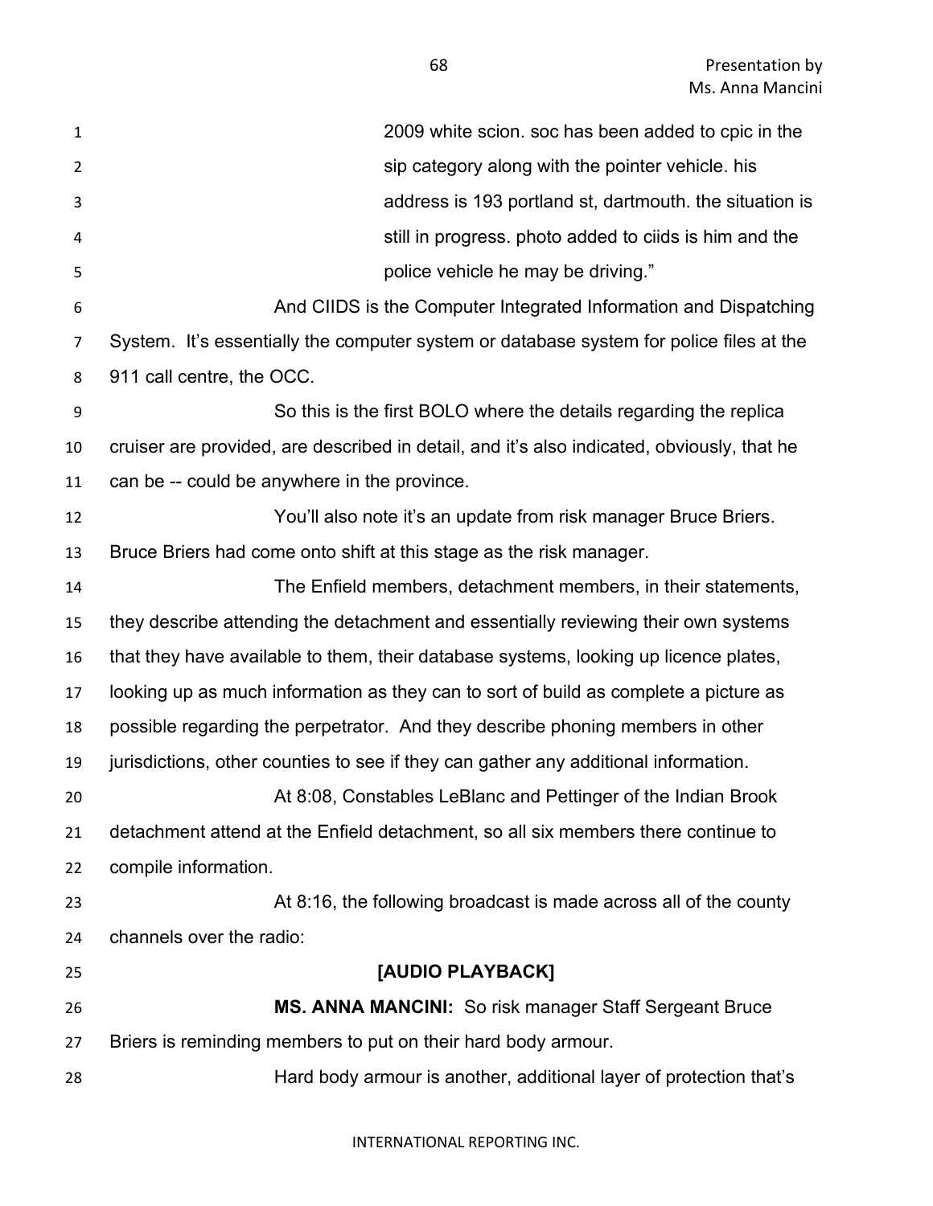2009 white scion. soc has been added to cpic in the sip category along with the pointer vehicle. his address is 193 portland st, dartmouth. the situation is still in progress. photo added to ciids is him and the police vehicle he may be driving."

And CIIDS is the Computer Integrated Information and Dispatching System. It's essentially the computer system or database system for police files at the 911 call centre, the OCC.

So this is the first BOLO where the details regarding the replica cruiser are provided, are described in detail, and it's also indicated, obviously, that he can be -- could be anywhere in the province.

You'll also note it's an update from risk manager Bruce Briers. Bruce Briers had come onto shift at this stage as the risk manager.

The Enfield members, detachment members, in their statements, they describe attending the detachment and essentially reviewing their own systems that they have available to them, their database systems, looking up licence plates, looking up as much information as they can to sort of build as complete a picture as possible regarding the perpetrator. And they describe phoning members in other jurisdictions, other counties to see if they can gather any additional information.

At 8:08, Constables LeBlanc and Pettinger of the Indian Brook detachment attend at the Enfield detachment, so all six members there continue to compile information.

At 8:16, the following broadcast is made across all of the county channels over the radio:

**[AUDIO PLAYBACK]**

**MS. ANNA MANCINI:** So risk manager Staff Sergeant Bruce Briers is reminding members to put on their hard body armour.

Hard body armour is another, additional layer of protection that's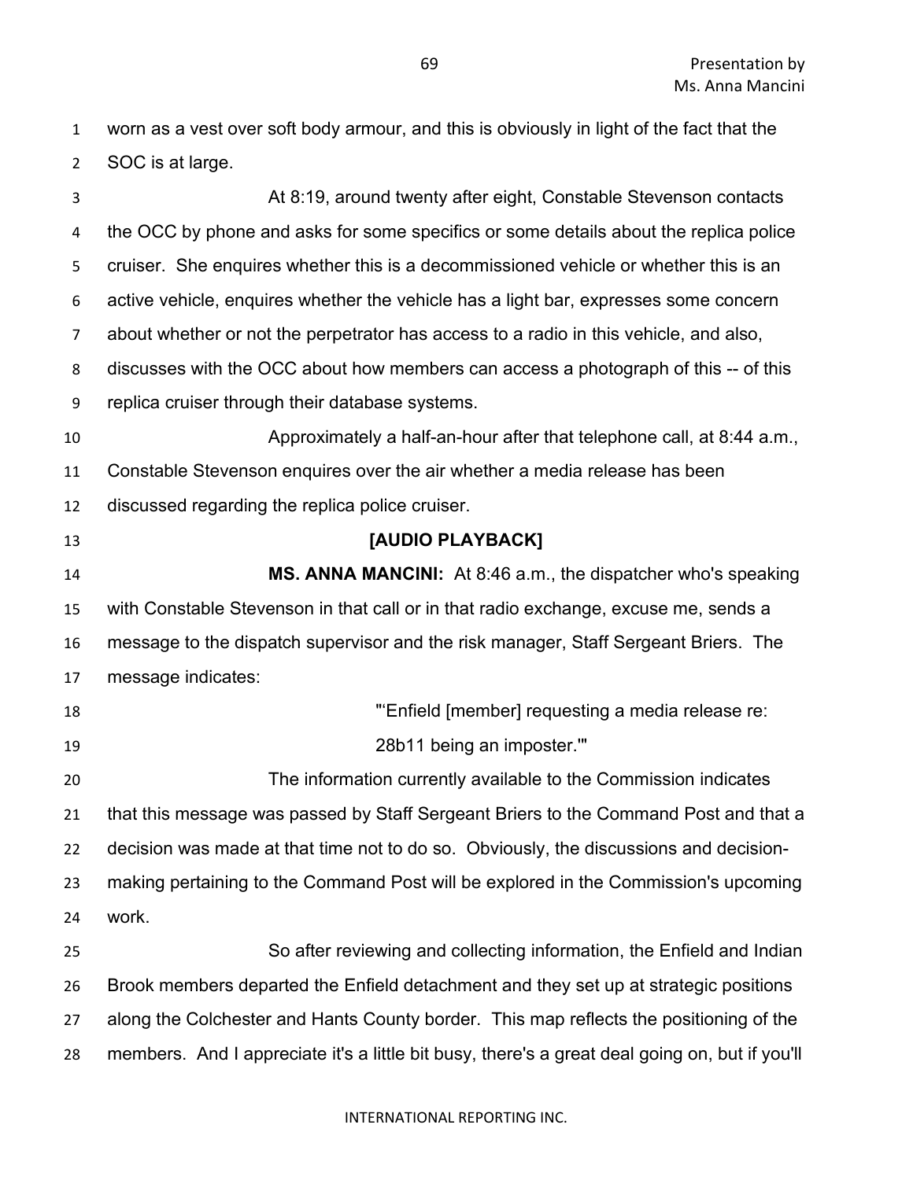worn as a vest over soft body armour, and this is obviously in light of the fact that the SOC is at large.

At 8:19, around twenty after eight, Constable Stevenson contacts the OCC by phone and asks for some specifics or some details about the replica police cruiser. She enquires whether this is a decommissioned vehicle or whether this is an active vehicle, enquires whether the vehicle has a light bar, expresses some concern about whether or not the perpetrator has access to a radio in this vehicle, and also, discusses with the OCC about how members can access a photograph of this -- of this replica cruiser through their database systems.

Approximately a half-an-hour after that telephone call, at 8:44 a.m., Constable Stevenson enquires over the air whether a media release has been discussed regarding the replica police cruiser.

**[AUDIO PLAYBACK]**

**MS. ANNA MANCINI:** At 8:46 a.m., the dispatcher who's speaking with Constable Stevenson in that call or in that radio exchange, excuse me, sends a message to the dispatch supervisor and the risk manager, Staff Sergeant Briers. The message indicates:

> "'Enfield [member] requesting a media release re: 28b11 being an imposter.'"

The information currently available to the Commission indicates that this message was passed by Staff Sergeant Briers to the Command Post and that a decision was made at that time not to do so. Obviously, the discussions and decision-making pertaining to the Command Post will be explored in the Commission's upcoming work.

So after reviewing and collecting information, the Enfield and Indian Brook members departed the Enfield detachment and they set up at strategic positions along the Colchester and Hants County border. This map reflects the positioning of the members. And I appreciate it's a little bit busy, there's a great deal going on, but if you'll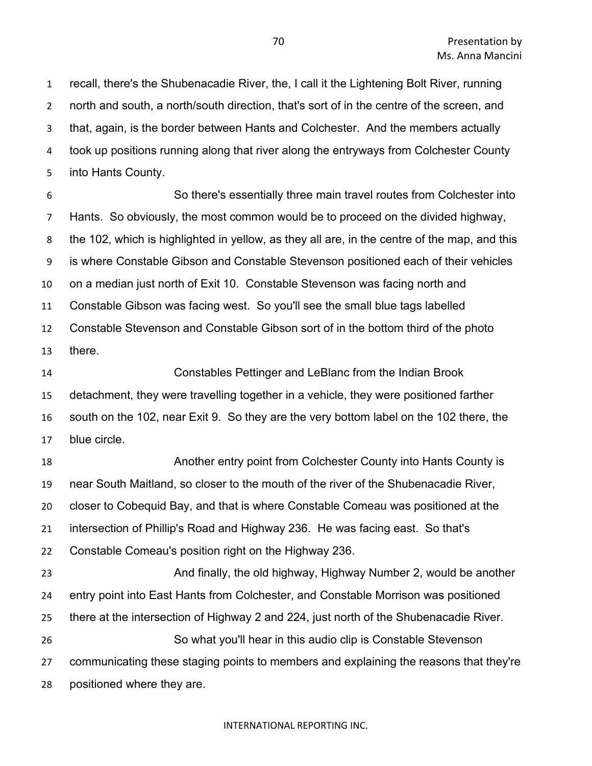recall, there's the Shubenacadie River, the, I call it the Lightening Bolt River, running north and south, a north/south direction, that's sort of in the centre of the screen, and that, again, is the border between Hants and Colchester. And the members actually took up positions running along that river along the entryways from Colchester County into Hants County.

So there's essentially three main travel routes from Colchester into Hants. So obviously, the most common would be to proceed on the divided highway, the 102, which is highlighted in yellow, as they all are, in the centre of the map, and this is where Constable Gibson and Constable Stevenson positioned each of their vehicles on a median just north of Exit 10. Constable Stevenson was facing north and Constable Gibson was facing west. So you'll see the small blue tags labelled Constable Stevenson and Constable Gibson sort of in the bottom third of the photo there.

Constables Pettinger and LeBlanc from the Indian Brook detachment, they were travelling together in a vehicle, they were positioned farther south on the 102, near Exit 9. So they are the very bottom label on the 102 there, the blue circle.

Another entry point from Colchester County into Hants County is near South Maitland, so closer to the mouth of the river of the Shubenacadie River, closer to Cobequid Bay, and that is where Constable Comeau was positioned at the intersection of Phillip's Road and Highway 236. He was facing east. So that's Constable Comeau's position right on the Highway 236.

And finally, the old highway, Highway Number 2, would be another entry point into East Hants from Colchester, and Constable Morrison was positioned there at the intersection of Highway 2 and 224, just north of the Shubenacadie River.

So what you'll hear in this audio clip is Constable Stevenson communicating these staging points to members and explaining the reasons that they're positioned where they are.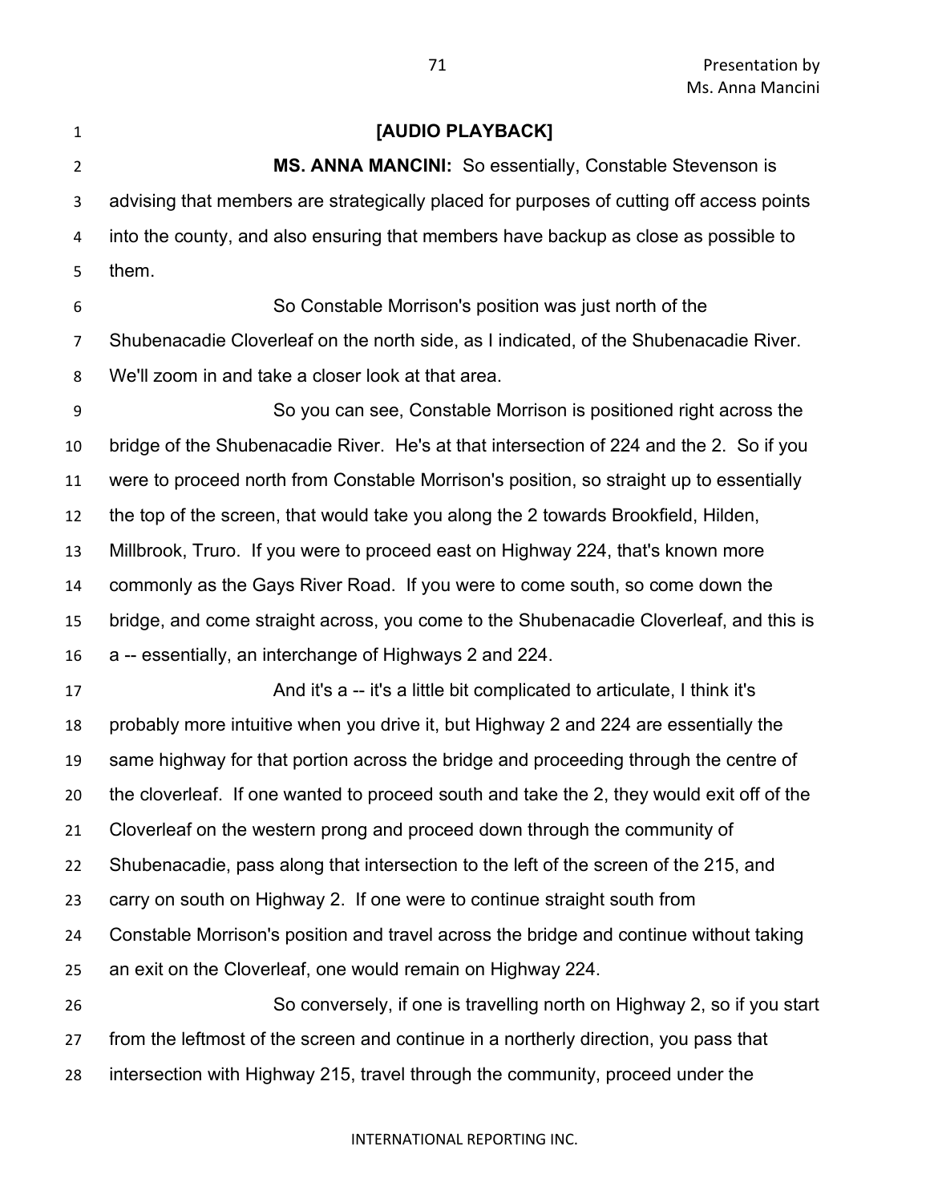**[AUDIO PLAYBACK]**

**MS. ANNA MANCINI:** So essentially, Constable Stevenson is advising that members are strategically placed for purposes of cutting off access points into the county, and also ensuring that members have backup as close as possible to them.

So Constable Morrison's position was just north of the Shubenacadie Cloverleaf on the north side, as I indicated, of the Shubenacadie River. We'll zoom in and take a closer look at that area.

So you can see, Constable Morrison is positioned right across the bridge of the Shubenacadie River. He's at that intersection of 224 and the 2. So if you were to proceed north from Constable Morrison's position, so straight up to essentially the top of the screen, that would take you along the 2 towards Brookfield, Hilden, Millbrook, Truro. If you were to proceed east on Highway 224, that's known more commonly as the Gays River Road. If you were to come south, so come down the bridge, and come straight across, you come to the Shubenacadie Cloverleaf, and this is a -- essentially, an interchange of Highways 2 and 224.

And it's a -- it's a little bit complicated to articulate, I think it's probably more intuitive when you drive it, but Highway 2 and 224 are essentially the same highway for that portion across the bridge and proceeding through the centre of the cloverleaf. If one wanted to proceed south and take the 2, they would exit off of the Cloverleaf on the western prong and proceed down through the community of Shubenacadie, pass along that intersection to the left of the screen of the 215, and carry on south on Highway 2. If one were to continue straight south from Constable Morrison's position and travel across the bridge and continue without taking an exit on the Cloverleaf, one would remain on Highway 224.

So conversely, if one is travelling north on Highway 2, so if you start from the leftmost of the screen and continue in a northerly direction, you pass that intersection with Highway 215, travel through the community, proceed under the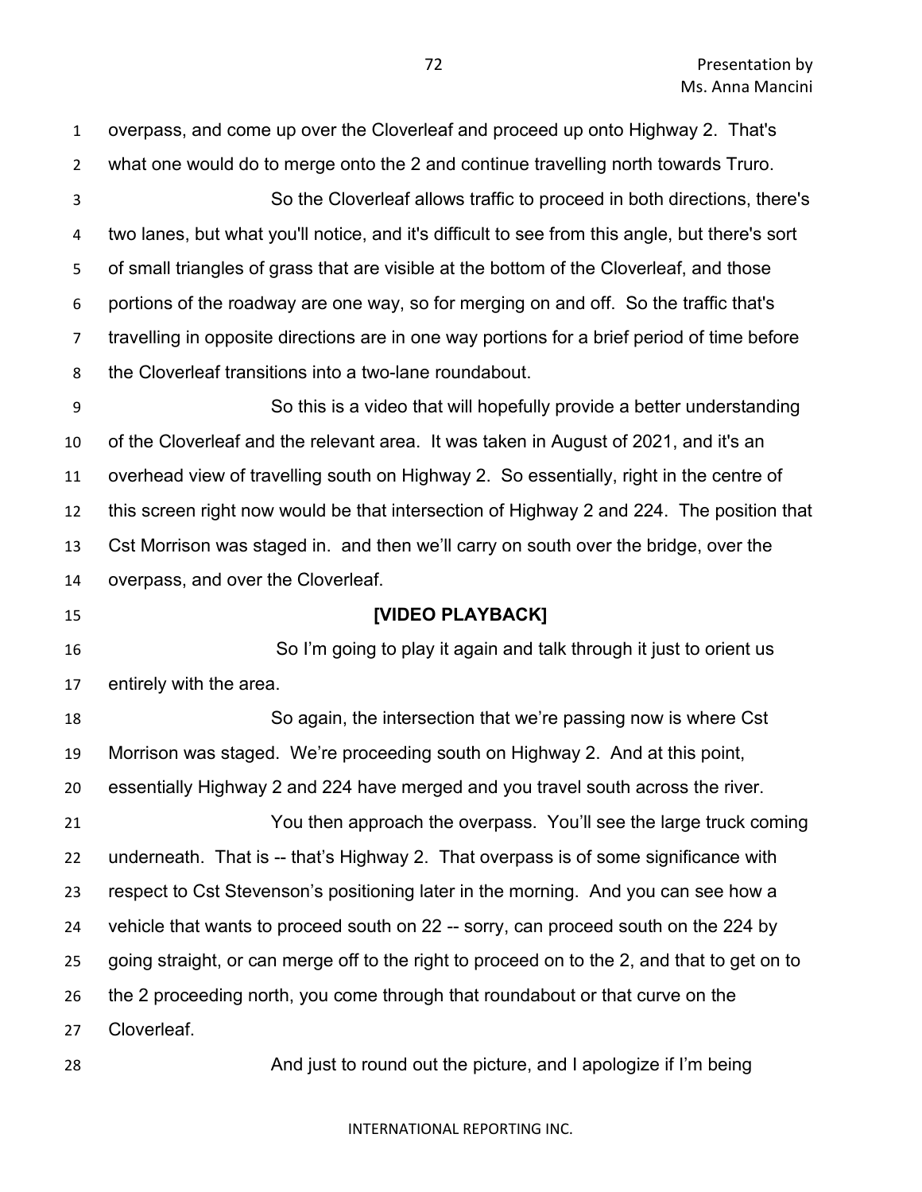overpass, and come up over the Cloverleaf and proceed up onto Highway 2. That's what one would do to merge onto the 2 and continue travelling north towards Truro.

So the Cloverleaf allows traffic to proceed in both directions, there's two lanes, but what you'll notice, and it's difficult to see from this angle, but there's sort of small triangles of grass that are visible at the bottom of the Cloverleaf, and those portions of the roadway are one way, so for merging on and off. So the traffic that's travelling in opposite directions are in one way portions for a brief period of time before the Cloverleaf transitions into a two-lane roundabout.

So this is a video that will hopefully provide a better understanding of the Cloverleaf and the relevant area. It was taken in August of 2021, and it's an overhead view of travelling south on Highway 2. So essentially, right in the centre of this screen right now would be that intersection of Highway 2 and 224. The position that Cst Morrison was staged in. and then we'll carry on south over the bridge, over the overpass, and over the Cloverleaf.

**[VIDEO PLAYBACK]**

So I'm going to play it again and talk through it just to orient us entirely with the area.

So again, the intersection that we're passing now is where Cst Morrison was staged. We're proceeding south on Highway 2. And at this point, essentially Highway 2 and 224 have merged and you travel south across the river.

You then approach the overpass. You'll see the large truck coming underneath. That is -- that's Highway 2. That overpass is of some significance with respect to Cst Stevenson's positioning later in the morning. And you can see how a vehicle that wants to proceed south on 22 -- sorry, can proceed south on the 224 by going straight, or can merge off to the right to proceed on to the 2, and that to get on to the 2 proceeding north, you come through that roundabout or that curve on the Cloverleaf.

And just to round out the picture, and I apologize if I'm being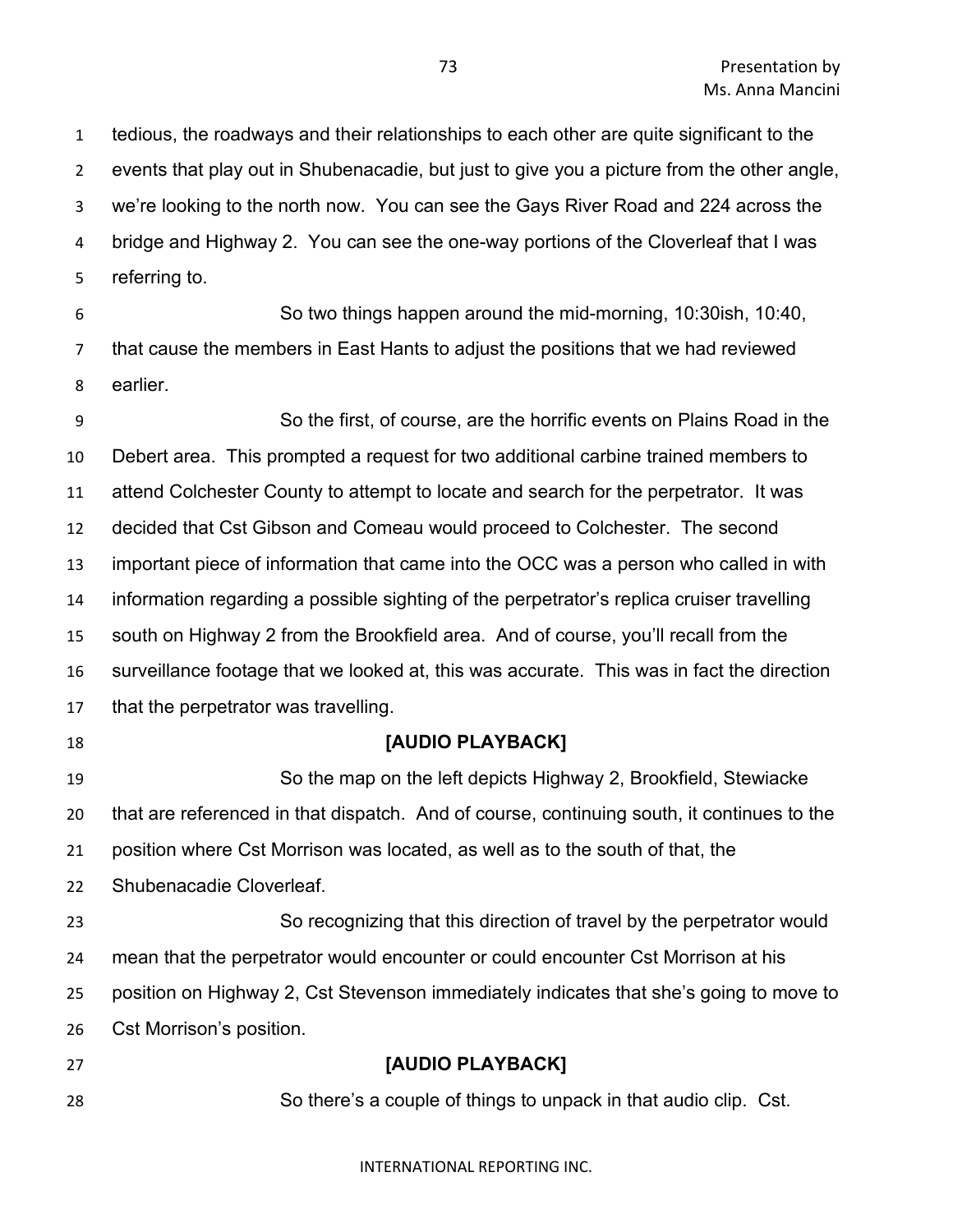tedious, the roadways and their relationships to each other are quite significant to the events that play out in Shubenacadie, but just to give you a picture from the other angle, we're looking to the north now. You can see the Gays River Road and 224 across the bridge and Highway 2. You can see the one-way portions of the Cloverleaf that I was referring to.

So two things happen around the mid-morning, 10:30ish, 10:40, that cause the members in East Hants to adjust the positions that we had reviewed earlier.

So the first, of course, are the horrific events on Plains Road in the Debert area. This prompted a request for two additional carbine trained members to attend Colchester County to attempt to locate and search for the perpetrator. It was decided that Cst Gibson and Comeau would proceed to Colchester. The second important piece of information that came into the OCC was a person who called in with information regarding a possible sighting of the perpetrator's replica cruiser travelling south on Highway 2 from the Brookfield area. And of course, you'll recall from the surveillance footage that we looked at, this was accurate. This was in fact the direction that the perpetrator was travelling.

**[AUDIO PLAYBACK]**

So the map on the left depicts Highway 2, Brookfield, Stewiacke that are referenced in that dispatch. And of course, continuing south, it continues to the position where Cst Morrison was located, as well as to the south of that, the Shubenacadie Cloverleaf.

So recognizing that this direction of travel by the perpetrator would mean that the perpetrator would encounter or could encounter Cst Morrison at his position on Highway 2, Cst Stevenson immediately indicates that she's going to move to Cst Morrison's position.

**[AUDIO PLAYBACK]**

So there's a couple of things to unpack in that audio clip. Cst.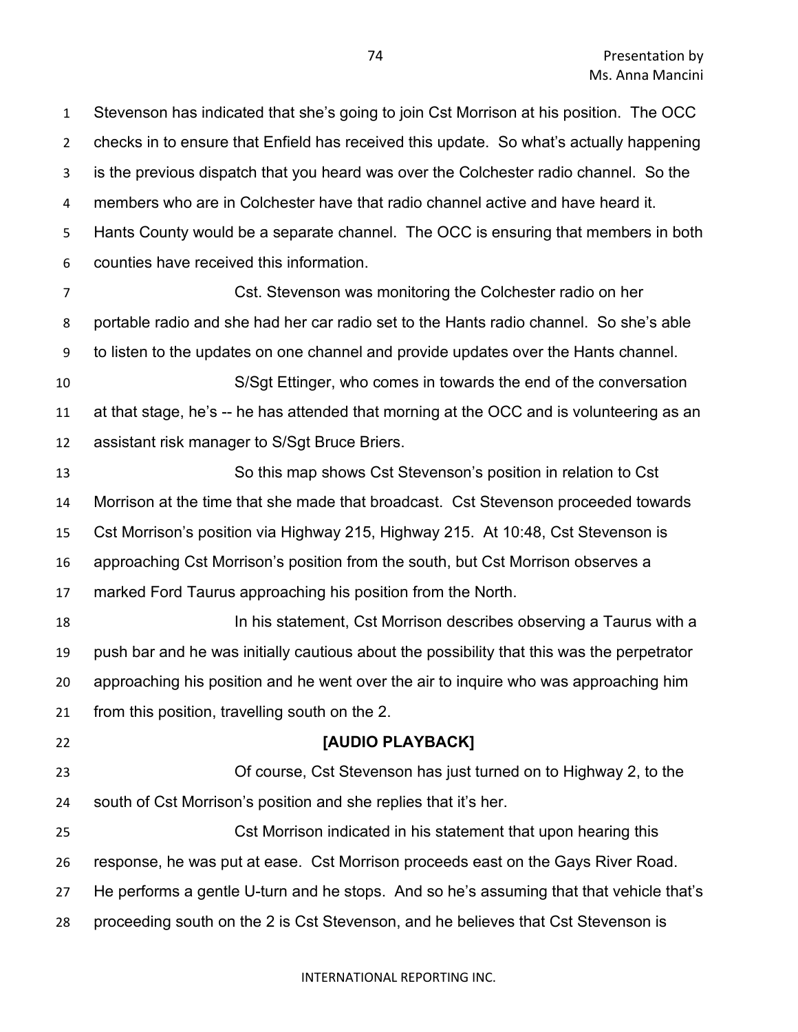Stevenson has indicated that she's going to join Cst Morrison at his position. The OCC checks in to ensure that Enfield has received this update. So what's actually happening is the previous dispatch that you heard was over the Colchester radio channel. So the members who are in Colchester have that radio channel active and have heard it. Hants County would be a separate channel. The OCC is ensuring that members in both counties have received this information.

Cst. Stevenson was monitoring the Colchester radio on her portable radio and she had her car radio set to the Hants radio channel. So she's able to listen to the updates on one channel and provide updates over the Hants channel.

S/Sgt Ettinger, who comes in towards the end of the conversation at that stage, he's -- he has attended that morning at the OCC and is volunteering as an assistant risk manager to S/Sgt Bruce Briers.

So this map shows Cst Stevenson's position in relation to Cst Morrison at the time that she made that broadcast. Cst Stevenson proceeded towards Cst Morrison's position via Highway 215, Highway 215. At 10:48, Cst Stevenson is approaching Cst Morrison's position from the south, but Cst Morrison observes a marked Ford Taurus approaching his position from the North.

In his statement, Cst Morrison describes observing a Taurus with a push bar and he was initially cautious about the possibility that this was the perpetrator approaching his position and he went over the air to inquire who was approaching him from this position, travelling south on the 2.

**[AUDIO PLAYBACK]**

Of course, Cst Stevenson has just turned on to Highway 2, to the south of Cst Morrison's position and she replies that it's her.

Cst Morrison indicated in his statement that upon hearing this response, he was put at ease. Cst Morrison proceeds east on the Gays River Road. He performs a gentle U-turn and he stops. And so he's assuming that that vehicle that's proceeding south on the 2 is Cst Stevenson, and he believes that Cst Stevenson is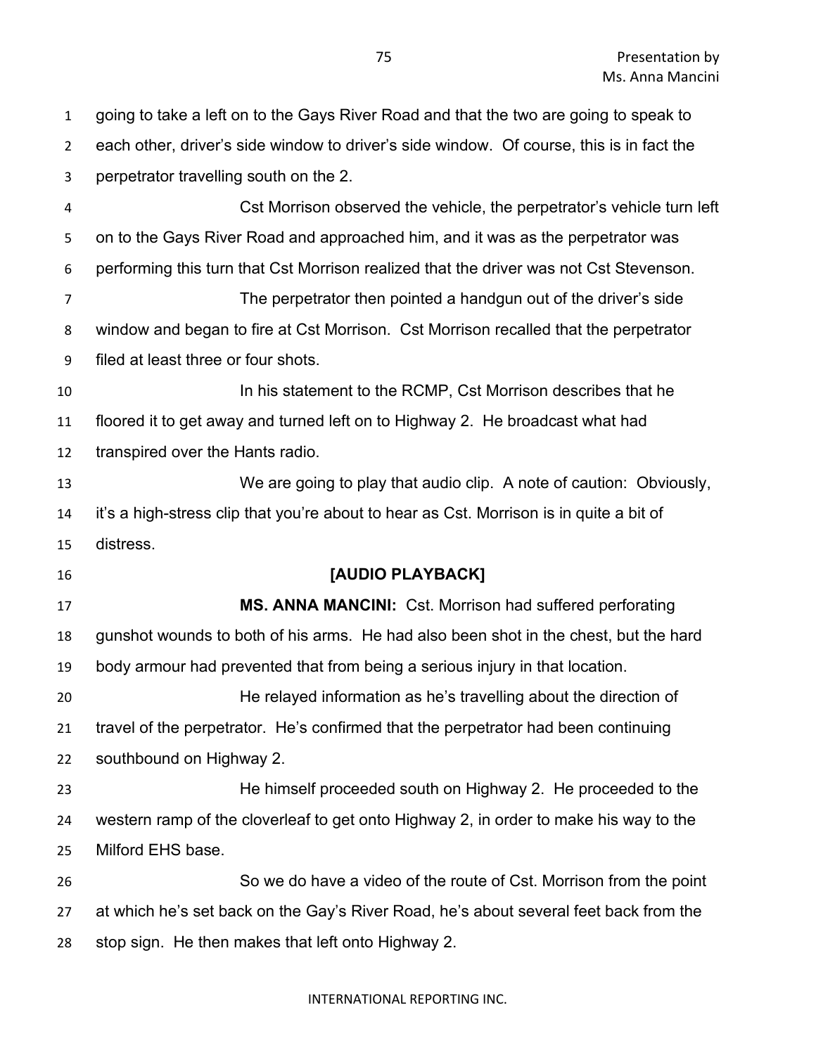going to take a left on to the Gays River Road and that the two are going to speak to each other, driver's side window to driver's side window. Of course, this is in fact the perpetrator travelling south on the 2.

Cst Morrison observed the vehicle, the perpetrator's vehicle turn left on to the Gays River Road and approached him, and it was as the perpetrator was performing this turn that Cst Morrison realized that the driver was not Cst Stevenson.

The perpetrator then pointed a handgun out of the driver's side window and began to fire at Cst Morrison. Cst Morrison recalled that the perpetrator filed at least three or four shots.

In his statement to the RCMP, Cst Morrison describes that he floored it to get away and turned left on to Highway 2. He broadcast what had transpired over the Hants radio.

We are going to play that audio clip. A note of caution: Obviously, it's a high-stress clip that you're about to hear as Cst. Morrison is in quite a bit of distress.

**[AUDIO PLAYBACK]**

**MS. ANNA MANCINI:** Cst. Morrison had suffered perforating gunshot wounds to both of his arms. He had also been shot in the chest, but the hard body armour had prevented that from being a serious injury in that location.

He relayed information as he's travelling about the direction of travel of the perpetrator. He's confirmed that the perpetrator had been continuing southbound on Highway 2.

He himself proceeded south on Highway 2. He proceeded to the western ramp of the cloverleaf to get onto Highway 2, in order to make his way to the Milford EHS base.

So we do have a video of the route of Cst. Morrison from the point at which he's set back on the Gay's River Road, he's about several feet back from the stop sign. He then makes that left onto Highway 2.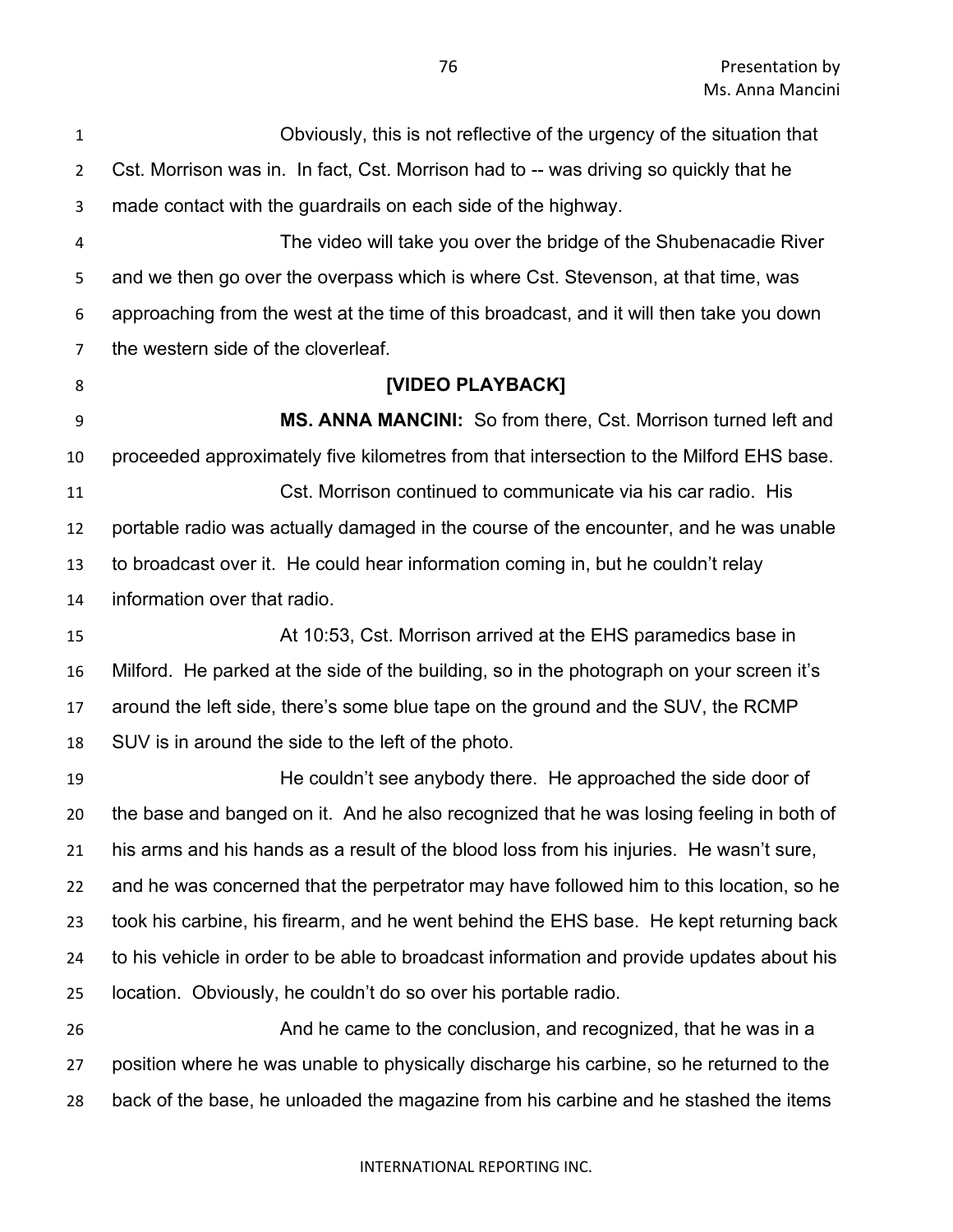Obviously, this is not reflective of the urgency of the situation that Cst. Morrison was in. In fact, Cst. Morrison had to -- was driving so quickly that he made contact with the guardrails on each side of the highway.

The video will take you over the bridge of the Shubenacadie River and we then go over the overpass which is where Cst. Stevenson, at that time, was approaching from the west at the time of this broadcast, and it will then take you down the western side of the cloverleaf.

**[VIDEO PLAYBACK]**

**MS. ANNA MANCINI:** So from there, Cst. Morrison turned left and proceeded approximately five kilometres from that intersection to the Milford EHS base.

Cst. Morrison continued to communicate via his car radio. His portable radio was actually damaged in the course of the encounter, and he was unable to broadcast over it. He could hear information coming in, but he couldn't relay information over that radio.

At 10:53, Cst. Morrison arrived at the EHS paramedics base in Milford. He parked at the side of the building, so in the photograph on your screen it's around the left side, there's some blue tape on the ground and the SUV, the RCMP SUV is in around the side to the left of the photo.

He couldn't see anybody there. He approached the side door of the base and banged on it. And he also recognized that he was losing feeling in both of his arms and his hands as a result of the blood loss from his injuries. He wasn't sure, and he was concerned that the perpetrator may have followed him to this location, so he took his carbine, his firearm, and he went behind the EHS base. He kept returning back to his vehicle in order to be able to broadcast information and provide updates about his location. Obviously, he couldn't do so over his portable radio.

And he came to the conclusion, and recognized, that he was in a position where he was unable to physically discharge his carbine, so he returned to the back of the base, he unloaded the magazine from his carbine and he stashed the items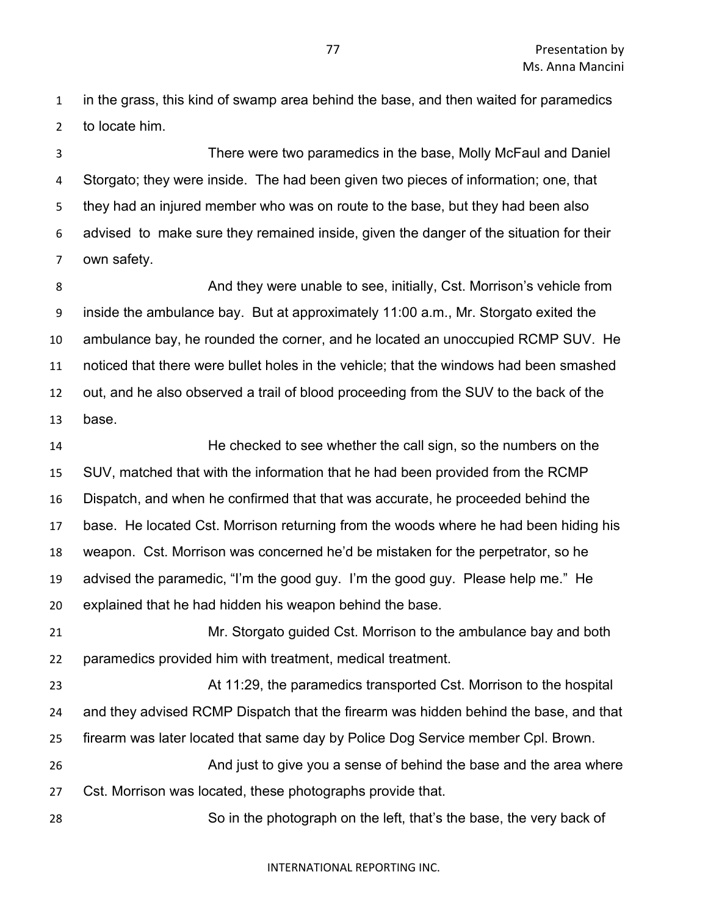in the grass, this kind of swamp area behind the base, and then waited for paramedics to locate him.

There were two paramedics in the base, Molly McFaul and Daniel Storgato; they were inside. The had been given two pieces of information; one, that they had an injured member who was on route to the base, but they had been also advised to make sure they remained inside, given the danger of the situation for their own safety.

And they were unable to see, initially, Cst. Morrison's vehicle from inside the ambulance bay. But at approximately 11:00 a.m., Mr. Storgato exited the ambulance bay, he rounded the corner, and he located an unoccupied RCMP SUV. He noticed that there were bullet holes in the vehicle; that the windows had been smashed out, and he also observed a trail of blood proceeding from the SUV to the back of the base.

He checked to see whether the call sign, so the numbers on the SUV, matched that with the information that he had been provided from the RCMP Dispatch, and when he confirmed that that was accurate, he proceeded behind the base. He located Cst. Morrison returning from the woods where he had been hiding his weapon. Cst. Morrison was concerned he'd be mistaken for the perpetrator, so he advised the paramedic, "I'm the good guy. I'm the good guy. Please help me." He explained that he had hidden his weapon behind the base.

Mr. Storgato guided Cst. Morrison to the ambulance bay and both paramedics provided him with treatment, medical treatment.

At 11:29, the paramedics transported Cst. Morrison to the hospital and they advised RCMP Dispatch that the firearm was hidden behind the base, and that firearm was later located that same day by Police Dog Service member Cpl. Brown.

And just to give you a sense of behind the base and the area where Cst. Morrison was located, these photographs provide that.

So in the photograph on the left, that's the base, the very back of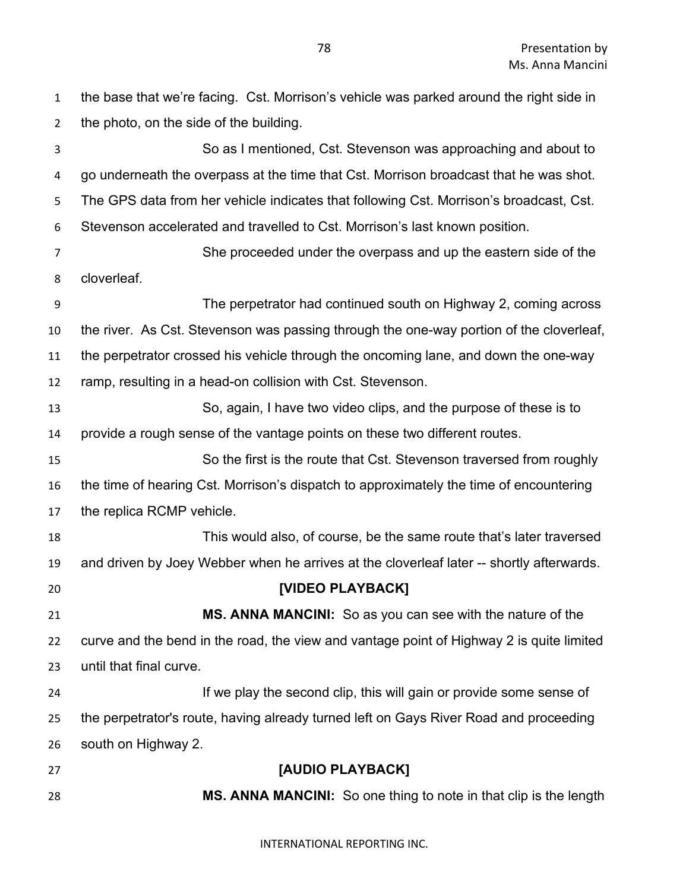the base that we're facing. Cst. Morrison's vehicle was parked around the right side in the photo, on the side of the building.

So as I mentioned, Cst. Stevenson was approaching and about to go underneath the overpass at the time that Cst. Morrison broadcast that he was shot. The GPS data from her vehicle indicates that following Cst. Morrison's broadcast, Cst. Stevenson accelerated and travelled to Cst. Morrison's last known position.

She proceeded under the overpass and up the eastern side of the cloverleaf.

The perpetrator had continued south on Highway 2, coming across the river. As Cst. Stevenson was passing through the one-way portion of the cloverleaf, the perpetrator crossed his vehicle through the oncoming lane, and down the one-way ramp, resulting in a head-on collision with Cst. Stevenson.

So, again, I have two video clips, and the purpose of these is to provide a rough sense of the vantage points on these two different routes.

So the first is the route that Cst. Stevenson traversed from roughly the time of hearing Cst. Morrison's dispatch to approximately the time of encountering the replica RCMP vehicle.

This would also, of course, be the same route that's later traversed and driven by Joey Webber when he arrives at the cloverleaf later -- shortly afterwards.

**[VIDEO PLAYBACK]**

**MS. ANNA MANCINI:** So as you can see with the nature of the curve and the bend in the road, the view and vantage point of Highway 2 is quite limited until that final curve.

If we play the second clip, this will gain or provide some sense of the perpetrator's route, having already turned left on Gays River Road and proceeding south on Highway 2.

**[AUDIO PLAYBACK]**

**MS. ANNA MANCINI:** So one thing to note in that clip is the length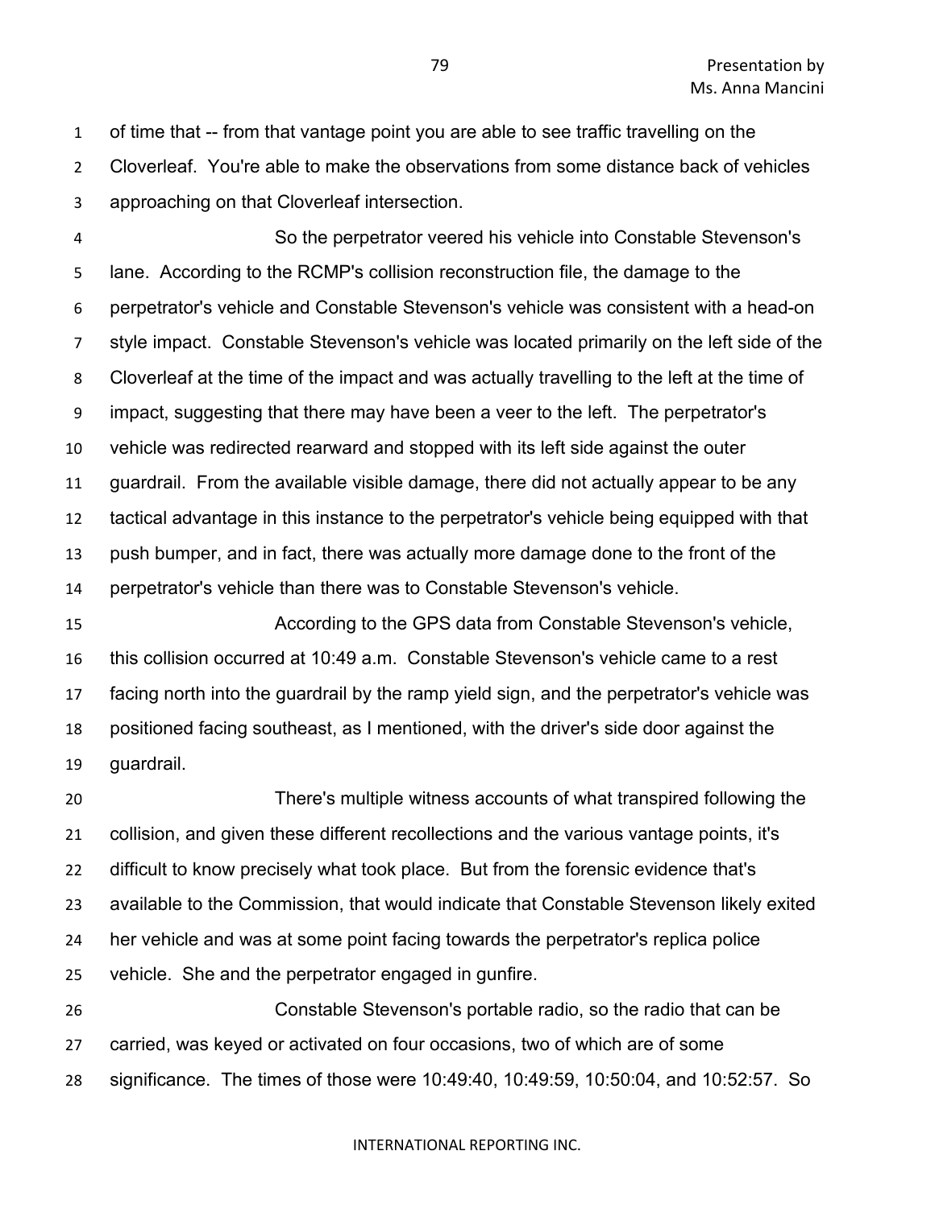of time that -- from that vantage point you are able to see traffic travelling on the Cloverleaf. You're able to make the observations from some distance back of vehicles approaching on that Cloverleaf intersection.

So the perpetrator veered his vehicle into Constable Stevenson's lane. According to the RCMP's collision reconstruction file, the damage to the perpetrator's vehicle and Constable Stevenson's vehicle was consistent with a head-on style impact. Constable Stevenson's vehicle was located primarily on the left side of the Cloverleaf at the time of the impact and was actually travelling to the left at the time of impact, suggesting that there may have been a veer to the left. The perpetrator's vehicle was redirected rearward and stopped with its left side against the outer guardrail. From the available visible damage, there did not actually appear to be any tactical advantage in this instance to the perpetrator's vehicle being equipped with that push bumper, and in fact, there was actually more damage done to the front of the perpetrator's vehicle than there was to Constable Stevenson's vehicle.

According to the GPS data from Constable Stevenson's vehicle, this collision occurred at 10:49 a.m. Constable Stevenson's vehicle came to a rest facing north into the guardrail by the ramp yield sign, and the perpetrator's vehicle was positioned facing southeast, as I mentioned, with the driver's side door against the guardrail.

There's multiple witness accounts of what transpired following the collision, and given these different recollections and the various vantage points, it's difficult to know precisely what took place. But from the forensic evidence that's available to the Commission, that would indicate that Constable Stevenson likely exited her vehicle and was at some point facing towards the perpetrator's replica police vehicle. She and the perpetrator engaged in gunfire.

Constable Stevenson's portable radio, so the radio that can be carried, was keyed or activated on four occasions, two of which are of some significance. The times of those were 10:49:40, 10:49:59, 10:50:04, and 10:52:57. So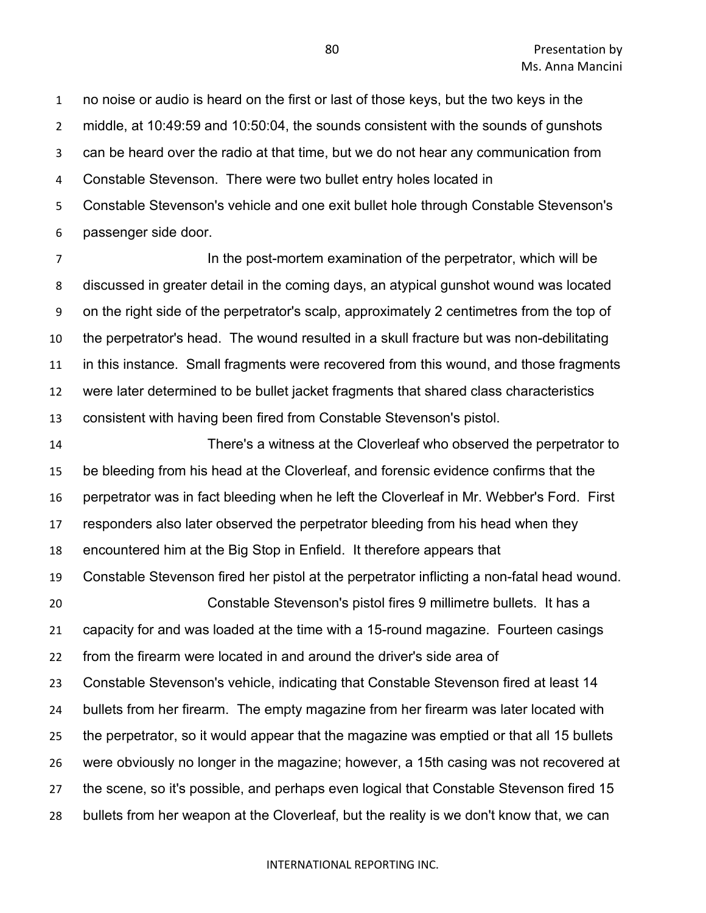no noise or audio is heard on the first or last of those keys, but the two keys in the middle, at 10:49:59 and 10:50:04, the sounds consistent with the sounds of gunshots can be heard over the radio at that time, but we do not hear any communication from Constable Stevenson. There were two bullet entry holes located in Constable Stevenson's vehicle and one exit bullet hole through Constable Stevenson's passenger side door.

In the post-mortem examination of the perpetrator, which will be discussed in greater detail in the coming days, an atypical gunshot wound was located on the right side of the perpetrator's scalp, approximately 2 centimetres from the top of the perpetrator's head. The wound resulted in a skull fracture but was non-debilitating in this instance. Small fragments were recovered from this wound, and those fragments were later determined to be bullet jacket fragments that shared class characteristics consistent with having been fired from Constable Stevenson's pistol.

There's a witness at the Cloverleaf who observed the perpetrator to be bleeding from his head at the Cloverleaf, and forensic evidence confirms that the perpetrator was in fact bleeding when he left the Cloverleaf in Mr. Webber's Ford. First responders also later observed the perpetrator bleeding from his head when they encountered him at the Big Stop in Enfield. It therefore appears that Constable Stevenson fired her pistol at the perpetrator inflicting a non-fatal head wound.

Constable Stevenson's pistol fires 9 millimetre bullets. It has a capacity for and was loaded at the time with a 15-round magazine. Fourteen casings from the firearm were located in and around the driver's side area of Constable Stevenson's vehicle, indicating that Constable Stevenson fired at least 14 bullets from her firearm. The empty magazine from her firearm was later located with the perpetrator, so it would appear that the magazine was emptied or that all 15 bullets were obviously no longer in the magazine; however, a 15th casing was not recovered at the scene, so it's possible, and perhaps even logical that Constable Stevenson fired 15 bullets from her weapon at the Cloverleaf, but the reality is we don't know that, we can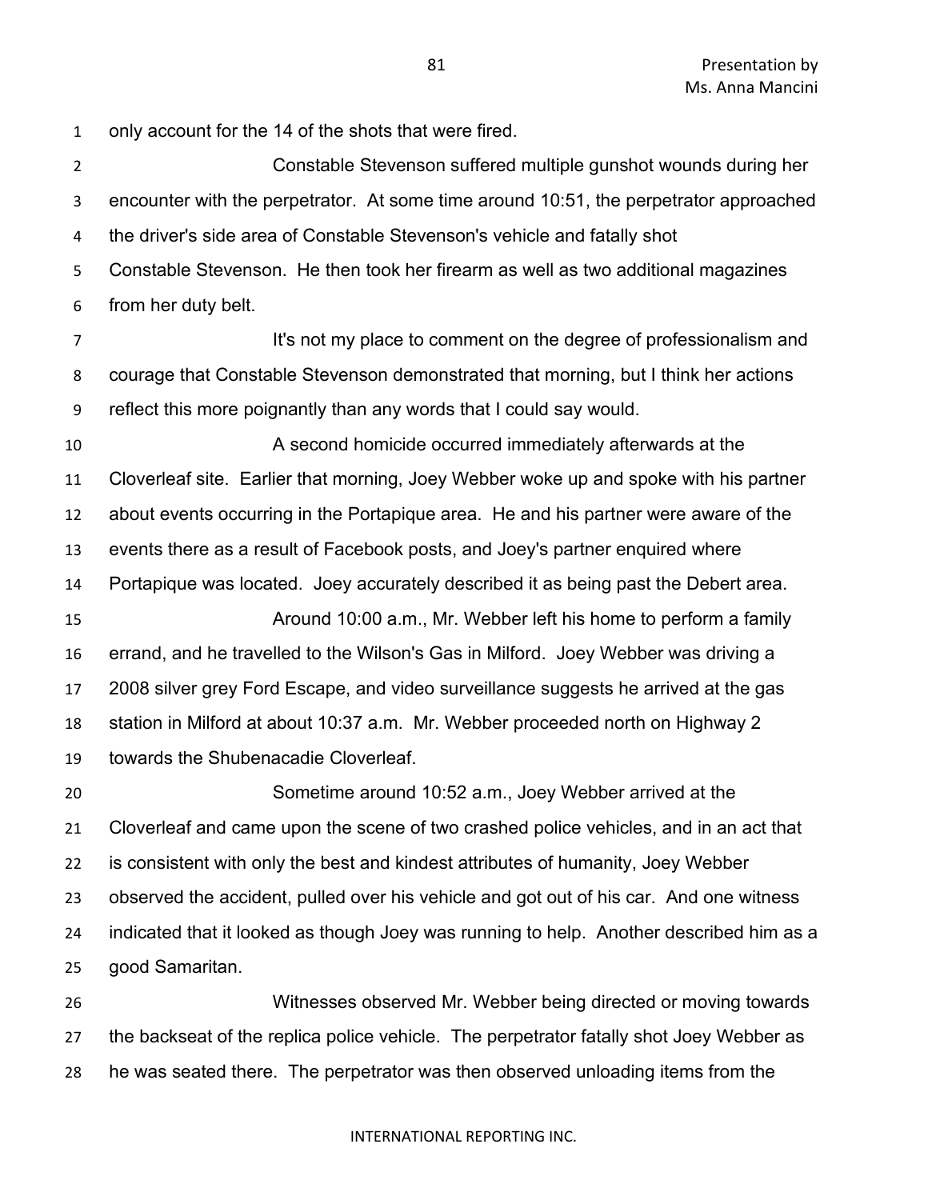only account for the 14 of the shots that were fired.

Constable Stevenson suffered multiple gunshot wounds during her encounter with the perpetrator. At some time around 10:51, the perpetrator approached the driver's side area of Constable Stevenson's vehicle and fatally shot Constable Stevenson. He then took her firearm as well as two additional magazines from her duty belt.

It's not my place to comment on the degree of professionalism and courage that Constable Stevenson demonstrated that morning, but I think her actions reflect this more poignantly than any words that I could say would.

A second homicide occurred immediately afterwards at the Cloverleaf site. Earlier that morning, Joey Webber woke up and spoke with his partner about events occurring in the Portapique area. He and his partner were aware of the events there as a result of Facebook posts, and Joey's partner enquired where Portapique was located. Joey accurately described it as being past the Debert area.

Around 10:00 a.m., Mr. Webber left his home to perform a family errand, and he travelled to the Wilson's Gas in Milford. Joey Webber was driving a 2008 silver grey Ford Escape, and video surveillance suggests he arrived at the gas station in Milford at about 10:37 a.m. Mr. Webber proceeded north on Highway 2 towards the Shubenacadie Cloverleaf.

Sometime around 10:52 a.m., Joey Webber arrived at the Cloverleaf and came upon the scene of two crashed police vehicles, and in an act that is consistent with only the best and kindest attributes of humanity, Joey Webber observed the accident, pulled over his vehicle and got out of his car. And one witness indicated that it looked as though Joey was running to help. Another described him as a good Samaritan.

Witnesses observed Mr. Webber being directed or moving towards the backseat of the replica police vehicle. The perpetrator fatally shot Joey Webber as he was seated there. The perpetrator was then observed unloading items from the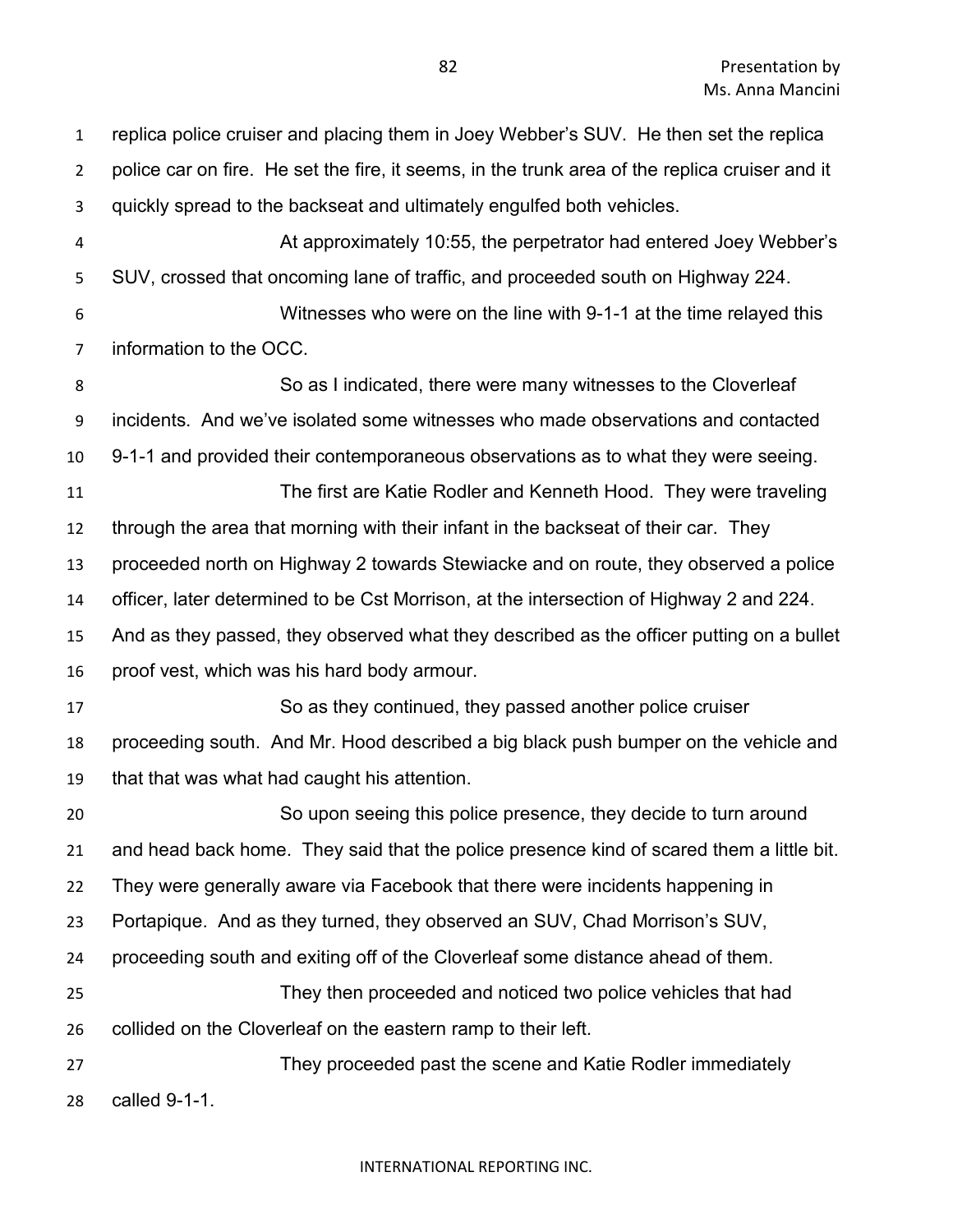replica police cruiser and placing them in Joey Webber's SUV. He then set the replica police car on fire. He set the fire, it seems, in the trunk area of the replica cruiser and it quickly spread to the backseat and ultimately engulfed both vehicles.

At approximately 10:55, the perpetrator had entered Joey Webber's SUV, crossed that oncoming lane of traffic, and proceeded south on Highway 224.

Witnesses who were on the line with 9-1-1 at the time relayed this information to the OCC.

So as I indicated, there were many witnesses to the Cloverleaf incidents. And we've isolated some witnesses who made observations and contacted 9-1-1 and provided their contemporaneous observations as to what they were seeing.

The first are Katie Rodler and Kenneth Hood. They were traveling through the area that morning with their infant in the backseat of their car. They proceeded north on Highway 2 towards Stewiacke and on route, they observed a police officer, later determined to be Cst Morrison, at the intersection of Highway 2 and 224. And as they passed, they observed what they described as the officer putting on a bullet proof vest, which was his hard body armour.

So as they continued, they passed another police cruiser proceeding south. And Mr. Hood described a big black push bumper on the vehicle and that that was what had caught his attention.

So upon seeing this police presence, they decide to turn around and head back home. They said that the police presence kind of scared them a little bit. They were generally aware via Facebook that there were incidents happening in Portapique. And as they turned, they observed an SUV, Chad Morrison's SUV, proceeding south and exiting off of the Cloverleaf some distance ahead of them.

They then proceeded and noticed two police vehicles that had collided on the Cloverleaf on the eastern ramp to their left.

They proceeded past the scene and Katie Rodler immediately called 9-1-1.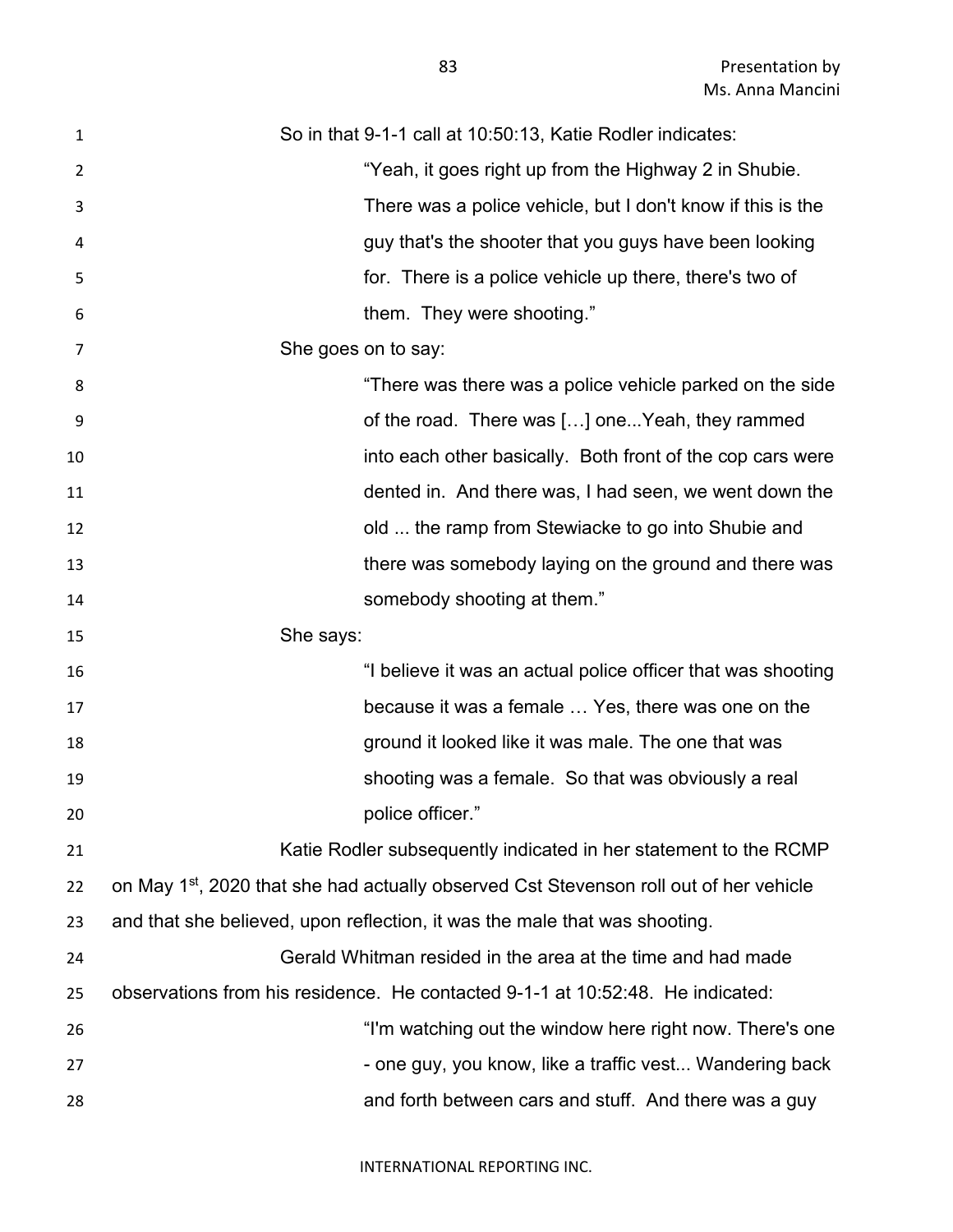So in that 9-1-1 call at 10:50:13, Katie Rodler indicates:

> "Yeah, it goes right up from the Highway 2 in Shubie. There was a police vehicle, but I don't know if this is the guy that's the shooter that you guys have been looking for. There is a police vehicle up there, there's two of them. They were shooting."

She goes on to say:

> "There was there was a police vehicle parked on the side of the road. There was […] one...Yeah, they rammed into each other basically. Both front of the cop cars were dented in. And there was, I had seen, we went down the old ... the ramp from Stewiacke to go into Shubie and there was somebody laying on the ground and there was somebody shooting at them."

She says:

> "I believe it was an actual police officer that was shooting because it was a female … Yes, there was one on the ground it looked like it was male. The one that was shooting was a female. So that was obviously a real police officer."

Katie Rodler subsequently indicated in her statement to the RCMP on May 1st, 2020 that she had actually observed Cst Stevenson roll out of her vehicle and that she believed, upon reflection, it was the male that was shooting.

Gerald Whitman resided in the area at the time and had made observations from his residence. He contacted 9-1-1 at 10:52:48. He indicated:

> "I'm watching out the window here right now. There's one - one guy, you know, like a traffic vest... Wandering back and forth between cars and stuff. And there was a guy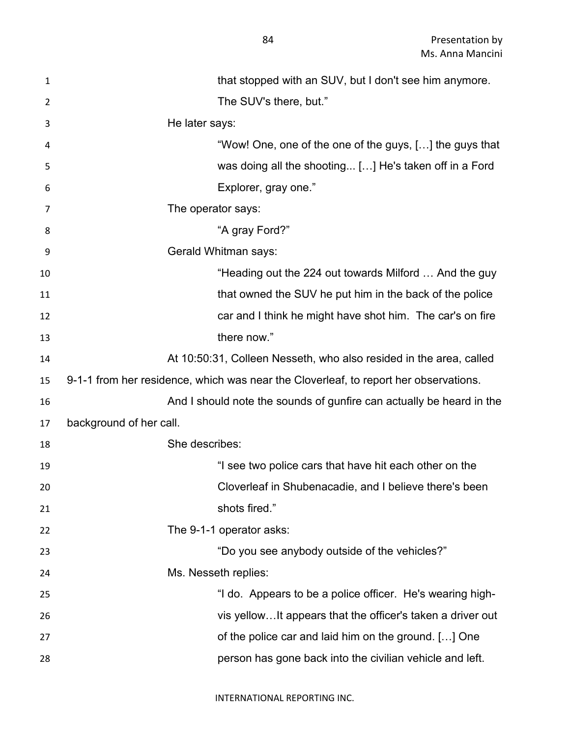that stopped with an SUV, but I don't see him anymore. The SUV's there, but."

He later says:

"Wow! One, one of the one of the guys, […] the guys that was doing all the shooting... […] He's taken off in a Ford Explorer, gray one."

The operator says:

"A gray Ford?"

Gerald Whitman says:

"Heading out the 224 out towards Milford … And the guy that owned the SUV he put him in the back of the police car and I think he might have shot him. The car's on fire there now."

At 10:50:31, Colleen Nesseth, who also resided in the area, called 9-1-1 from her residence, which was near the Cloverleaf, to report her observations.

And I should note the sounds of gunfire can actually be heard in the background of her call.

She describes:

"I see two police cars that have hit each other on the Cloverleaf in Shubenacadie, and I believe there's been shots fired."

The 9-1-1 operator asks:

"Do you see anybody outside of the vehicles?"

Ms. Nesseth replies:

"I do. Appears to be a police officer. He's wearing high-vis yellow…It appears that the officer's taken a driver out of the police car and laid him on the ground. […] One person has gone back into the civilian vehicle and left.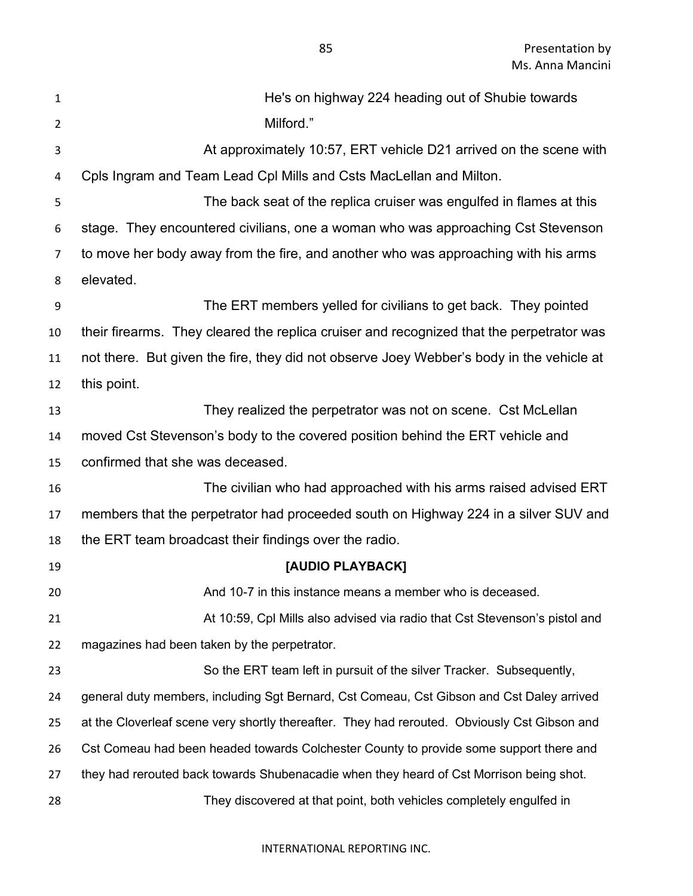He's on highway 224 heading out of Shubie towards Milford."

At approximately 10:57, ERT vehicle D21 arrived on the scene with Cpls Ingram and Team Lead Cpl Mills and Csts MacLellan and Milton.

The back seat of the replica cruiser was engulfed in flames at this stage. They encountered civilians, one a woman who was approaching Cst Stevenson to move her body away from the fire, and another who was approaching with his arms elevated.

The ERT members yelled for civilians to get back. They pointed their firearms. They cleared the replica cruiser and recognized that the perpetrator was not there. But given the fire, they did not observe Joey Webber's body in the vehicle at this point.

They realized the perpetrator was not on scene. Cst McLellan moved Cst Stevenson's body to the covered position behind the ERT vehicle and confirmed that she was deceased.

The civilian who had approached with his arms raised advised ERT members that the perpetrator had proceeded south on Highway 224 in a silver SUV and the ERT team broadcast their findings over the radio.

**[AUDIO PLAYBACK]**

And 10-7 in this instance means a member who is deceased.

At 10:59, Cpl Mills also advised via radio that Cst Stevenson's pistol and magazines had been taken by the perpetrator.

So the ERT team left in pursuit of the silver Tracker. Subsequently, general duty members, including Sgt Bernard, Cst Comeau, Cst Gibson and Cst Daley arrived at the Cloverleaf scene very shortly thereafter. They had rerouted. Obviously Cst Gibson and Cst Comeau had been headed towards Colchester County to provide some support there and they had rerouted back towards Shubenacadie when they heard of Cst Morrison being shot.

They discovered at that point, both vehicles completely engulfed in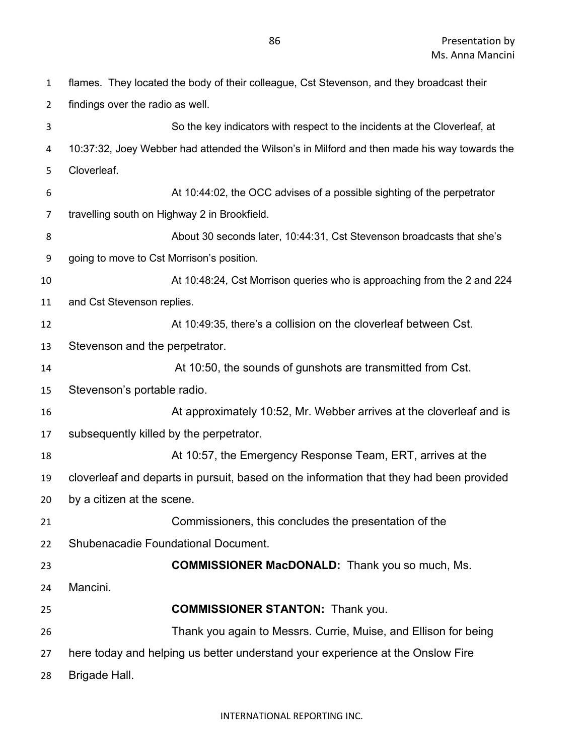flames. They located the body of their colleague, Cst Stevenson, and they broadcast their findings over the radio as well.

So the key indicators with respect to the incidents at the Cloverleaf, at 10:37:32, Joey Webber had attended the Wilson's in Milford and then made his way towards the Cloverleaf.

At 10:44:02, the OCC advises of a possible sighting of the perpetrator travelling south on Highway 2 in Brookfield.

About 30 seconds later, 10:44:31, Cst Stevenson broadcasts that she's going to move to Cst Morrison's position.

At 10:48:24, Cst Morrison queries who is approaching from the 2 and 224 and Cst Stevenson replies.

At 10:49:35, there's a collision on the cloverleaf between Cst. Stevenson and the perpetrator.

At 10:50, the sounds of gunshots are transmitted from Cst. Stevenson's portable radio.

At approximately 10:52, Mr. Webber arrives at the cloverleaf and is subsequently killed by the perpetrator.

At 10:57, the Emergency Response Team, ERT, arrives at the cloverleaf and departs in pursuit, based on the information that they had been provided by a citizen at the scene.

Commissioners, this concludes the presentation of the Shubenacadie Foundational Document.

**COMMISSIONER MacDONALD:** Thank you so much, Ms. Mancini.

**COMMISSIONER STANTON:** Thank you.

Thank you again to Messrs. Currie, Muise, and Ellison for being here today and helping us better understand your experience at the Onslow Fire Brigade Hall.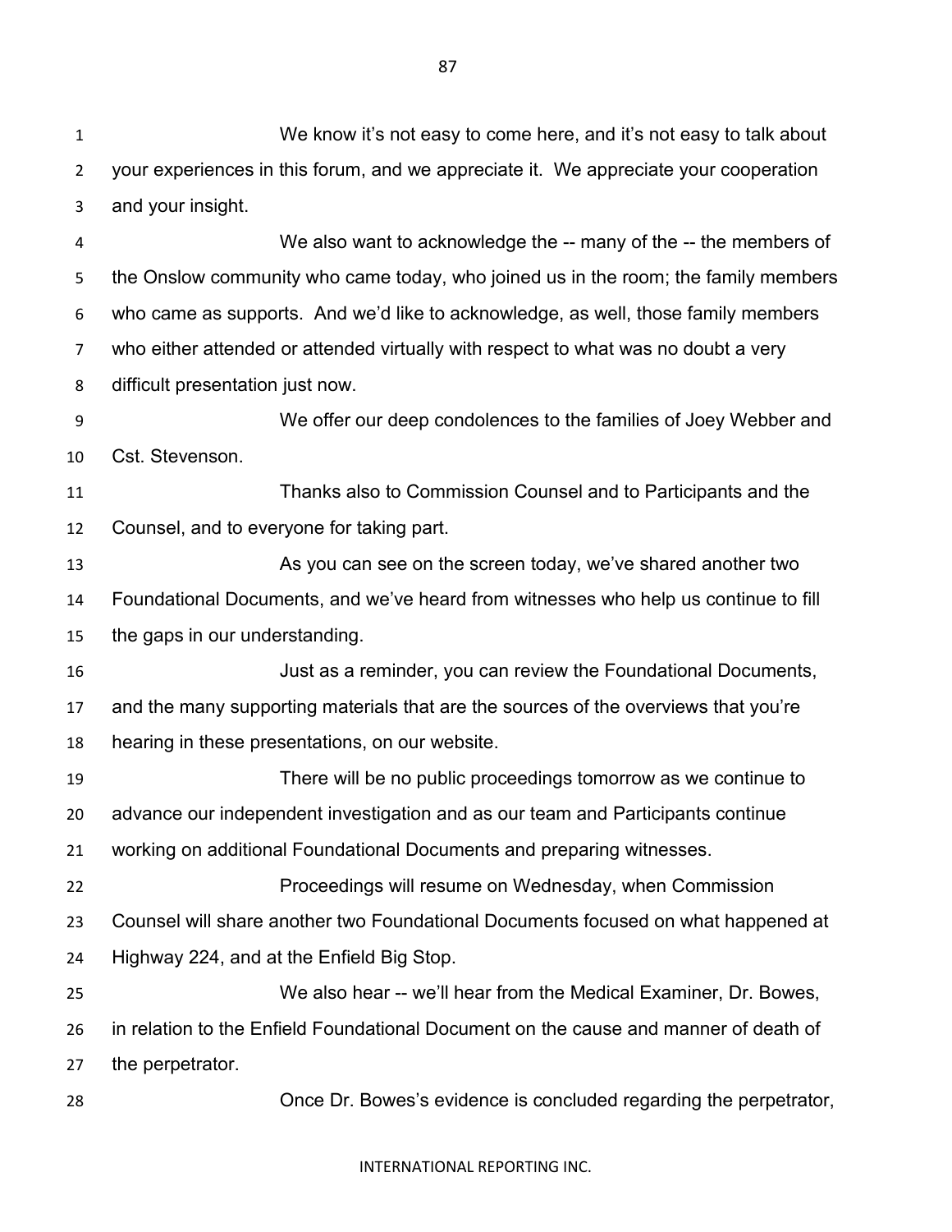We know it's not easy to come here, and it's not easy to talk about your experiences in this forum, and we appreciate it. We appreciate your cooperation and your insight.

We also want to acknowledge the -- many of the -- the members of the Onslow community who came today, who joined us in the room; the family members who came as supports. And we'd like to acknowledge, as well, those family members who either attended or attended virtually with respect to what was no doubt a very difficult presentation just now.

We offer our deep condolences to the families of Joey Webber and Cst. Stevenson.

Thanks also to Commission Counsel and to Participants and the Counsel, and to everyone for taking part.

As you can see on the screen today, we've shared another two Foundational Documents, and we've heard from witnesses who help us continue to fill the gaps in our understanding.

Just as a reminder, you can review the Foundational Documents, and the many supporting materials that are the sources of the overviews that you're hearing in these presentations, on our website.

There will be no public proceedings tomorrow as we continue to advance our independent investigation and as our team and Participants continue working on additional Foundational Documents and preparing witnesses.

Proceedings will resume on Wednesday, when Commission Counsel will share another two Foundational Documents focused on what happened at Highway 224, and at the Enfield Big Stop.

We also hear -- we'll hear from the Medical Examiner, Dr. Bowes, in relation to the Enfield Foundational Document on the cause and manner of death of the perpetrator.

Once Dr. Bowes's evidence is concluded regarding the perpetrator,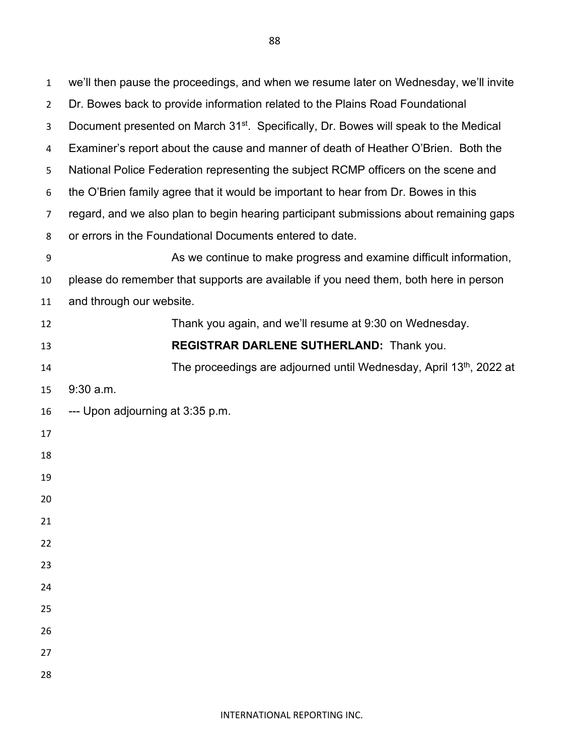we'll then pause the proceedings, and when we resume later on Wednesday, we'll invite Dr. Bowes back to provide information related to the Plains Road Foundational Document presented on March 31st. Specifically, Dr. Bowes will speak to the Medical Examiner's report about the cause and manner of death of Heather O'Brien. Both the National Police Federation representing the subject RCMP officers on the scene and the O'Brien family agree that it would be important to hear from Dr. Bowes in this regard, and we also plan to begin hearing participant submissions about remaining gaps or errors in the Foundational Documents entered to date.

As we continue to make progress and examine difficult information, please do remember that supports are available if you need them, both here in person and through our website.

Thank you again, and we'll resume at 9:30 on Wednesday.

**REGISTRAR DARLENE SUTHERLAND:** Thank you.

The proceedings are adjourned until Wednesday, April 13th, 2022 at 9:30 a.m.

--- Upon adjourning at 3:35 p.m.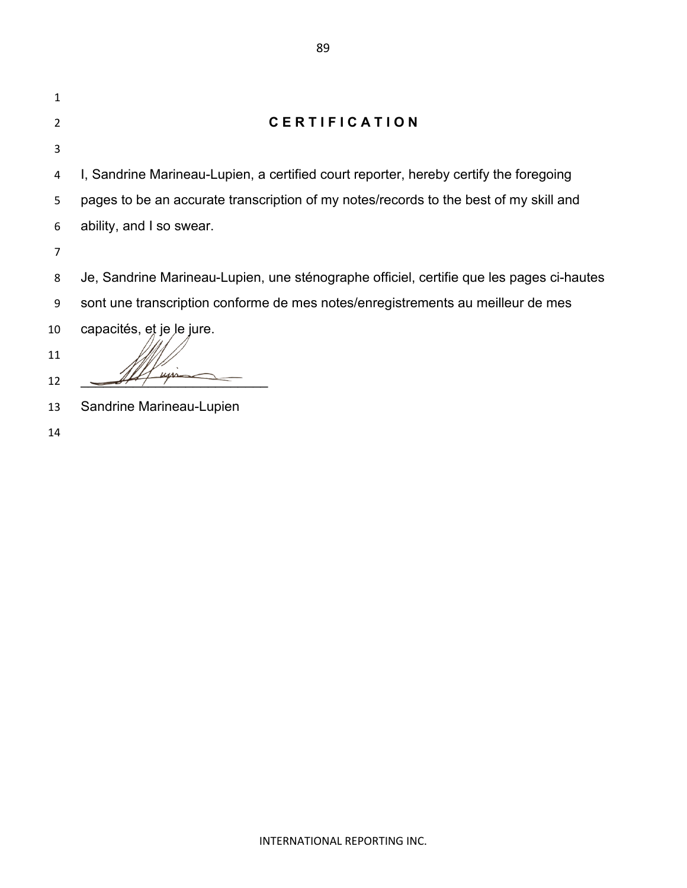## C E R T I F I C A T I O N

I, Sandrine Marineau-Lupien, a certified court reporter, hereby certify the foregoing pages to be an accurate transcription of my notes/records to the best of my skill and ability, and I so swear.

Je, Sandrine Marineau-Lupien, une sténographe officiel, certifie que les pages ci-hautes sont une transcription conforme de mes notes/enregistrements au meilleur de mes capacités, et je le jure.

\_\_\_\_\_\_\_\_\_\_\_\_\_\_\_\_\_\_\_\_\_\_\_\_\_\_\_\_

Sandrine Marineau-Lupien